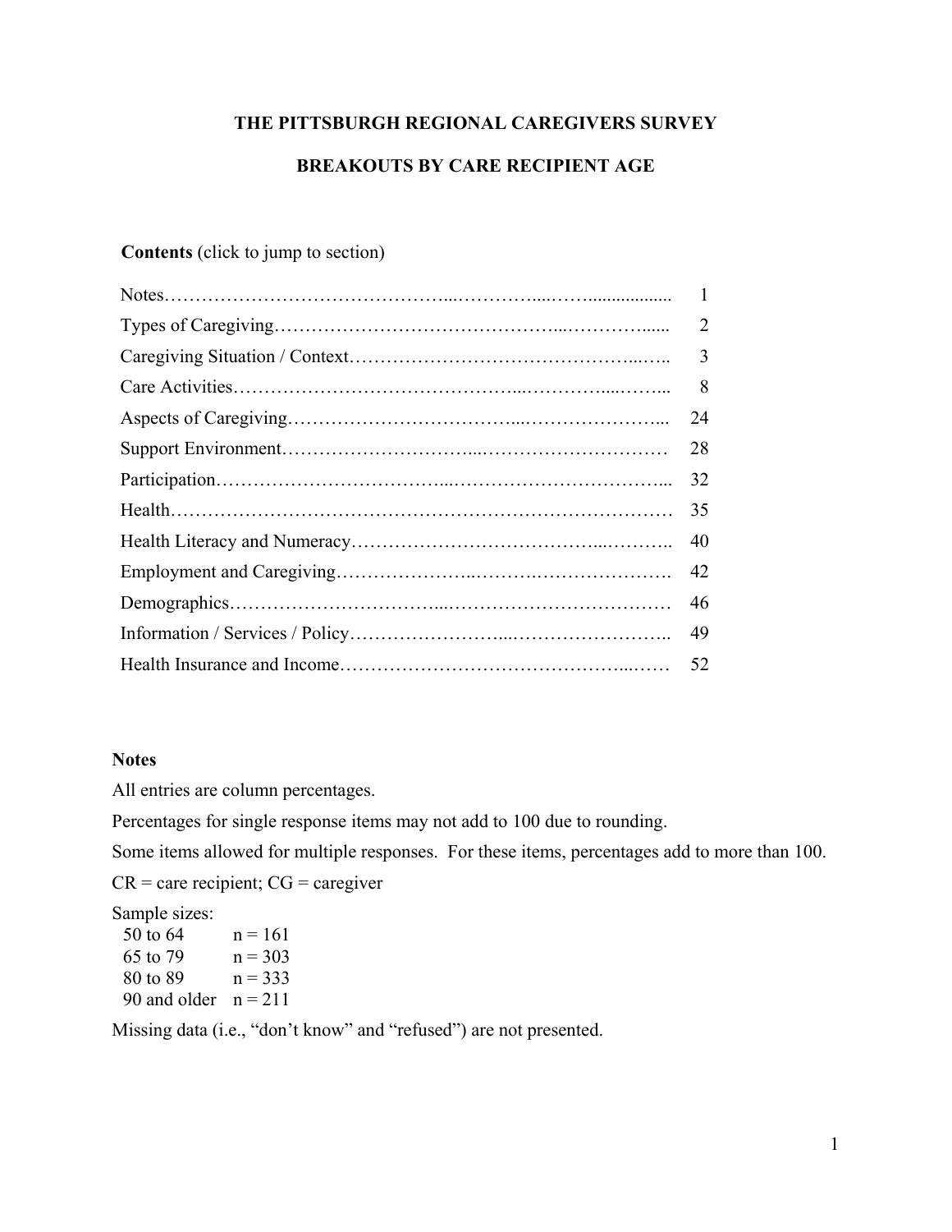# THE PITTSBURGH REGIONAL CAREGIVERS SURVEY

## BREAKOUTS BY CARE RECIPIENT AGE

**Contents** (click to jump to section)

| Section | Page |
|---|---|
| Notes | 1 |
| Types of Caregiving | 2 |
| Caregiving Situation / Context | 3 |
| Care Activities | 8 |
| Aspects of Caregiving | 24 |
| Support Environment | 28 |
| Participation | 32 |
| Health | 35 |
| Health Literacy and Numeracy | 40 |
| Employment and Caregiving | 42 |
| Demographics | 46 |
| Information / Services / Policy | 49 |
| Health Insurance and Income | 52 |

**Notes**

All entries are column percentages.

Percentages for single response items may not add to 100 due to rounding.

Some items allowed for multiple responses. For these items, percentages add to more than 100.

CR = care recipient; CG = caregiver

Sample sizes:

| Age | Sample size |
|---|---|
| 50 to 64 | n = 161 |
| 65 to 79 | n = 303 |
| 80 to 89 | n = 333 |
| 90 and older | n = 211 |

Missing data (i.e., "don't know" and "refused") are not presented.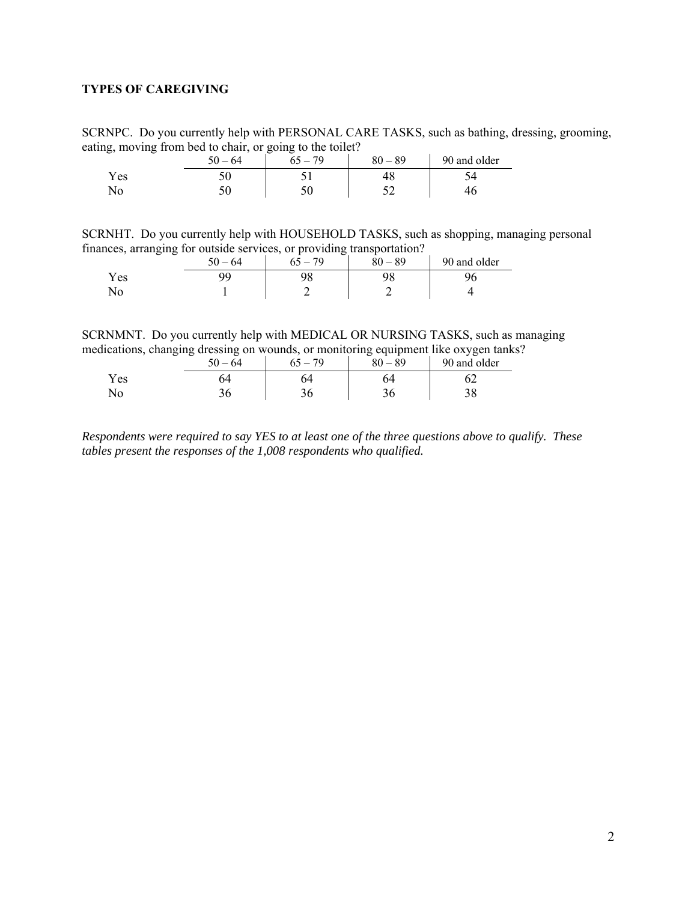**TYPES OF CAREGIVING**

SCRNPC. Do you currently help with PERSONAL CARE TASKS, such as bathing, dressing, grooming, eating, moving from bed to chair, or going to the toilet?

| | 50 – 64 | 65 – 79 | 80 – 89 | 90 and older |
|---|---|---|---|---|
| Yes | 50 | 51 | 48 | 54 |
| No | 50 | 50 | 52 | 46 |

SCRNHT. Do you currently help with HOUSEHOLD TASKS, such as shopping, managing personal finances, arranging for outside services, or providing transportation?

| | 50 – 64 | 65 – 79 | 80 – 89 | 90 and older |
|---|---|---|---|---|
| Yes | 99 | 98 | 98 | 96 |
| No | 1 | 2 | 2 | 4 |

SCRNMNT. Do you currently help with MEDICAL OR NURSING TASKS, such as managing medications, changing dressing on wounds, or monitoring equipment like oxygen tanks?

| | 50 – 64 | 65 – 79 | 80 – 89 | 90 and older |
|---|---|---|---|---|
| Yes | 64 | 64 | 64 | 62 |
| No | 36 | 36 | 36 | 38 |

*Respondents were required to say YES to at least one of the three questions above to qualify. These tables present the responses of the 1,008 respondents who qualified.*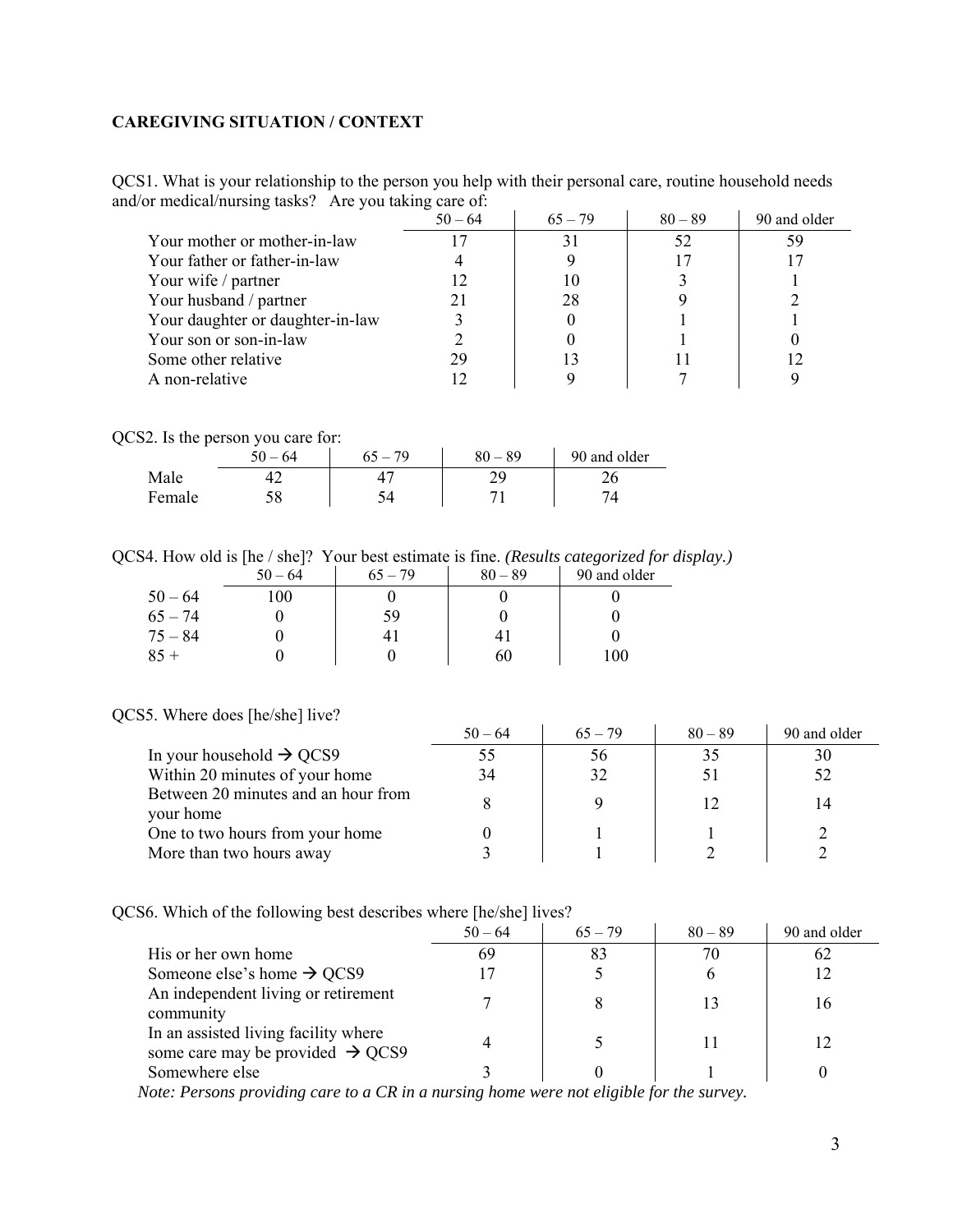## CAREGIVING SITUATION / CONTEXT

QCS1. What is your relationship to the person you help with their personal care, routine household needs and/or medical/nursing tasks? Are you taking care of:

| | 50 – 64 | 65 – 79 | 80 – 89 | 90 and older |
|---|---|---|---|---|
| Your mother or mother-in-law | 17 | 31 | 52 | 59 |
| Your father or father-in-law | 4 | 9 | 17 | 17 |
| Your wife / partner | 12 | 10 | 3 | 1 |
| Your husband / partner | 21 | 28 | 9 | 2 |
| Your daughter or daughter-in-law | 3 | 0 | 1 | 1 |
| Your son or son-in-law | 2 | 0 | 1 | 0 |
| Some other relative | 29 | 13 | 11 | 12 |
| A non-relative | 12 | 9 | 7 | 9 |

QCS2. Is the person you care for:

| | 50 – 64 | 65 – 79 | 80 – 89 | 90 and older |
|---|---|---|---|---|
| Male | 42 | 47 | 29 | 26 |
| Female | 58 | 54 | 71 | 74 |

QCS4. How old is [he / she]? Your best estimate is fine. *(Results categorized for display.)*

| | 50 – 64 | 65 – 79 | 80 – 89 | 90 and older |
|---|---|---|---|---|
| 50 – 64 | 100 | 0 | 0 | 0 |
| 65 – 74 | 0 | 59 | 0 | 0 |
| 75 – 84 | 0 | 41 | 41 | 0 |
| 85 + | 0 | 0 | 60 | 100 |

QCS5. Where does [he/she] live?

| | 50 – 64 | 65 – 79 | 80 – 89 | 90 and older |
|---|---|---|---|---|
| In your household → QCS9 | 55 | 56 | 35 | 30 |
| Within 20 minutes of your home | 34 | 32 | 51 | 52 |
| Between 20 minutes and an hour from your home | 8 | 9 | 12 | 14 |
| One to two hours from your home | 0 | 1 | 1 | 2 |
| More than two hours away | 3 | 1 | 2 | 2 |

QCS6. Which of the following best describes where [he/she] lives?

| | 50 – 64 | 65 – 79 | 80 – 89 | 90 and older |
|---|---|---|---|---|
| His or her own home | 69 | 83 | 70 | 62 |
| Someone else's home → QCS9 | 17 | 5 | 6 | 12 |
| An independent living or retirement community | 7 | 8 | 13 | 16 |
| In an assisted living facility where some care may be provided → QCS9 | 4 | 5 | 11 | 12 |
| Somewhere else | 3 | 0 | 1 | 0 |

*Note: Persons providing care to a CR in a nursing home were not eligible for the survey.*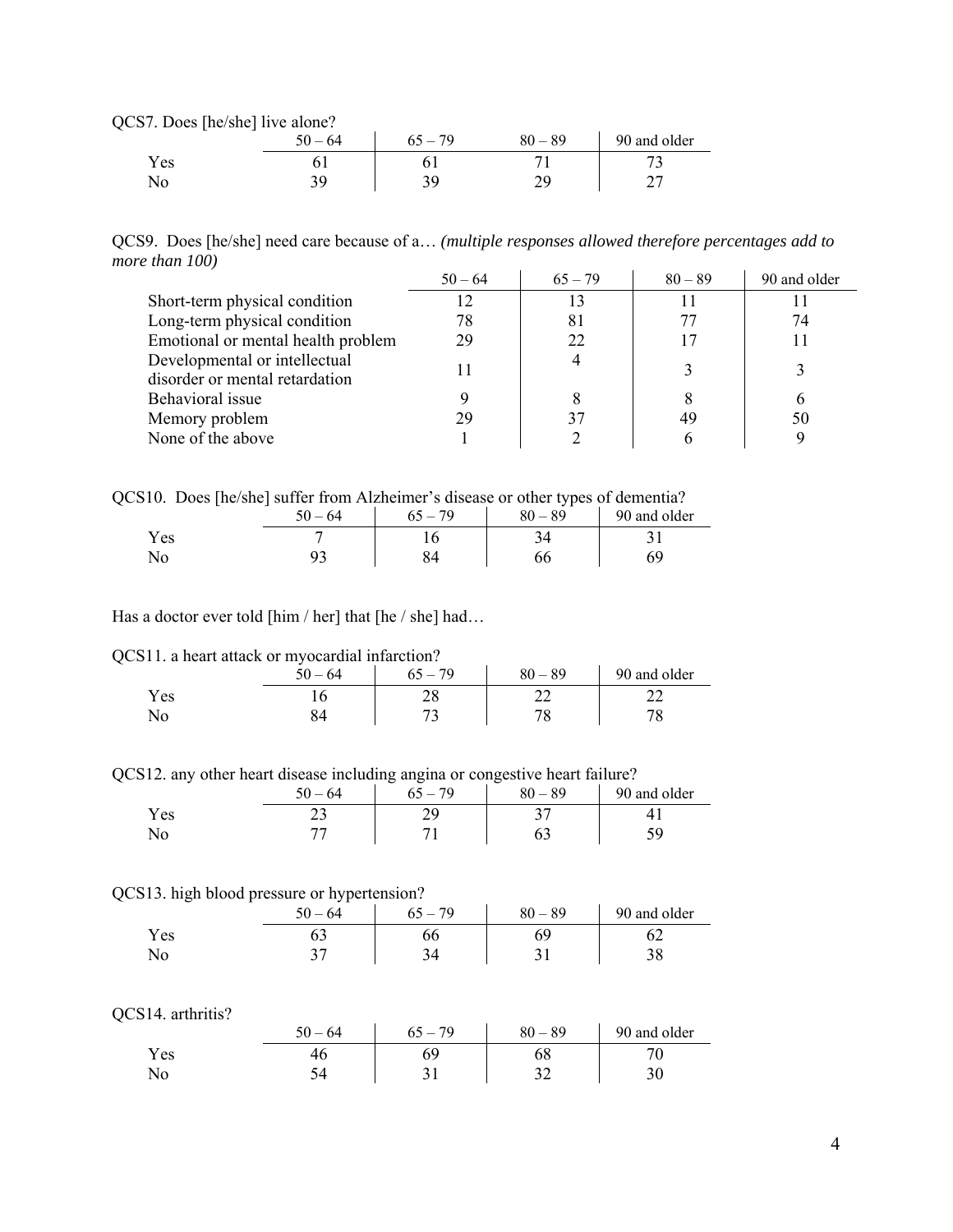QCS7. Does [he/she] live alone?

| | 50 – 64 | 65 – 79 | 80 – 89 | 90 and older |
|---|---|---|---|---|
| Yes | 61 | 61 | 71 | 73 |
| No | 39 | 39 | 29 | 27 |

QCS9. Does [he/she] need care because of a… *(multiple responses allowed therefore percentages add to more than 100)*

| | 50 – 64 | 65 – 79 | 80 – 89 | 90 and older |
|---|---|---|---|---|
| Short-term physical condition | 12 | 13 | 11 | 11 |
| Long-term physical condition | 78 | 81 | 77 | 74 |
| Emotional or mental health problem | 29 | 22 | 17 | 11 |
| Developmental or intellectual disorder or mental retardation | 11 | 4 | 3 | 3 |
| Behavioral issue | 9 | 8 | 8 | 6 |
| Memory problem | 29 | 37 | 49 | 50 |
| None of the above | 1 | 2 | 6 | 9 |

QCS10. Does [he/she] suffer from Alzheimer's disease or other types of dementia?

| | 50 – 64 | 65 – 79 | 80 – 89 | 90 and older |
|---|---|---|---|---|
| Yes | 7 | 16 | 34 | 31 |
| No | 93 | 84 | 66 | 69 |

Has a doctor ever told [him / her] that [he / she] had…

QCS11. a heart attack or myocardial infarction?

| | 50 – 64 | 65 – 79 | 80 – 89 | 90 and older |
|---|---|---|---|---|
| Yes | 16 | 28 | 22 | 22 |
| No | 84 | 73 | 78 | 78 |

QCS12. any other heart disease including angina or congestive heart failure?

| | 50 – 64 | 65 – 79 | 80 – 89 | 90 and older |
|---|---|---|---|---|
| Yes | 23 | 29 | 37 | 41 |
| No | 77 | 71 | 63 | 59 |

QCS13. high blood pressure or hypertension?

| | 50 – 64 | 65 – 79 | 80 – 89 | 90 and older |
|---|---|---|---|---|
| Yes | 63 | 66 | 69 | 62 |
| No | 37 | 34 | 31 | 38 |

QCS14. arthritis?

| | 50 – 64 | 65 – 79 | 80 – 89 | 90 and older |
|---|---|---|---|---|
| Yes | 46 | 69 | 68 | 70 |
| No | 54 | 31 | 32 | 30 |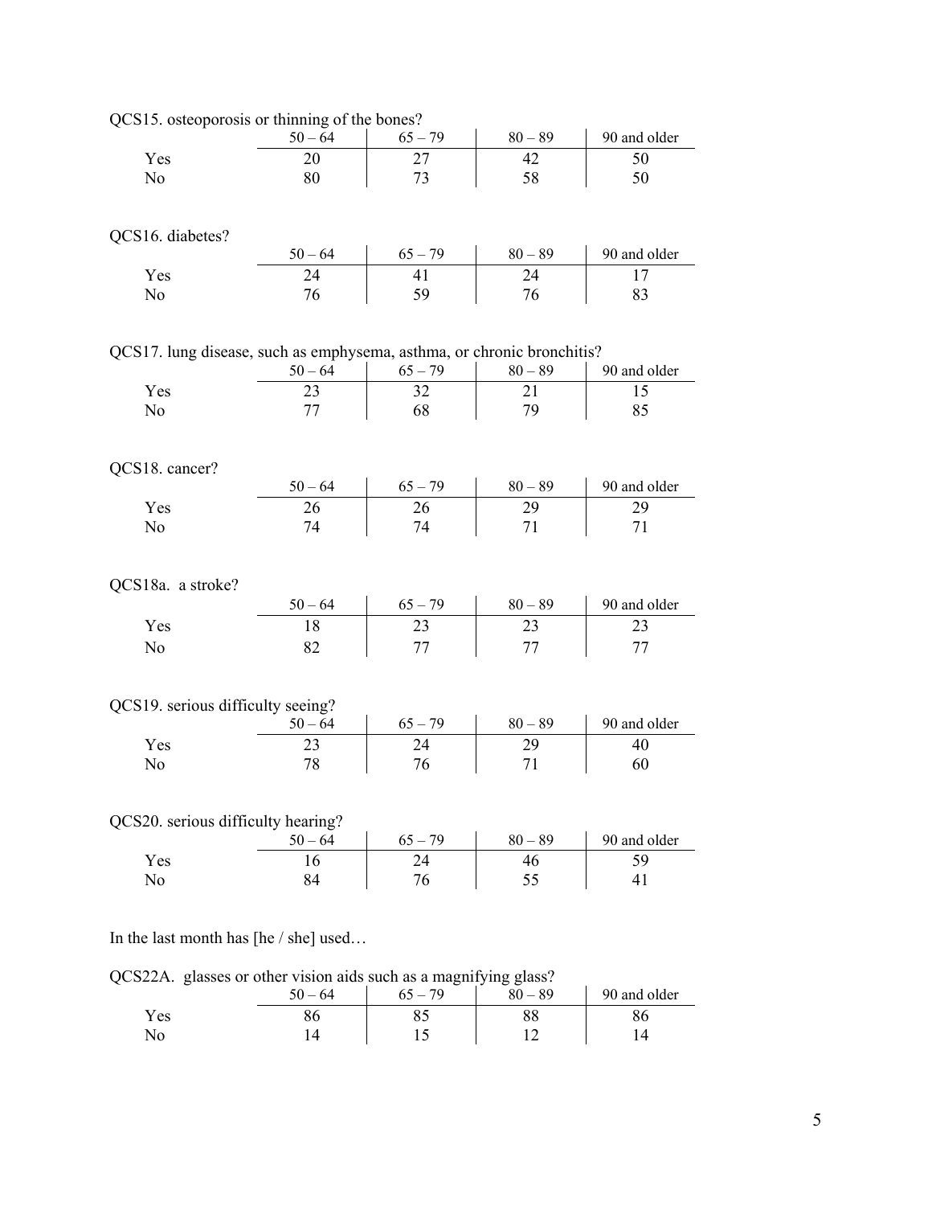QCS15. osteoporosis or thinning of the bones?

| | 50 – 64 | 65 – 79 | 80 – 89 | 90 and older |
|---|---|---|---|---|
| Yes | 20 | 27 | 42 | 50 |
| No | 80 | 73 | 58 | 50 |

QCS16. diabetes?

| | 50 – 64 | 65 – 79 | 80 – 89 | 90 and older |
|---|---|---|---|---|
| Yes | 24 | 41 | 24 | 17 |
| No | 76 | 59 | 76 | 83 |

QCS17. lung disease, such as emphysema, asthma, or chronic bronchitis?

| | 50 – 64 | 65 – 79 | 80 – 89 | 90 and older |
|---|---|---|---|---|
| Yes | 23 | 32 | 21 | 15 |
| No | 77 | 68 | 79 | 85 |

QCS18. cancer?

| | 50 – 64 | 65 – 79 | 80 – 89 | 90 and older |
|---|---|---|---|---|
| Yes | 26 | 26 | 29 | 29 |
| No | 74 | 74 | 71 | 71 |

QCS18a. a stroke?

| | 50 – 64 | 65 – 79 | 80 – 89 | 90 and older |
|---|---|---|---|---|
| Yes | 18 | 23 | 23 | 23 |
| No | 82 | 77 | 77 | 77 |

QCS19. serious difficulty seeing?

| | 50 – 64 | 65 – 79 | 80 – 89 | 90 and older |
|---|---|---|---|---|
| Yes | 23 | 24 | 29 | 40 |
| No | 78 | 76 | 71 | 60 |

QCS20. serious difficulty hearing?

| | 50 – 64 | 65 – 79 | 80 – 89 | 90 and older |
|---|---|---|---|---|
| Yes | 16 | 24 | 46 | 59 |
| No | 84 | 76 | 55 | 41 |

In the last month has [he / she] used…

QCS22A. glasses or other vision aids such as a magnifying glass?

| | 50 – 64 | 65 – 79 | 80 – 89 | 90 and older |
|---|---|---|---|---|
| Yes | 86 | 85 | 88 | 86 |
| No | 14 | 15 | 12 | 14 |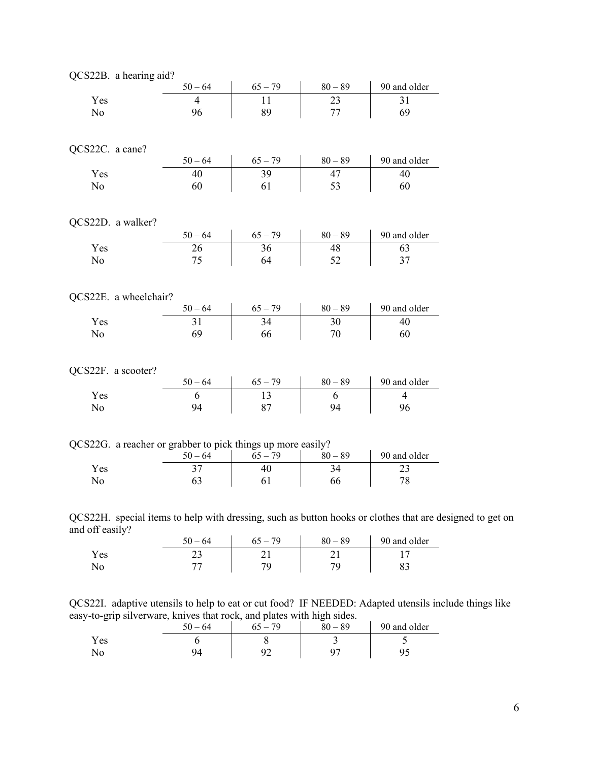QCS22B. a hearing aid?

| | 50 – 64 | 65 – 79 | 80 – 89 | 90 and older |
|---|---|---|---|---|
| Yes | 4 | 11 | 23 | 31 |
| No | 96 | 89 | 77 | 69 |

QCS22C. a cane?

| | 50 – 64 | 65 – 79 | 80 – 89 | 90 and older |
|---|---|---|---|---|
| Yes | 40 | 39 | 47 | 40 |
| No | 60 | 61 | 53 | 60 |

QCS22D. a walker?

| | 50 – 64 | 65 – 79 | 80 – 89 | 90 and older |
|---|---|---|---|---|
| Yes | 26 | 36 | 48 | 63 |
| No | 75 | 64 | 52 | 37 |

QCS22E. a wheelchair?

| | 50 – 64 | 65 – 79 | 80 – 89 | 90 and older |
|---|---|---|---|---|
| Yes | 31 | 34 | 30 | 40 |
| No | 69 | 66 | 70 | 60 |

QCS22F. a scooter?

| | 50 – 64 | 65 – 79 | 80 – 89 | 90 and older |
|---|---|---|---|---|
| Yes | 6 | 13 | 6 | 4 |
| No | 94 | 87 | 94 | 96 |

QCS22G. a reacher or grabber to pick things up more easily?

| | 50 – 64 | 65 – 79 | 80 – 89 | 90 and older |
|---|---|---|---|---|
| Yes | 37 | 40 | 34 | 23 |
| No | 63 | 61 | 66 | 78 |

QCS22H. special items to help with dressing, such as button hooks or clothes that are designed to get on and off easily?

| | 50 – 64 | 65 – 79 | 80 – 89 | 90 and older |
|---|---|---|---|---|
| Yes | 23 | 21 | 21 | 17 |
| No | 77 | 79 | 79 | 83 |

QCS22I. adaptive utensils to help to eat or cut food? IF NEEDED: Adapted utensils include things like easy-to-grip silverware, knives that rock, and plates with high sides.

| | 50 – 64 | 65 – 79 | 80 – 89 | 90 and older |
|---|---|---|---|---|
| Yes | 6 | 8 | 3 | 5 |
| No | 94 | 92 | 97 | 95 |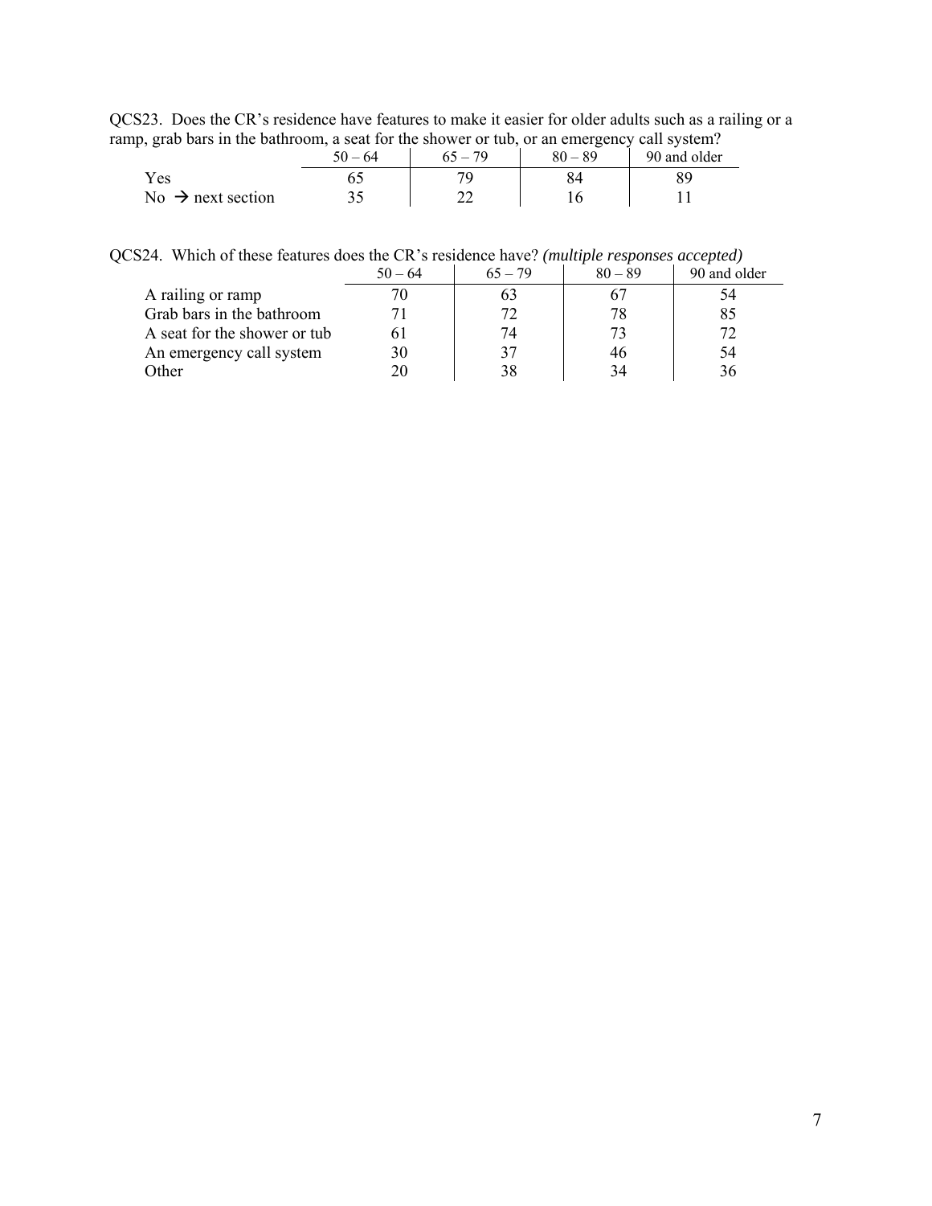QCS23. Does the CR's residence have features to make it easier for older adults such as a railing or a ramp, grab bars in the bathroom, a seat for the shower or tub, or an emergency call system?

| | 50 – 64 | 65 – 79 | 80 – 89 | 90 and older |
|---|---|---|---|---|
| Yes | 65 | 79 | 84 | 89 |
| No → next section | 35 | 22 | 16 | 11 |

QCS24. Which of these features does the CR's residence have? *(multiple responses accepted)*

| | 50 – 64 | 65 – 79 | 80 – 89 | 90 and older |
|---|---|---|---|---|
| A railing or ramp | 70 | 63 | 67 | 54 |
| Grab bars in the bathroom | 71 | 72 | 78 | 85 |
| A seat for the shower or tub | 61 | 74 | 73 | 72 |
| An emergency call system | 30 | 37 | 46 | 54 |
| Other | 20 | 38 | 34 | 36 |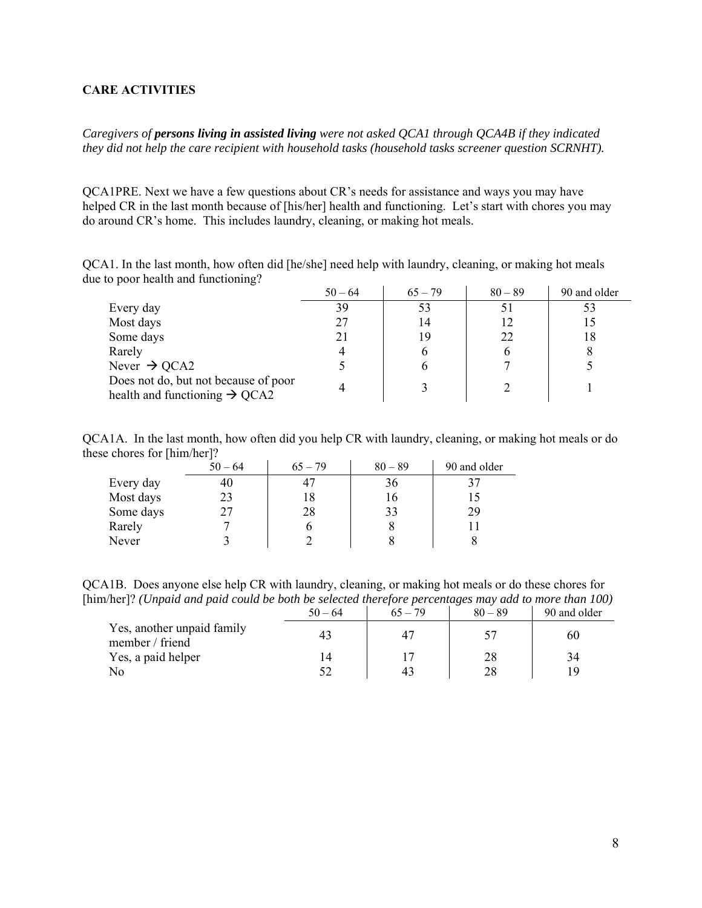**CARE ACTIVITIES**

*Caregivers of **persons living in assisted living** were not asked QCA1 through QCA4B if they indicated they did not help the care recipient with household tasks (household tasks screener question SCRNHT).*

QCA1PRE. Next we have a few questions about CR's needs for assistance and ways you may have helped CR in the last month because of [his/her] health and functioning. Let's start with chores you may do around CR's home. This includes laundry, cleaning, or making hot meals.

QCA1. In the last month, how often did [he/she] need help with laundry, cleaning, or making hot meals due to poor health and functioning?

| | 50 – 64 | 65 – 79 | 80 – 89 | 90 and older |
|---|---|---|---|---|
| Every day | 39 | 53 | 51 | 53 |
| Most days | 27 | 14 | 12 | 15 |
| Some days | 21 | 19 | 22 | 18 |
| Rarely | 4 | 6 | 6 | 8 |
| Never → QCA2 | 5 | 6 | 7 | 5 |
| Does not do, but not because of poor health and functioning → QCA2 | 4 | 3 | 2 | 1 |

QCA1A. In the last month, how often did you help CR with laundry, cleaning, or making hot meals or do these chores for [him/her]?

| | 50 – 64 | 65 – 79 | 80 – 89 | 90 and older |
|---|---|---|---|---|
| Every day | 40 | 47 | 36 | 37 |
| Most days | 23 | 18 | 16 | 15 |
| Some days | 27 | 28 | 33 | 29 |
| Rarely | 7 | 6 | 8 | 11 |
| Never | 3 | 2 | 8 | 8 |

QCA1B. Does anyone else help CR with laundry, cleaning, or making hot meals or do these chores for [him/her]? *(Unpaid and paid could be both be selected therefore percentages may add to more than 100)*

| | 50 – 64 | 65 – 79 | 80 – 89 | 90 and older |
|---|---|---|---|---|
| Yes, another unpaid family member / friend | 43 | 47 | 57 | 60 |
| Yes, a paid helper | 14 | 17 | 28 | 34 |
| No | 52 | 43 | 28 | 19 |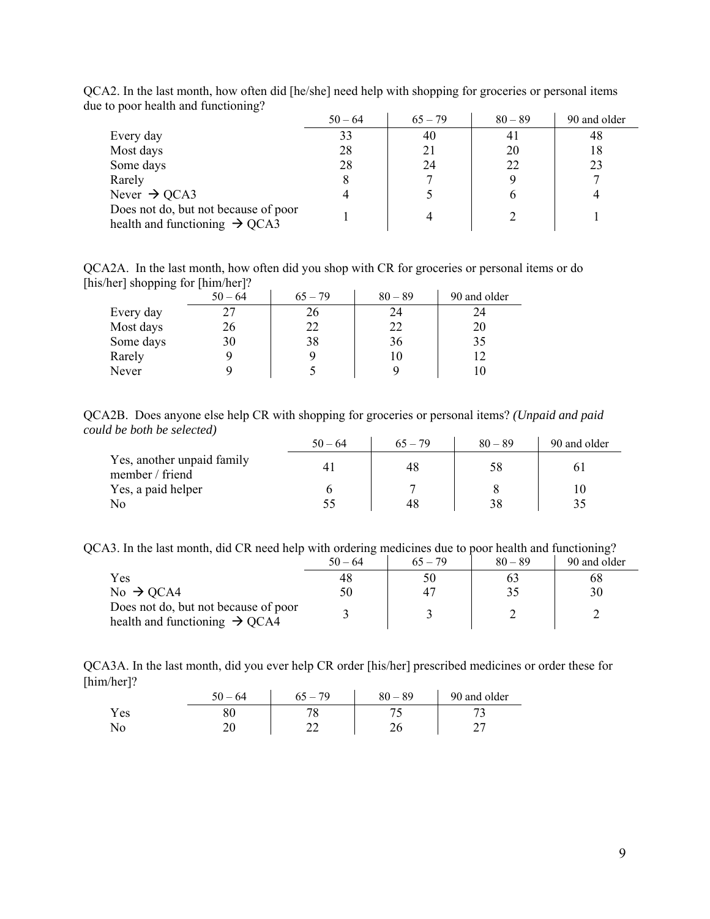QCA2. In the last month, how often did [he/she] need help with shopping for groceries or personal items due to poor health and functioning?

| | 50 – 64 | 65 – 79 | 80 – 89 | 90 and older |
|---|---|---|---|---|
| Every day | 33 | 40 | 41 | 48 |
| Most days | 28 | 21 | 20 | 18 |
| Some days | 28 | 24 | 22 | 23 |
| Rarely | 8 | 7 | 9 | 7 |
| Never → QCA3 | 4 | 5 | 6 | 4 |
| Does not do, but not because of poor health and functioning → QCA3 | 1 | 4 | 2 | 1 |

QCA2A. In the last month, how often did you shop with CR for groceries or personal items or do [his/her] shopping for [him/her]?

| | 50 – 64 | 65 – 79 | 80 – 89 | 90 and older |
|---|---|---|---|---|
| Every day | 27 | 26 | 24 | 24 |
| Most days | 26 | 22 | 22 | 20 |
| Some days | 30 | 38 | 36 | 35 |
| Rarely | 9 | 9 | 10 | 12 |
| Never | 9 | 5 | 9 | 10 |

QCA2B. Does anyone else help CR with shopping for groceries or personal items? *(Unpaid and paid could be both be selected)*

| | 50 – 64 | 65 – 79 | 80 – 89 | 90 and older |
|---|---|---|---|---|
| Yes, another unpaid family member / friend | 41 | 48 | 58 | 61 |
| Yes, a paid helper | 6 | 7 | 8 | 10 |
| No | 55 | 48 | 38 | 35 |

QCA3. In the last month, did CR need help with ordering medicines due to poor health and functioning?

| | 50 – 64 | 65 – 79 | 80 – 89 | 90 and older |
|---|---|---|---|---|
| Yes | 48 | 50 | 63 | 68 |
| No → QCA4 | 50 | 47 | 35 | 30 |
| Does not do, but not because of poor health and functioning → QCA4 | 3 | 3 | 2 | 2 |

QCA3A. In the last month, did you ever help CR order [his/her] prescribed medicines or order these for [him/her]?

| | 50 – 64 | 65 – 79 | 80 – 89 | 90 and older |
|---|---|---|---|---|
| Yes | 80 | 78 | 75 | 73 |
| No | 20 | 22 | 26 | 27 |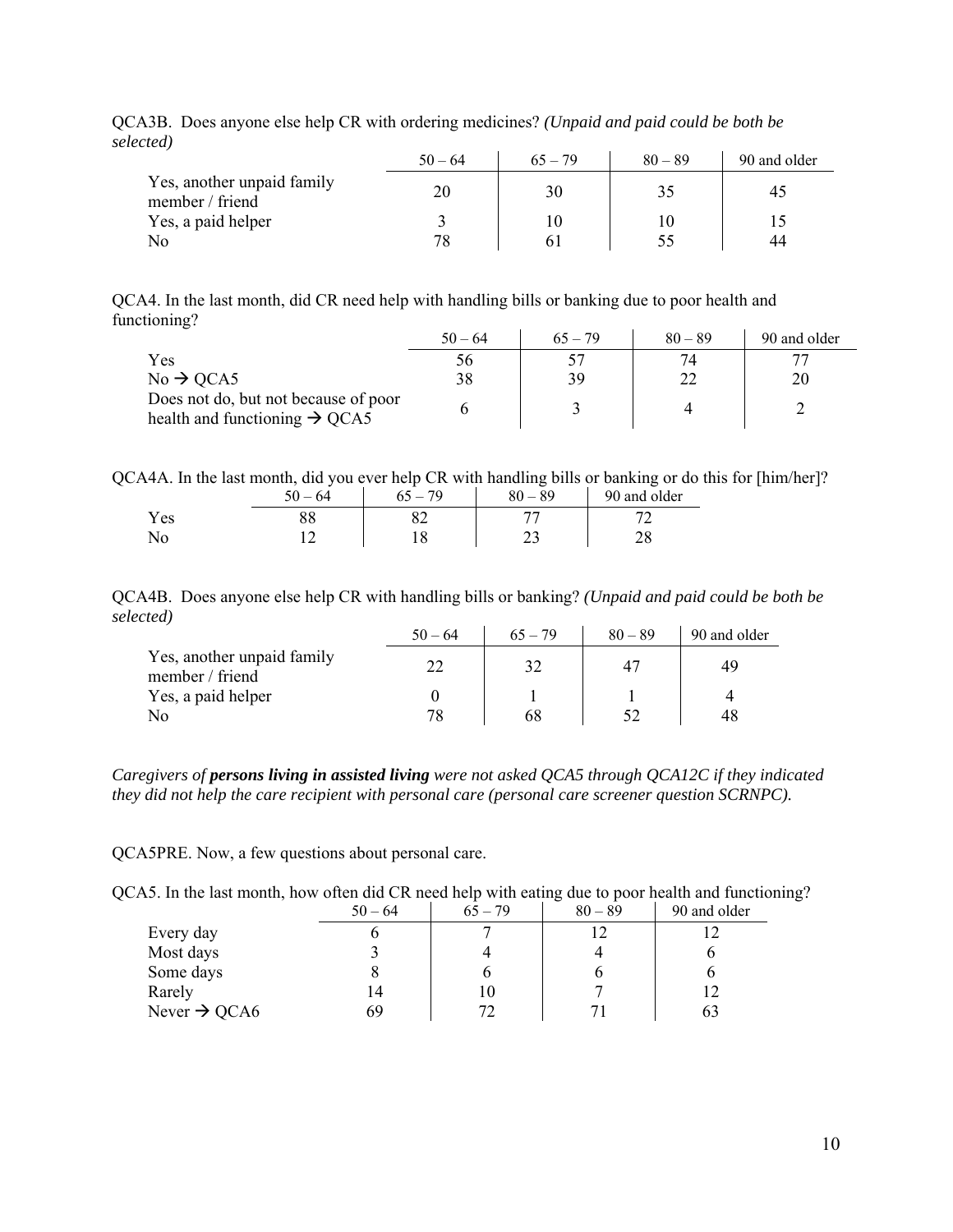QCA3B. Does anyone else help CR with ordering medicines? *(Unpaid and paid could be both be selected)*

| | 50 – 64 | 65 – 79 | 80 – 89 | 90 and older |
|---|---|---|---|---|
| Yes, another unpaid family member / friend | 20 | 30 | 35 | 45 |
| Yes, a paid helper | 3 | 10 | 10 | 15 |
| No | 78 | 61 | 55 | 44 |

QCA4. In the last month, did CR need help with handling bills or banking due to poor health and functioning?

| | 50 – 64 | 65 – 79 | 80 – 89 | 90 and older |
|---|---|---|---|---|
| Yes | 56 | 57 | 74 | 77 |
| No → QCA5 | 38 | 39 | 22 | 20 |
| Does not do, but not because of poor health and functioning → QCA5 | 6 | 3 | 4 | 2 |

QCA4A. In the last month, did you ever help CR with handling bills or banking or do this for [him/her]?

| | 50 – 64 | 65 – 79 | 80 – 89 | 90 and older |
|---|---|---|---|---|
| Yes | 88 | 82 | 77 | 72 |
| No | 12 | 18 | 23 | 28 |

QCA4B. Does anyone else help CR with handling bills or banking? *(Unpaid and paid could be both be selected)*

| | 50 – 64 | 65 – 79 | 80 – 89 | 90 and older |
|---|---|---|---|---|
| Yes, another unpaid family member / friend | 22 | 32 | 47 | 49 |
| Yes, a paid helper | 0 | 1 | 1 | 4 |
| No | 78 | 68 | 52 | 48 |

*Caregivers of **persons living in assisted living** were not asked QCA5 through QCA12C if they indicated they did not help the care recipient with personal care (personal care screener question SCRNPC).*

QCA5PRE. Now, a few questions about personal care.

QCA5. In the last month, how often did CR need help with eating due to poor health and functioning?

| | 50 – 64 | 65 – 79 | 80 – 89 | 90 and older |
|---|---|---|---|---|
| Every day | 6 | 7 | 12 | 12 |
| Most days | 3 | 4 | 4 | 6 |
| Some days | 8 | 6 | 6 | 6 |
| Rarely | 14 | 10 | 7 | 12 |
| Never → QCA6 | 69 | 72 | 71 | 63 |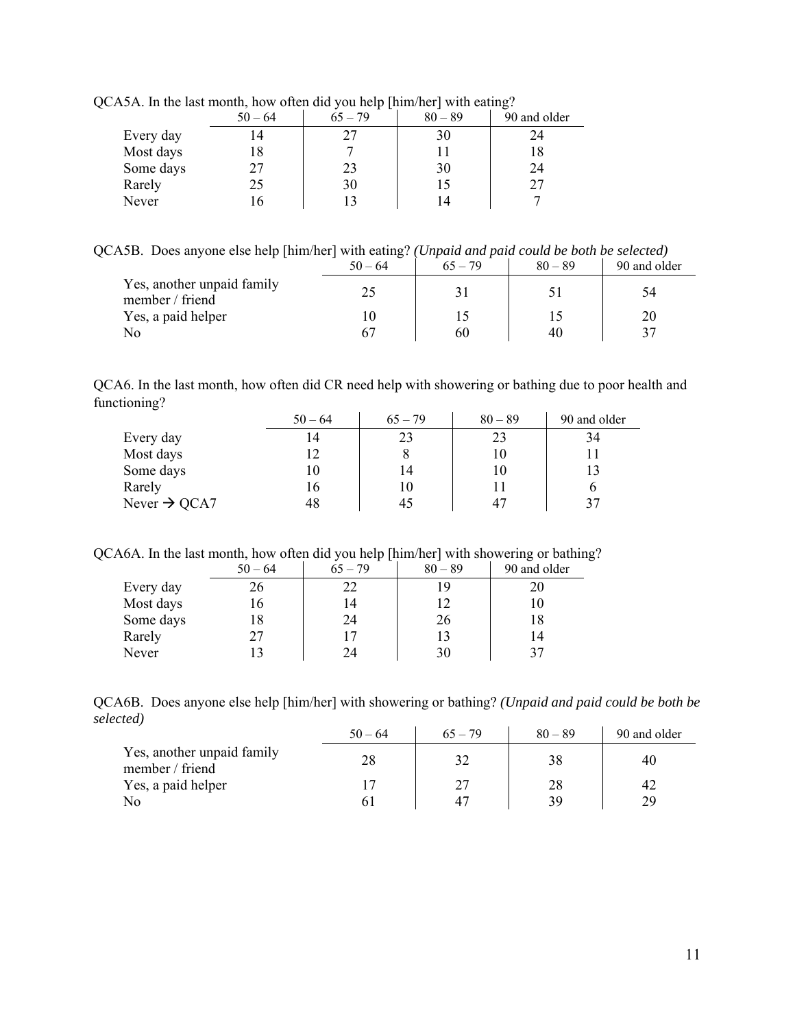QCA5A. In the last month, how often did you help [him/her] with eating?

| | 50 – 64 | 65 – 79 | 80 – 89 | 90 and older |
|---|---|---|---|---|
| Every day | 14 | 27 | 30 | 24 |
| Most days | 18 | 7 | 11 | 18 |
| Some days | 27 | 23 | 30 | 24 |
| Rarely | 25 | 30 | 15 | 27 |
| Never | 16 | 13 | 14 | 7 |

QCA5B. Does anyone else help [him/her] with eating? *(Unpaid and paid could be both be selected)*

| | 50 – 64 | 65 – 79 | 80 – 89 | 90 and older |
|---|---|---|---|---|
| Yes, another unpaid family member / friend | 25 | 31 | 51 | 54 |
| Yes, a paid helper | 10 | 15 | 15 | 20 |
| No | 67 | 60 | 40 | 37 |

QCA6. In the last month, how often did CR need help with showering or bathing due to poor health and functioning?

| | 50 – 64 | 65 – 79 | 80 – 89 | 90 and older |
|---|---|---|---|---|
| Every day | 14 | 23 | 23 | 34 |
| Most days | 12 | 8 | 10 | 11 |
| Some days | 10 | 14 | 10 | 13 |
| Rarely | 16 | 10 | 11 | 6 |
| Never → QCA7 | 48 | 45 | 47 | 37 |

QCA6A. In the last month, how often did you help [him/her] with showering or bathing?

| | 50 – 64 | 65 – 79 | 80 – 89 | 90 and older |
|---|---|---|---|---|
| Every day | 26 | 22 | 19 | 20 |
| Most days | 16 | 14 | 12 | 10 |
| Some days | 18 | 24 | 26 | 18 |
| Rarely | 27 | 17 | 13 | 14 |
| Never | 13 | 24 | 30 | 37 |

QCA6B. Does anyone else help [him/her] with showering or bathing? *(Unpaid and paid could be both be selected)*

| | 50 – 64 | 65 – 79 | 80 – 89 | 90 and older |
|---|---|---|---|---|
| Yes, another unpaid family member / friend | 28 | 32 | 38 | 40 |
| Yes, a paid helper | 17 | 27 | 28 | 42 |
| No | 61 | 47 | 39 | 29 |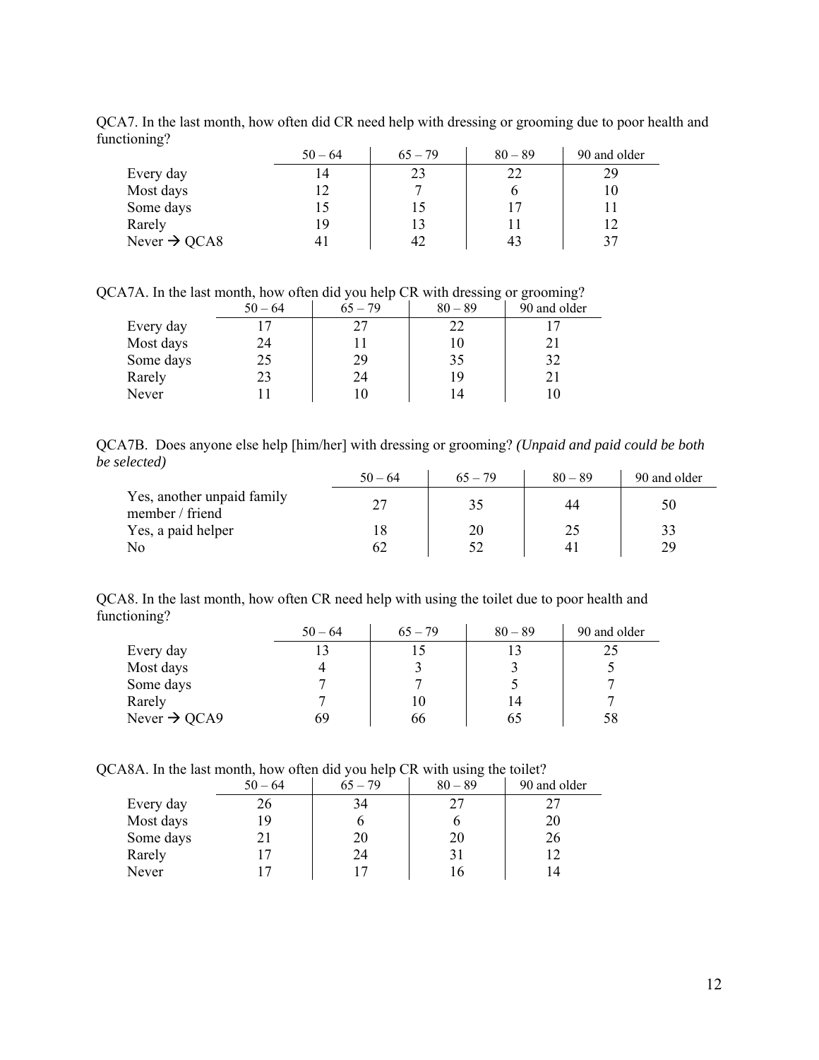QCA7. In the last month, how often did CR need help with dressing or grooming due to poor health and functioning?

| | 50 – 64 | 65 – 79 | 80 – 89 | 90 and older |
|---|---|---|---|---|
| Every day | 14 | 23 | 22 | 29 |
| Most days | 12 | 7 | 6 | 10 |
| Some days | 15 | 15 | 17 | 11 |
| Rarely | 19 | 13 | 11 | 12 |
| Never → QCA8 | 41 | 42 | 43 | 37 |

QCA7A. In the last month, how often did you help CR with dressing or grooming?

| | 50 – 64 | 65 – 79 | 80 – 89 | 90 and older |
|---|---|---|---|---|
| Every day | 17 | 27 | 22 | 17 |
| Most days | 24 | 11 | 10 | 21 |
| Some days | 25 | 29 | 35 | 32 |
| Rarely | 23 | 24 | 19 | 21 |
| Never | 11 | 10 | 14 | 10 |

QCA7B. Does anyone else help [him/her] with dressing or grooming? *(Unpaid and paid could be both be selected)*

| | 50 – 64 | 65 – 79 | 80 – 89 | 90 and older |
|---|---|---|---|---|
| Yes, another unpaid family member / friend | 27 | 35 | 44 | 50 |
| Yes, a paid helper | 18 | 20 | 25 | 33 |
| No | 62 | 52 | 41 | 29 |

QCA8. In the last month, how often CR need help with using the toilet due to poor health and functioning?

| | 50 – 64 | 65 – 79 | 80 – 89 | 90 and older |
|---|---|---|---|---|
| Every day | 13 | 15 | 13 | 25 |
| Most days | 4 | 3 | 3 | 5 |
| Some days | 7 | 7 | 5 | 7 |
| Rarely | 7 | 10 | 14 | 7 |
| Never → QCA9 | 69 | 66 | 65 | 58 |

QCA8A. In the last month, how often did you help CR with using the toilet?

| | 50 – 64 | 65 – 79 | 80 – 89 | 90 and older |
|---|---|---|---|---|
| Every day | 26 | 34 | 27 | 27 |
| Most days | 19 | 6 | 6 | 20 |
| Some days | 21 | 20 | 20 | 26 |
| Rarely | 17 | 24 | 31 | 12 |
| Never | 17 | 17 | 16 | 14 |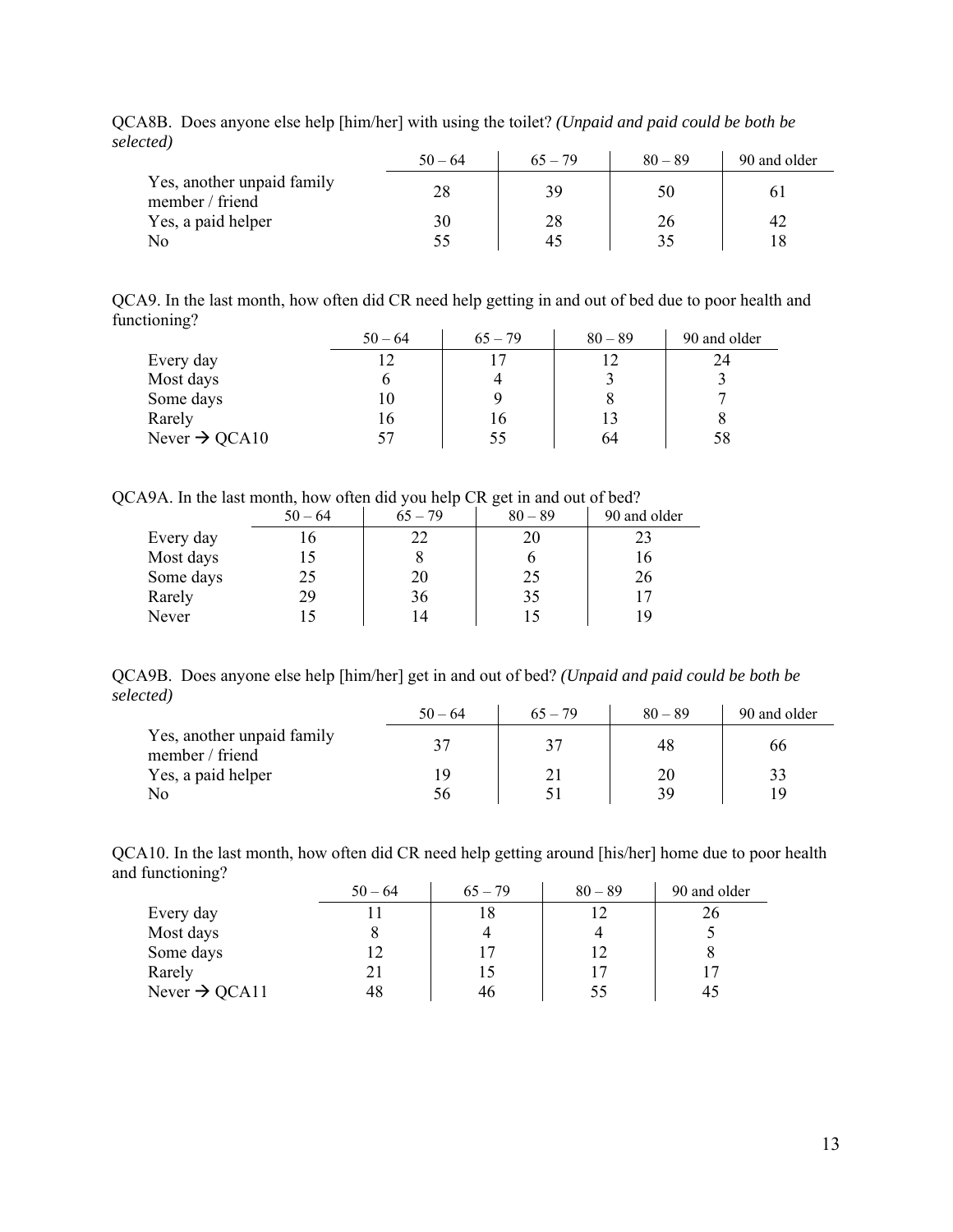QCA8B. Does anyone else help [him/her] with using the toilet? *(Unpaid and paid could be both be selected)*

| | 50 – 64 | 65 – 79 | 80 – 89 | 90 and older |
|---|---|---|---|---|
| Yes, another unpaid family member / friend | 28 | 39 | 50 | 61 |
| Yes, a paid helper | 30 | 28 | 26 | 42 |
| No | 55 | 45 | 35 | 18 |

QCA9. In the last month, how often did CR need help getting in and out of bed due to poor health and functioning?

| | 50 – 64 | 65 – 79 | 80 – 89 | 90 and older |
|---|---|---|---|---|
| Every day | 12 | 17 | 12 | 24 |
| Most days | 6 | 4 | 3 | 3 |
| Some days | 10 | 9 | 8 | 7 |
| Rarely | 16 | 16 | 13 | 8 |
| Never → QCA10 | 57 | 55 | 64 | 58 |

QCA9A. In the last month, how often did you help CR get in and out of bed?

| | 50 – 64 | 65 – 79 | 80 – 89 | 90 and older |
|---|---|---|---|---|
| Every day | 16 | 22 | 20 | 23 |
| Most days | 15 | 8 | 6 | 16 |
| Some days | 25 | 20 | 25 | 26 |
| Rarely | 29 | 36 | 35 | 17 |
| Never | 15 | 14 | 15 | 19 |

QCA9B. Does anyone else help [him/her] get in and out of bed? *(Unpaid and paid could be both be selected)*

| | 50 – 64 | 65 – 79 | 80 – 89 | 90 and older |
|---|---|---|---|---|
| Yes, another unpaid family member / friend | 37 | 37 | 48 | 66 |
| Yes, a paid helper | 19 | 21 | 20 | 33 |
| No | 56 | 51 | 39 | 19 |

QCA10. In the last month, how often did CR need help getting around [his/her] home due to poor health and functioning?

| | 50 – 64 | 65 – 79 | 80 – 89 | 90 and older |
|---|---|---|---|---|
| Every day | 11 | 18 | 12 | 26 |
| Most days | 8 | 4 | 4 | 5 |
| Some days | 12 | 17 | 12 | 8 |
| Rarely | 21 | 15 | 17 | 17 |
| Never → QCA11 | 48 | 46 | 55 | 45 |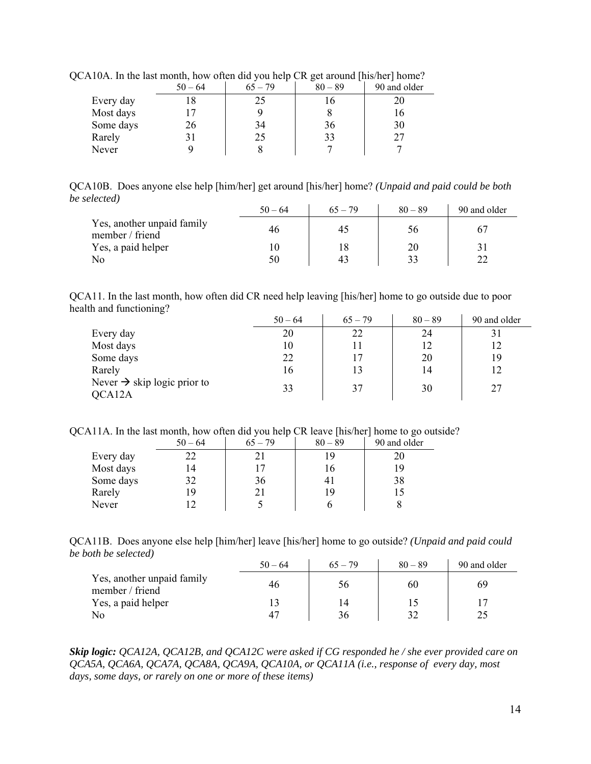QCA10A. In the last month, how often did you help CR get around [his/her] home?

| | 50 – 64 | 65 – 79 | 80 – 89 | 90 and older |
|---|---|---|---|---|
| Every day | 18 | 25 | 16 | 20 |
| Most days | 17 | 9 | 8 | 16 |
| Some days | 26 | 34 | 36 | 30 |
| Rarely | 31 | 25 | 33 | 27 |
| Never | 9 | 8 | 7 | 7 |

QCA10B. Does anyone else help [him/her] get around [his/her] home? *(Unpaid and paid could be both be selected)*

| | 50 – 64 | 65 – 79 | 80 – 89 | 90 and older |
|---|---|---|---|---|
| Yes, another unpaid family member / friend | 46 | 45 | 56 | 67 |
| Yes, a paid helper | 10 | 18 | 20 | 31 |
| No | 50 | 43 | 33 | 22 |

QCA11. In the last month, how often did CR need help leaving [his/her] home to go outside due to poor health and functioning?

| | 50 – 64 | 65 – 79 | 80 – 89 | 90 and older |
|---|---|---|---|---|
| Every day | 20 | 22 | 24 | 31 |
| Most days | 10 | 11 | 12 | 12 |
| Some days | 22 | 17 | 20 | 19 |
| Rarely | 16 | 13 | 14 | 12 |
| Never → skip logic prior to QCA12A | 33 | 37 | 30 | 27 |

QCA11A. In the last month, how often did you help CR leave [his/her] home to go outside?

| | 50 – 64 | 65 – 79 | 80 – 89 | 90 and older |
|---|---|---|---|---|
| Every day | 22 | 21 | 19 | 20 |
| Most days | 14 | 17 | 16 | 19 |
| Some days | 32 | 36 | 41 | 38 |
| Rarely | 19 | 21 | 19 | 15 |
| Never | 12 | 5 | 6 | 8 |

QCA11B. Does anyone else help [him/her] leave [his/her] home to go outside? *(Unpaid and paid could be both be selected)*

| | 50 – 64 | 65 – 79 | 80 – 89 | 90 and older |
|---|---|---|---|---|
| Yes, another unpaid family member / friend | 46 | 56 | 60 | 69 |
| Yes, a paid helper | 13 | 14 | 15 | 17 |
| No | 47 | 36 | 32 | 25 |

***Skip logic:*** *QCA12A, QCA12B, and QCA12C were asked if CG responded he / she ever provided care on QCA5A, QCA6A, QCA7A, QCA8A, QCA9A, QCA10A, or QCA11A (i.e., response of every day, most days, some days, or rarely on one or more of these items)*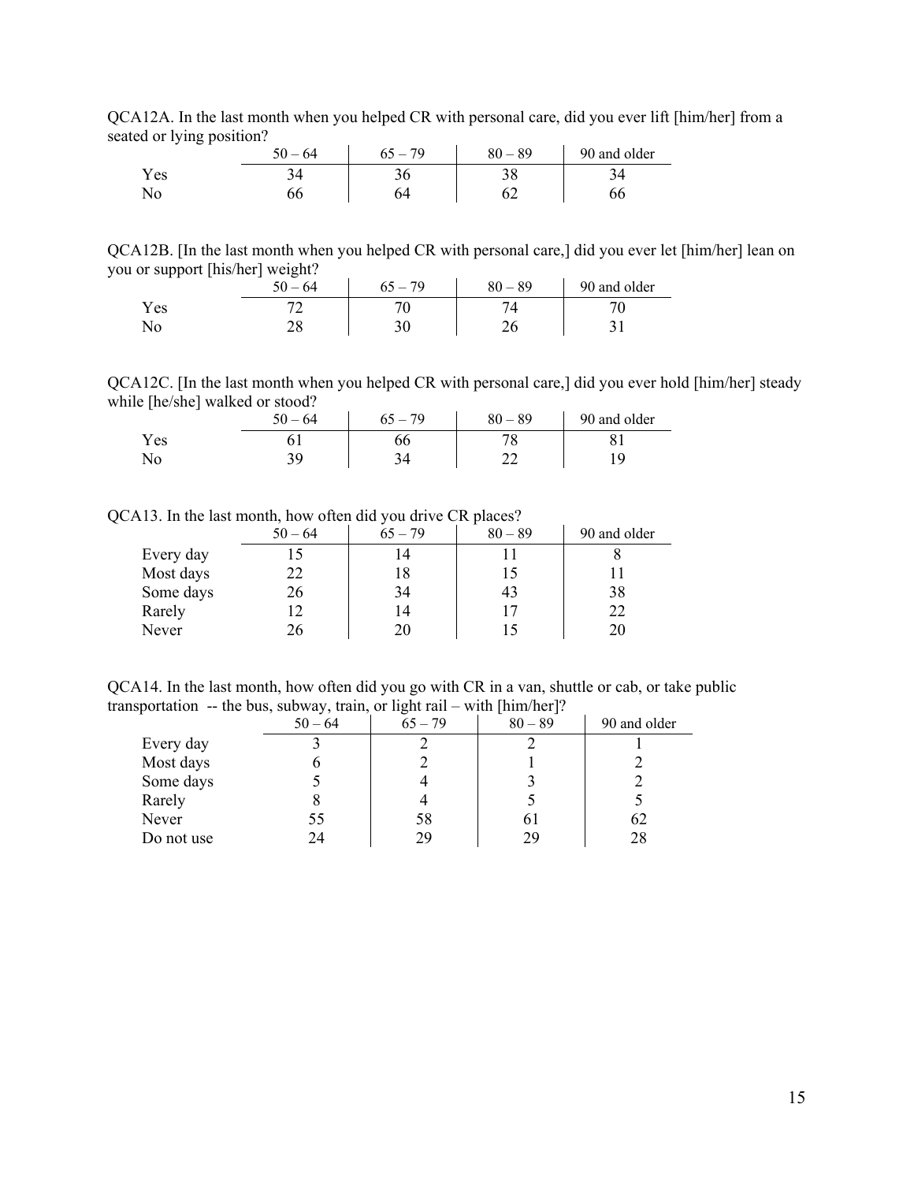QCA12A. In the last month when you helped CR with personal care, did you ever lift [him/her] from a seated or lying position?

| | 50 – 64 | 65 – 79 | 80 – 89 | 90 and older |
|---|---|---|---|---|
| Yes | 34 | 36 | 38 | 34 |
| No | 66 | 64 | 62 | 66 |

QCA12B. [In the last month when you helped CR with personal care,] did you ever let [him/her] lean on you or support [his/her] weight?

| | 50 – 64 | 65 – 79 | 80 – 89 | 90 and older |
|---|---|---|---|---|
| Yes | 72 | 70 | 74 | 70 |
| No | 28 | 30 | 26 | 31 |

QCA12C. [In the last month when you helped CR with personal care,] did you ever hold [him/her] steady while [he/she] walked or stood?

| | 50 – 64 | 65 – 79 | 80 – 89 | 90 and older |
|---|---|---|---|---|
| Yes | 61 | 66 | 78 | 81 |
| No | 39 | 34 | 22 | 19 |

QCA13. In the last month, how often did you drive CR places?

| | 50 – 64 | 65 – 79 | 80 – 89 | 90 and older |
|---|---|---|---|---|
| Every day | 15 | 14 | 11 | 8 |
| Most days | 22 | 18 | 15 | 11 |
| Some days | 26 | 34 | 43 | 38 |
| Rarely | 12 | 14 | 17 | 22 |
| Never | 26 | 20 | 15 | 20 |

QCA14. In the last month, how often did you go with CR in a van, shuttle or cab, or take public transportation -- the bus, subway, train, or light rail – with [him/her]?

| | 50 – 64 | 65 – 79 | 80 – 89 | 90 and older |
|---|---|---|---|---|
| Every day | 3 | 2 | 2 | 1 |
| Most days | 6 | 2 | 1 | 2 |
| Some days | 5 | 4 | 3 | 2 |
| Rarely | 8 | 4 | 5 | 5 |
| Never | 55 | 58 | 61 | 62 |
| Do not use | 24 | 29 | 29 | 28 |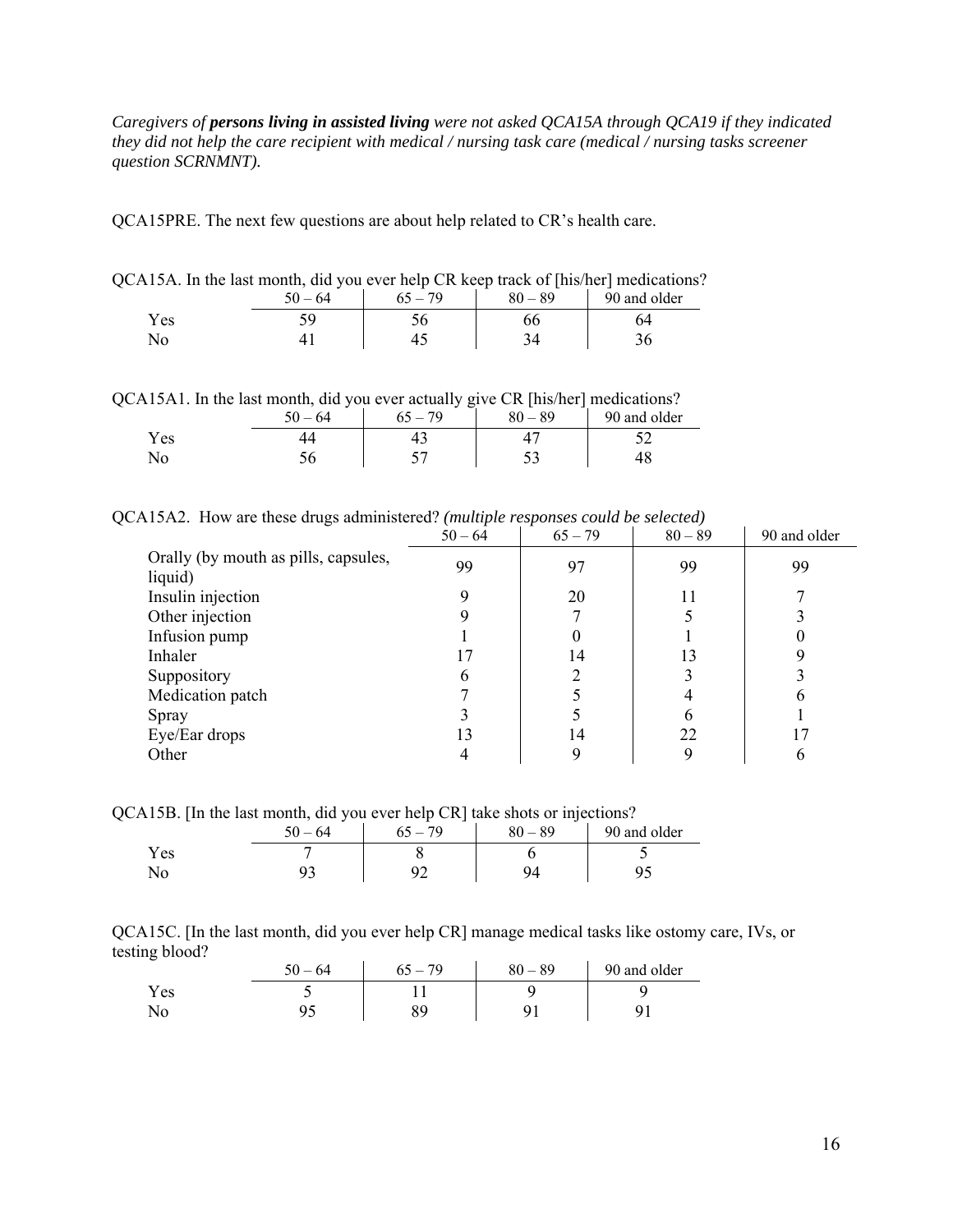*Caregivers of **persons living in assisted living** were not asked QCA15A through QCA19 if they indicated they did not help the care recipient with medical / nursing task care (medical / nursing tasks screener question SCRNMNT).*

QCA15PRE. The next few questions are about help related to CR's health care.

QCA15A. In the last month, did you ever help CR keep track of [his/her] medications?

| | 50 – 64 | 65 – 79 | 80 – 89 | 90 and older |
|---|---|---|---|---|
| Yes | 59 | 56 | 66 | 64 |
| No | 41 | 45 | 34 | 36 |

QCA15A1. In the last month, did you ever actually give CR [his/her] medications?

| | 50 – 64 | 65 – 79 | 80 – 89 | 90 and older |
|---|---|---|---|---|
| Yes | 44 | 43 | 47 | 52 |
| No | 56 | 57 | 53 | 48 |

QCA15A2. How are these drugs administered? *(multiple responses could be selected)*

| | 50 – 64 | 65 – 79 | 80 – 89 | 90 and older |
|---|---|---|---|---|
| Orally (by mouth as pills, capsules, liquid) | 99 | 97 | 99 | 99 |
| Insulin injection | 9 | 20 | 11 | 7 |
| Other injection | 9 | 7 | 5 | 3 |
| Infusion pump | 1 | 0 | 1 | 0 |
| Inhaler | 17 | 14 | 13 | 9 |
| Suppository | 6 | 2 | 3 | 3 |
| Medication patch | 7 | 5 | 4 | 6 |
| Spray | 3 | 5 | 6 | 1 |
| Eye/Ear drops | 13 | 14 | 22 | 17 |
| Other | 4 | 9 | 9 | 6 |

QCA15B. [In the last month, did you ever help CR] take shots or injections?

| | 50 – 64 | 65 – 79 | 80 – 89 | 90 and older |
|---|---|---|---|---|
| Yes | 7 | 8 | 6 | 5 |
| No | 93 | 92 | 94 | 95 |

QCA15C. [In the last month, did you ever help CR] manage medical tasks like ostomy care, IVs, or testing blood?

| | 50 – 64 | 65 – 79 | 80 – 89 | 90 and older |
|---|---|---|---|---|
| Yes | 5 | 11 | 9 | 9 |
| No | 95 | 89 | 91 | 91 |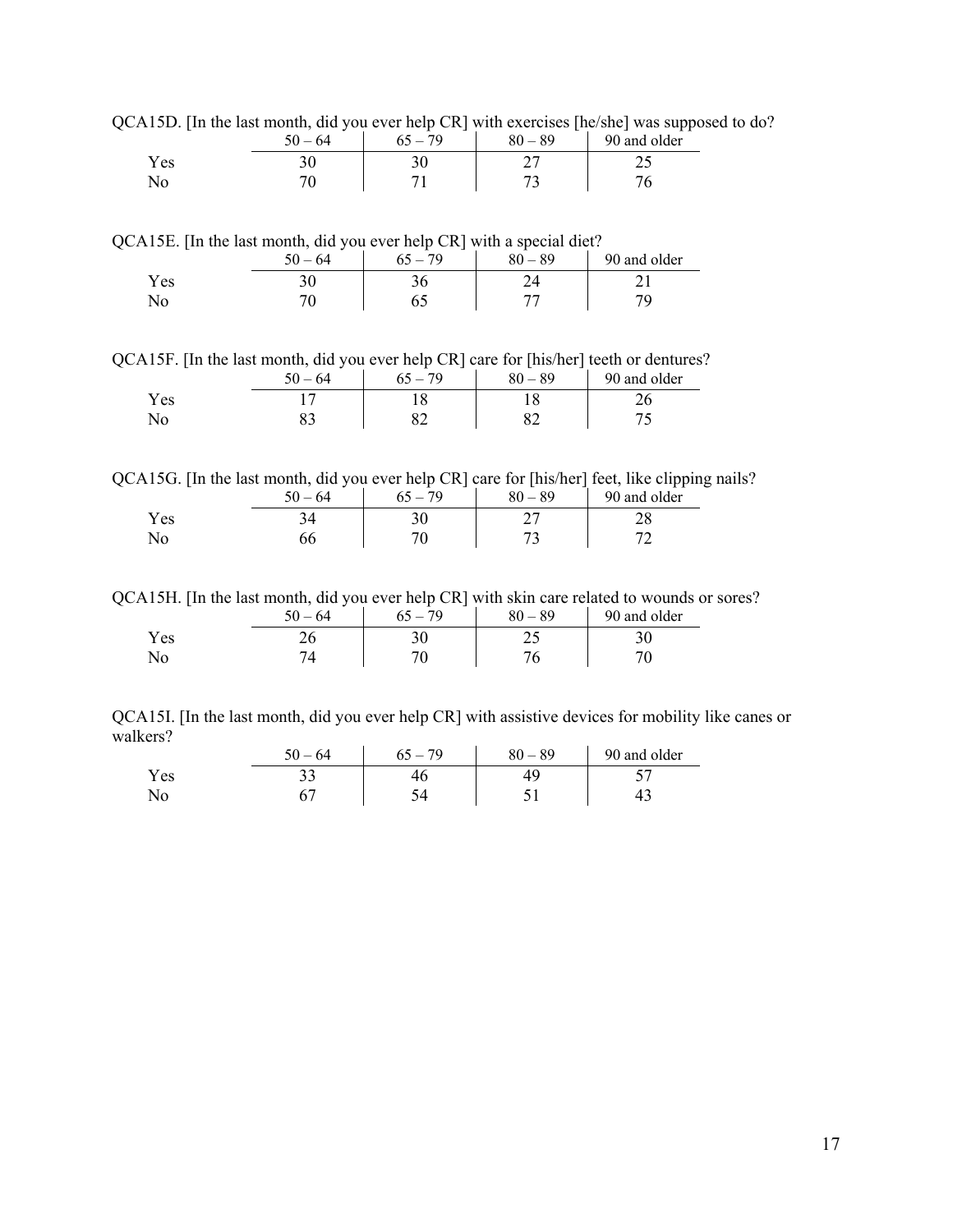QCA15D. [In the last month, did you ever help CR] with exercises [he/she] was supposed to do?

| | 50 – 64 | 65 – 79 | 80 – 89 | 90 and older |
|---|---|---|---|---|
| Yes | 30 | 30 | 27 | 25 |
| No | 70 | 71 | 73 | 76 |

QCA15E. [In the last month, did you ever help CR] with a special diet?

| | 50 – 64 | 65 – 79 | 80 – 89 | 90 and older |
|---|---|---|---|---|
| Yes | 30 | 36 | 24 | 21 |
| No | 70 | 65 | 77 | 79 |

QCA15F. [In the last month, did you ever help CR] care for [his/her] teeth or dentures?

| | 50 – 64 | 65 – 79 | 80 – 89 | 90 and older |
|---|---|---|---|---|
| Yes | 17 | 18 | 18 | 26 |
| No | 83 | 82 | 82 | 75 |

QCA15G. [In the last month, did you ever help CR] care for [his/her] feet, like clipping nails?

| | 50 – 64 | 65 – 79 | 80 – 89 | 90 and older |
|---|---|---|---|---|
| Yes | 34 | 30 | 27 | 28 |
| No | 66 | 70 | 73 | 72 |

QCA15H. [In the last month, did you ever help CR] with skin care related to wounds or sores?

| | 50 – 64 | 65 – 79 | 80 – 89 | 90 and older |
|---|---|---|---|---|
| Yes | 26 | 30 | 25 | 30 |
| No | 74 | 70 | 76 | 70 |

QCA15I. [In the last month, did you ever help CR] with assistive devices for mobility like canes or walkers?

| | 50 – 64 | 65 – 79 | 80 – 89 | 90 and older |
|---|---|---|---|---|
| Yes | 33 | 46 | 49 | 57 |
| No | 67 | 54 | 51 | 43 |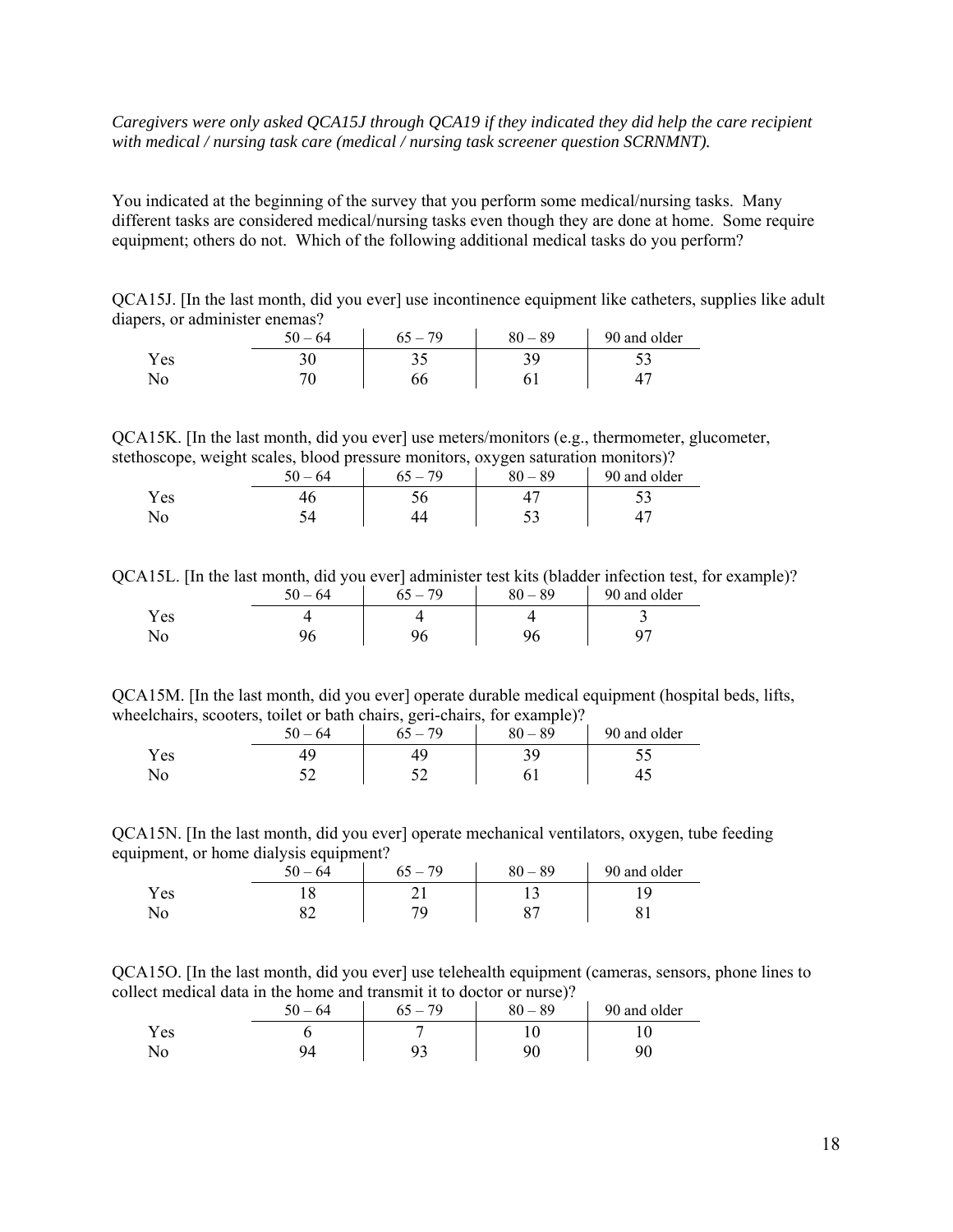*Caregivers were only asked QCA15J through QCA19 if they indicated they did help the care recipient with medical / nursing task care (medical / nursing task screener question SCRNMNT).*

You indicated at the beginning of the survey that you perform some medical/nursing tasks. Many different tasks are considered medical/nursing tasks even though they are done at home. Some require equipment; others do not. Which of the following additional medical tasks do you perform?

QCA15J. [In the last month, did you ever] use incontinence equipment like catheters, supplies like adult diapers, or administer enemas?

| | 50 – 64 | 65 – 79 | 80 – 89 | 90 and older |
|---|---|---|---|---|
| Yes | 30 | 35 | 39 | 53 |
| No | 70 | 66 | 61 | 47 |

QCA15K. [In the last month, did you ever] use meters/monitors (e.g., thermometer, glucometer, stethoscope, weight scales, blood pressure monitors, oxygen saturation monitors)?

| | 50 – 64 | 65 – 79 | 80 – 89 | 90 and older |
|---|---|---|---|---|
| Yes | 46 | 56 | 47 | 53 |
| No | 54 | 44 | 53 | 47 |

QCA15L. [In the last month, did you ever] administer test kits (bladder infection test, for example)?

| | 50 – 64 | 65 – 79 | 80 – 89 | 90 and older |
|---|---|---|---|---|
| Yes | 4 | 4 | 4 | 3 |
| No | 96 | 96 | 96 | 97 |

QCA15M. [In the last month, did you ever] operate durable medical equipment (hospital beds, lifts, wheelchairs, scooters, toilet or bath chairs, geri-chairs, for example)?

| | 50 – 64 | 65 – 79 | 80 – 89 | 90 and older |
|---|---|---|---|---|
| Yes | 49 | 49 | 39 | 55 |
| No | 52 | 52 | 61 | 45 |

QCA15N. [In the last month, did you ever] operate mechanical ventilators, oxygen, tube feeding equipment, or home dialysis equipment?

| | 50 – 64 | 65 – 79 | 80 – 89 | 90 and older |
|---|---|---|---|---|
| Yes | 18 | 21 | 13 | 19 |
| No | 82 | 79 | 87 | 81 |

QCA15O. [In the last month, did you ever] use telehealth equipment (cameras, sensors, phone lines to collect medical data in the home and transmit it to doctor or nurse)?

| | 50 – 64 | 65 – 79 | 80 – 89 | 90 and older |
|---|---|---|---|---|
| Yes | 6 | 7 | 10 | 10 |
| No | 94 | 93 | 90 | 90 |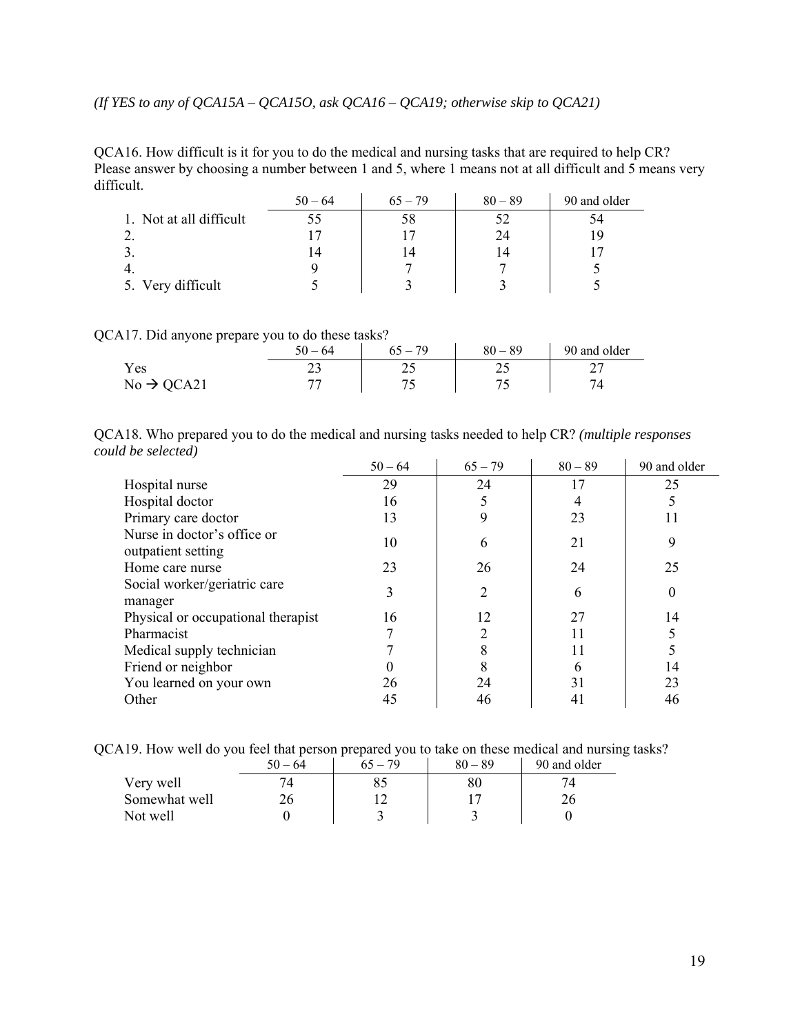*(If YES to any of QCA15A – QCA15O, ask QCA16 – QCA19; otherwise skip to QCA21)*

QCA16. How difficult is it for you to do the medical and nursing tasks that are required to help CR? Please answer by choosing a number between 1 and 5, where 1 means not at all difficult and 5 means very difficult.

| | 50 – 64 | 65 – 79 | 80 – 89 | 90 and older |
|---|---|---|---|---|
| 1. Not at all difficult | 55 | 58 | 52 | 54 |
| 2. | 17 | 17 | 24 | 19 |
| 3. | 14 | 14 | 14 | 17 |
| 4. | 9 | 7 | 7 | 5 |
| 5. Very difficult | 5 | 3 | 3 | 5 |

QCA17. Did anyone prepare you to do these tasks?

| | 50 – 64 | 65 – 79 | 80 – 89 | 90 and older |
|---|---|---|---|---|
| Yes | 23 | 25 | 25 | 27 |
| No → QCA21 | 77 | 75 | 75 | 74 |

QCA18. Who prepared you to do the medical and nursing tasks needed to help CR? *(multiple responses could be selected)*

| | 50 – 64 | 65 – 79 | 80 – 89 | 90 and older |
|---|---|---|---|---|
| Hospital nurse | 29 | 24 | 17 | 25 |
| Hospital doctor | 16 | 5 | 4 | 5 |
| Primary care doctor | 13 | 9 | 23 | 11 |
| Nurse in doctor's office or outpatient setting | 10 | 6 | 21 | 9 |
| Home care nurse | 23 | 26 | 24 | 25 |
| Social worker/geriatric care manager | 3 | 2 | 6 | 0 |
| Physical or occupational therapist | 16 | 12 | 27 | 14 |
| Pharmacist | 7 | 2 | 11 | 5 |
| Medical supply technician | 7 | 8 | 11 | 5 |
| Friend or neighbor | 0 | 8 | 6 | 14 |
| You learned on your own | 26 | 24 | 31 | 23 |
| Other | 45 | 46 | 41 | 46 |

QCA19. How well do you feel that person prepared you to take on these medical and nursing tasks?

| | 50 – 64 | 65 – 79 | 80 – 89 | 90 and older |
|---|---|---|---|---|
| Very well | 74 | 85 | 80 | 74 |
| Somewhat well | 26 | 12 | 17 | 26 |
| Not well | 0 | 3 | 3 | 0 |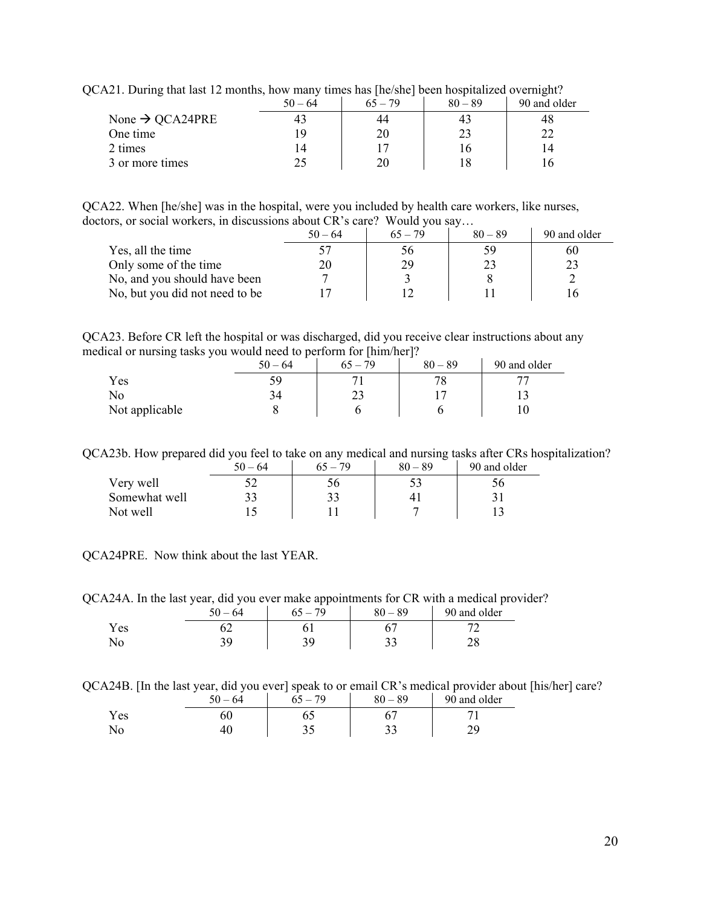QCA21. During that last 12 months, how many times has [he/she] been hospitalized overnight?

| | 50 – 64 | 65 – 79 | 80 – 89 | 90 and older |
|---|---|---|---|---|
| None → QCA24PRE | 43 | 44 | 43 | 48 |
| One time | 19 | 20 | 23 | 22 |
| 2 times | 14 | 17 | 16 | 14 |
| 3 or more times | 25 | 20 | 18 | 16 |

QCA22. When [he/she] was in the hospital, were you included by health care workers, like nurses, doctors, or social workers, in discussions about CR's care? Would you say…

| | 50 – 64 | 65 – 79 | 80 – 89 | 90 and older |
|---|---|---|---|---|
| Yes, all the time | 57 | 56 | 59 | 60 |
| Only some of the time | 20 | 29 | 23 | 23 |
| No, and you should have been | 7 | 3 | 8 | 2 |
| No, but you did not need to be | 17 | 12 | 11 | 16 |

QCA23. Before CR left the hospital or was discharged, did you receive clear instructions about any medical or nursing tasks you would need to perform for [him/her]?

| | 50 – 64 | 65 – 79 | 80 – 89 | 90 and older |
|---|---|---|---|---|
| Yes | 59 | 71 | 78 | 77 |
| No | 34 | 23 | 17 | 13 |
| Not applicable | 8 | 6 | 6 | 10 |

QCA23b. How prepared did you feel to take on any medical and nursing tasks after CRs hospitalization?

| | 50 – 64 | 65 – 79 | 80 – 89 | 90 and older |
|---|---|---|---|---|
| Very well | 52 | 56 | 53 | 56 |
| Somewhat well | 33 | 33 | 41 | 31 |
| Not well | 15 | 11 | 7 | 13 |

QCA24PRE. Now think about the last YEAR.

QCA24A. In the last year, did you ever make appointments for CR with a medical provider?

| | 50 – 64 | 65 – 79 | 80 – 89 | 90 and older |
|---|---|---|---|---|
| Yes | 62 | 61 | 67 | 72 |
| No | 39 | 39 | 33 | 28 |

QCA24B. [In the last year, did you ever] speak to or email CR's medical provider about [his/her] care?

| | 50 – 64 | 65 – 79 | 80 – 89 | 90 and older |
|---|---|---|---|---|
| Yes | 60 | 65 | 67 | 71 |
| No | 40 | 35 | 33 | 29 |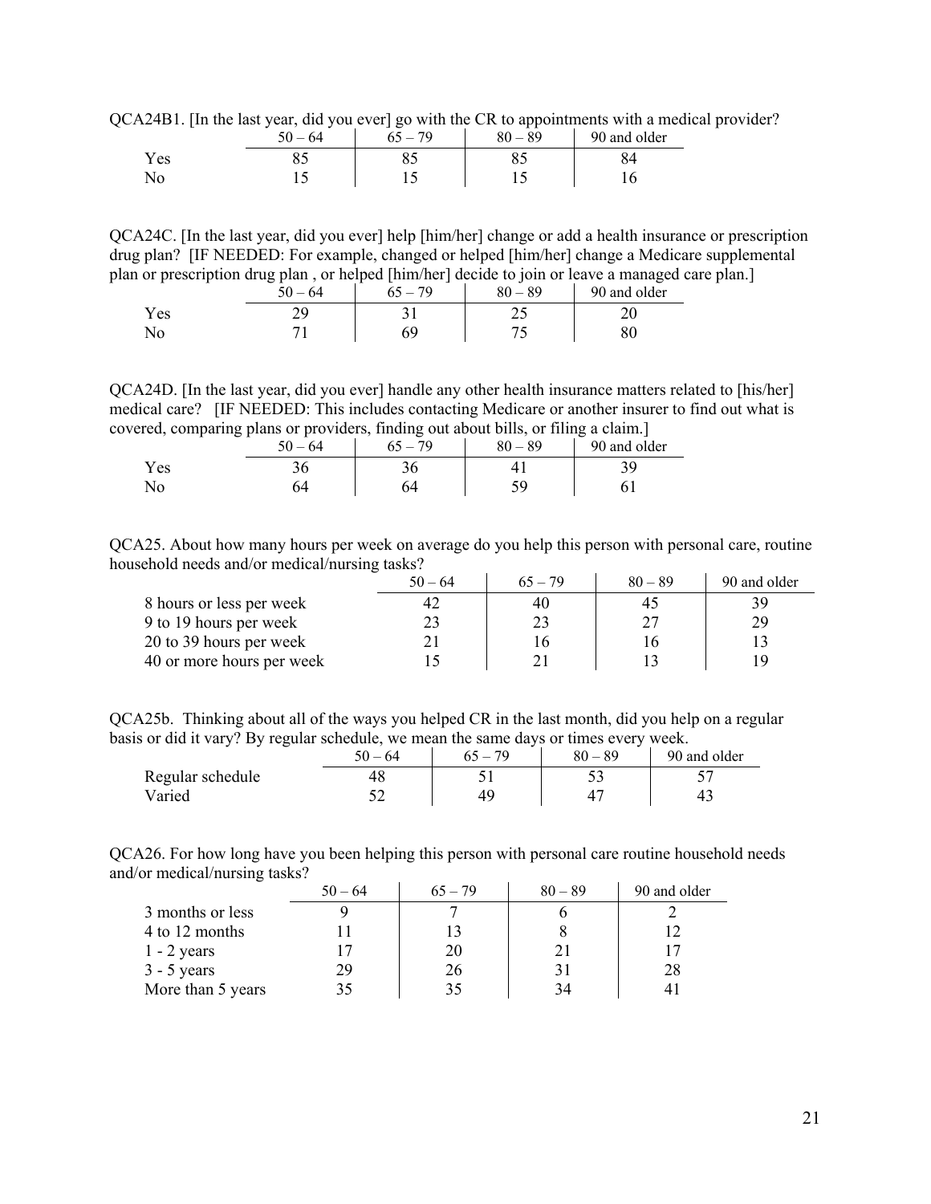QCA24B1. [In the last year, did you ever] go with the CR to appointments with a medical provider?

| | 50 – 64 | 65 – 79 | 80 – 89 | 90 and older |
|---|---|---|---|---|
| Yes | 85 | 85 | 85 | 84 |
| No | 15 | 15 | 15 | 16 |

QCA24C. [In the last year, did you ever] help [him/her] change or add a health insurance or prescription drug plan? [IF NEEDED: For example, changed or helped [him/her] change a Medicare supplemental plan or prescription drug plan , or helped [him/her] decide to join or leave a managed care plan.]

| | 50 – 64 | 65 – 79 | 80 – 89 | 90 and older |
|---|---|---|---|---|
| Yes | 29 | 31 | 25 | 20 |
| No | 71 | 69 | 75 | 80 |

QCA24D. [In the last year, did you ever] handle any other health insurance matters related to [his/her] medical care? [IF NEEDED: This includes contacting Medicare or another insurer to find out what is covered, comparing plans or providers, finding out about bills, or filing a claim.]

| | 50 – 64 | 65 – 79 | 80 – 89 | 90 and older |
|---|---|---|---|---|
| Yes | 36 | 36 | 41 | 39 |
| No | 64 | 64 | 59 | 61 |

QCA25. About how many hours per week on average do you help this person with personal care, routine household needs and/or medical/nursing tasks?

| | 50 – 64 | 65 – 79 | 80 – 89 | 90 and older |
|---|---|---|---|---|
| 8 hours or less per week | 42 | 40 | 45 | 39 |
| 9 to 19 hours per week | 23 | 23 | 27 | 29 |
| 20 to 39 hours per week | 21 | 16 | 16 | 13 |
| 40 or more hours per week | 15 | 21 | 13 | 19 |

QCA25b. Thinking about all of the ways you helped CR in the last month, did you help on a regular basis or did it vary? By regular schedule, we mean the same days or times every week.

| | 50 – 64 | 65 – 79 | 80 – 89 | 90 and older |
|---|---|---|---|---|
| Regular schedule | 48 | 51 | 53 | 57 |
| Varied | 52 | 49 | 47 | 43 |

QCA26. For how long have you been helping this person with personal care routine household needs and/or medical/nursing tasks?

| | 50 – 64 | 65 – 79 | 80 – 89 | 90 and older |
|---|---|---|---|---|
| 3 months or less | 9 | 7 | 6 | 2 |
| 4 to 12 months | 11 | 13 | 8 | 12 |
| 1 - 2 years | 17 | 20 | 21 | 17 |
| 3 - 5 years | 29 | 26 | 31 | 28 |
| More than 5 years | 35 | 35 | 34 | 41 |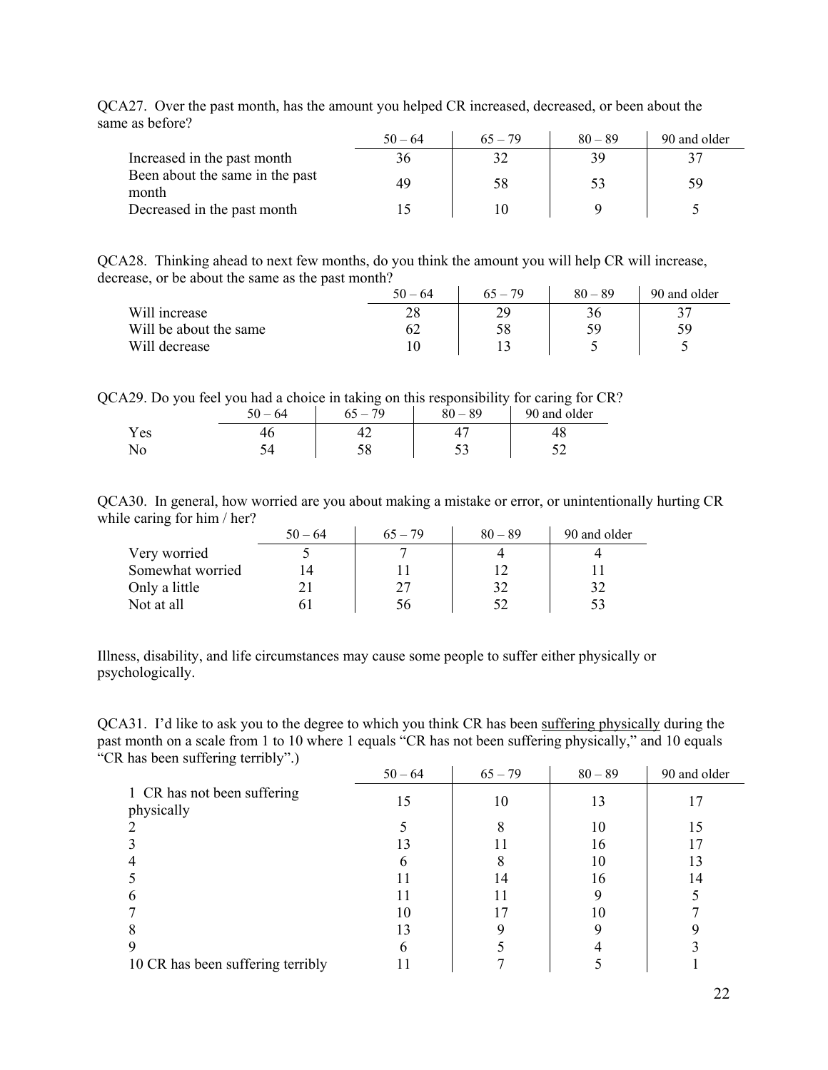QCA27. Over the past month, has the amount you helped CR increased, decreased, or been about the same as before?

| | 50 – 64 | 65 – 79 | 80 – 89 | 90 and older |
|---|---|---|---|---|
| Increased in the past month | 36 | 32 | 39 | 37 |
| Been about the same in the past month | 49 | 58 | 53 | 59 |
| Decreased in the past month | 15 | 10 | 9 | 5 |

QCA28. Thinking ahead to next few months, do you think the amount you will help CR will increase, decrease, or be about the same as the past month?

| | 50 – 64 | 65 – 79 | 80 – 89 | 90 and older |
|---|---|---|---|---|
| Will increase | 28 | 29 | 36 | 37 |
| Will be about the same | 62 | 58 | 59 | 59 |
| Will decrease | 10 | 13 | 5 | 5 |

QCA29. Do you feel you had a choice in taking on this responsibility for caring for CR?

| | 50 – 64 | 65 – 79 | 80 – 89 | 90 and older |
|---|---|---|---|---|
| Yes | 46 | 42 | 47 | 48 |
| No | 54 | 58 | 53 | 52 |

QCA30. In general, how worried are you about making a mistake or error, or unintentionally hurting CR while caring for him / her?

| | 50 – 64 | 65 – 79 | 80 – 89 | 90 and older |
|---|---|---|---|---|
| Very worried | 5 | 7 | 4 | 4 |
| Somewhat worried | 14 | 11 | 12 | 11 |
| Only a little | 21 | 27 | 32 | 32 |
| Not at all | 61 | 56 | 52 | 53 |

Illness, disability, and life circumstances may cause some people to suffer either physically or psychologically.

QCA31. I'd like to ask you to the degree to which you think CR has been suffering physically during the past month on a scale from 1 to 10 where 1 equals "CR has not been suffering physically," and 10 equals "CR has been suffering terribly".)

| | 50 – 64 | 65 – 79 | 80 – 89 | 90 and older |
|---|---|---|---|---|
| 1 CR has not been suffering physically | 15 | 10 | 13 | 17 |
| 2 | 5 | 8 | 10 | 15 |
| 3 | 13 | 11 | 16 | 17 |
| 4 | 6 | 8 | 10 | 13 |
| 5 | 11 | 14 | 16 | 14 |
| 6 | 11 | 11 | 9 | 5 |
| 7 | 10 | 17 | 10 | 7 |
| 8 | 13 | 9 | 9 | 9 |
| 9 | 6 | 5 | 4 | 3 |
| 10 CR has been suffering terribly | 11 | 7 | 5 | 1 |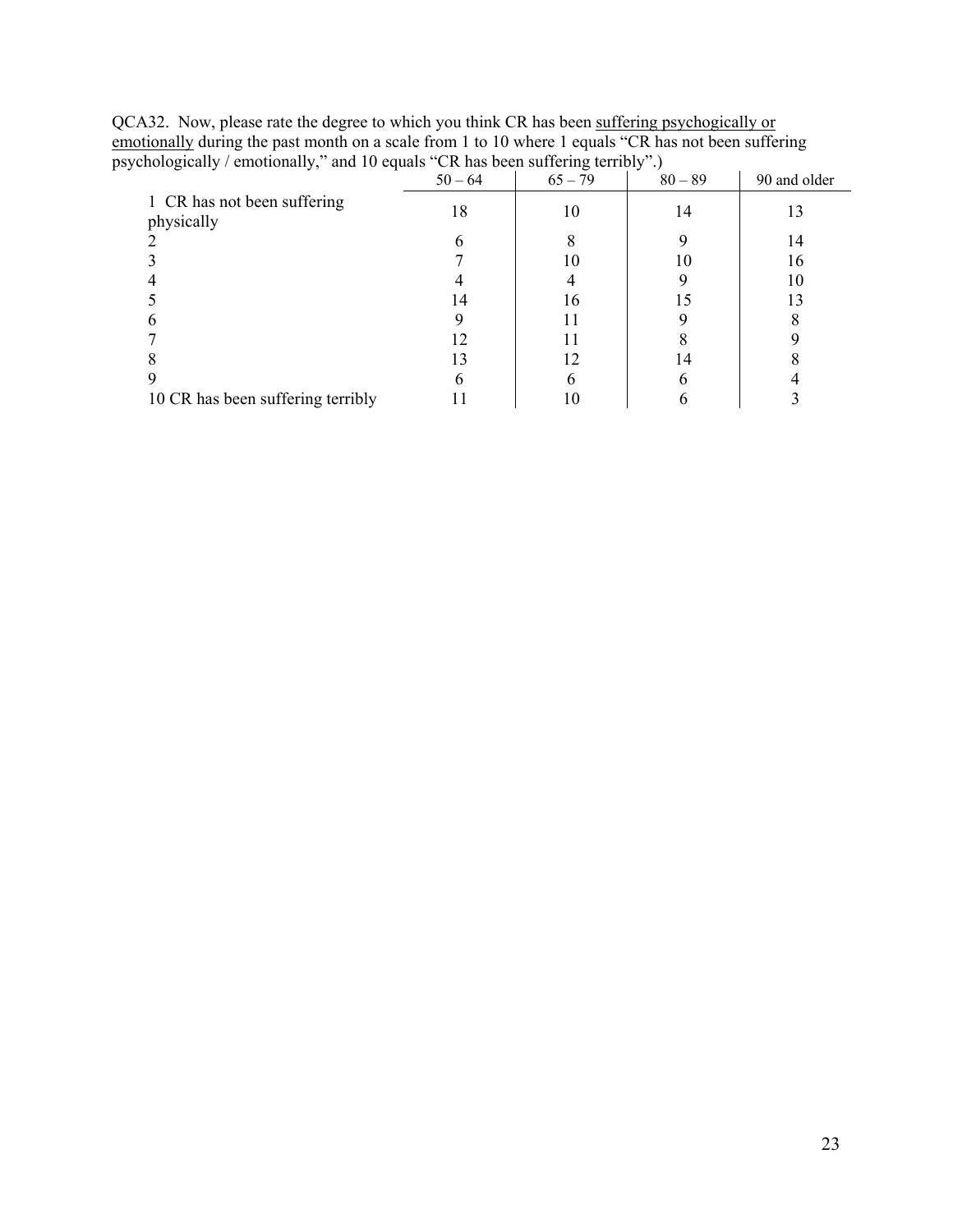QCA32. Now, please rate the degree to which you think CR has been suffering psychogically or emotionally during the past month on a scale from 1 to 10 where 1 equals "CR has not been suffering psychologically / emotionally," and 10 equals "CR has been suffering terribly".)

| | 50 – 64 | 65 – 79 | 80 – 89 | 90 and older |
|---|---|---|---|---|
| 1 CR has not been suffering physically | 18 | 10 | 14 | 13 |
| 2 | 6 | 8 | 9 | 14 |
| 3 | 7 | 10 | 10 | 16 |
| 4 | 4 | 4 | 9 | 10 |
| 5 | 14 | 16 | 15 | 13 |
| 6 | 9 | 11 | 9 | 8 |
| 7 | 12 | 11 | 8 | 9 |
| 8 | 13 | 12 | 14 | 8 |
| 9 | 6 | 6 | 6 | 4 |
| 10 CR has been suffering terribly | 11 | 10 | 6 | 3 |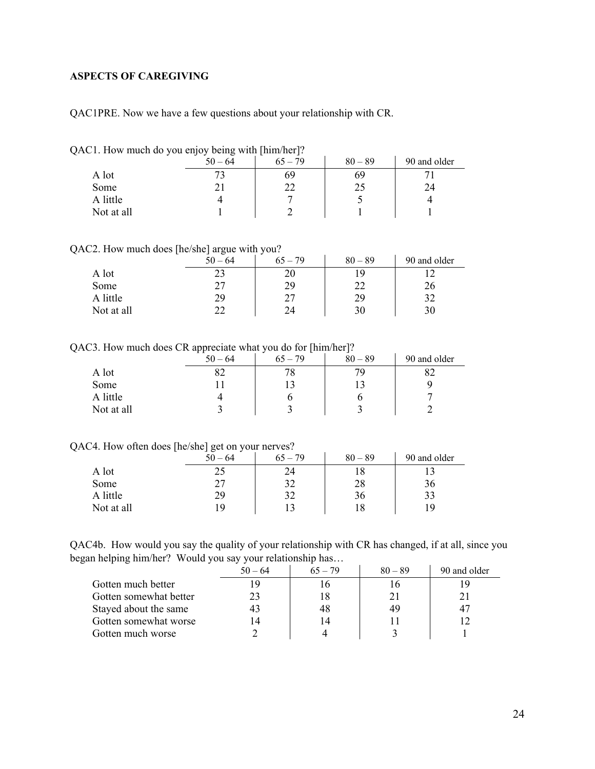**ASPECTS OF CAREGIVING**

QAC1PRE. Now we have a few questions about your relationship with CR.

QAC1. How much do you enjoy being with [him/her]?

| | 50 – 64 | 65 – 79 | 80 – 89 | 90 and older |
|---|---|---|---|---|
| A lot | 73 | 69 | 69 | 71 |
| Some | 21 | 22 | 25 | 24 |
| A little | 4 | 7 | 5 | 4 |
| Not at all | 1 | 2 | 1 | 1 |

QAC2. How much does [he/she] argue with you?

| | 50 – 64 | 65 – 79 | 80 – 89 | 90 and older |
|---|---|---|---|---|
| A lot | 23 | 20 | 19 | 12 |
| Some | 27 | 29 | 22 | 26 |
| A little | 29 | 27 | 29 | 32 |
| Not at all | 22 | 24 | 30 | 30 |

QAC3. How much does CR appreciate what you do for [him/her]?

| | 50 – 64 | 65 – 79 | 80 – 89 | 90 and older |
|---|---|---|---|---|
| A lot | 82 | 78 | 79 | 82 |
| Some | 11 | 13 | 13 | 9 |
| A little | 4 | 6 | 6 | 7 |
| Not at all | 3 | 3 | 3 | 2 |

QAC4. How often does [he/she] get on your nerves?

| | 50 – 64 | 65 – 79 | 80 – 89 | 90 and older |
|---|---|---|---|---|
| A lot | 25 | 24 | 18 | 13 |
| Some | 27 | 32 | 28 | 36 |
| A little | 29 | 32 | 36 | 33 |
| Not at all | 19 | 13 | 18 | 19 |

QAC4b. How would you say the quality of your relationship with CR has changed, if at all, since you began helping him/her? Would you say your relationship has…

| | 50 – 64 | 65 – 79 | 80 – 89 | 90 and older |
|---|---|---|---|---|
| Gotten much better | 19 | 16 | 16 | 19 |
| Gotten somewhat better | 23 | 18 | 21 | 21 |
| Stayed about the same | 43 | 48 | 49 | 47 |
| Gotten somewhat worse | 14 | 14 | 11 | 12 |
| Gotten much worse | 2 | 4 | 3 | 1 |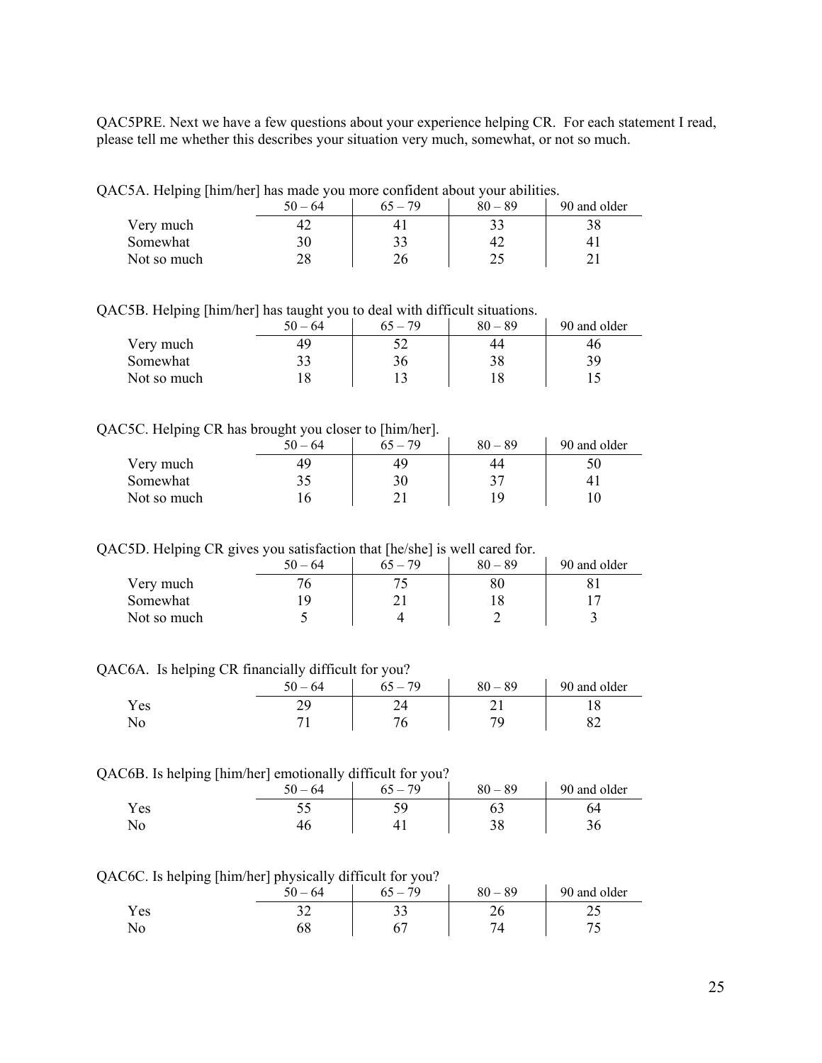QAC5PRE. Next we have a few questions about your experience helping CR. For each statement I read, please tell me whether this describes your situation very much, somewhat, or not so much.

QAC5A. Helping [him/her] has made you more confident about your abilities.

| | 50 – 64 | 65 – 79 | 80 – 89 | 90 and older |
|---|---|---|---|---|
| Very much | 42 | 41 | 33 | 38 |
| Somewhat | 30 | 33 | 42 | 41 |
| Not so much | 28 | 26 | 25 | 21 |

QAC5B. Helping [him/her] has taught you to deal with difficult situations.

| | 50 – 64 | 65 – 79 | 80 – 89 | 90 and older |
|---|---|---|---|---|
| Very much | 49 | 52 | 44 | 46 |
| Somewhat | 33 | 36 | 38 | 39 |
| Not so much | 18 | 13 | 18 | 15 |

QAC5C. Helping CR has brought you closer to [him/her].

| | 50 – 64 | 65 – 79 | 80 – 89 | 90 and older |
|---|---|---|---|---|
| Very much | 49 | 49 | 44 | 50 |
| Somewhat | 35 | 30 | 37 | 41 |
| Not so much | 16 | 21 | 19 | 10 |

QAC5D. Helping CR gives you satisfaction that [he/she] is well cared for.

| | 50 – 64 | 65 – 79 | 80 – 89 | 90 and older |
|---|---|---|---|---|
| Very much | 76 | 75 | 80 | 81 |
| Somewhat | 19 | 21 | 18 | 17 |
| Not so much | 5 | 4 | 2 | 3 |

QAC6A. Is helping CR financially difficult for you?

| | 50 – 64 | 65 – 79 | 80 – 89 | 90 and older |
|---|---|---|---|---|
| Yes | 29 | 24 | 21 | 18 |
| No | 71 | 76 | 79 | 82 |

QAC6B. Is helping [him/her] emotionally difficult for you?

| | 50 – 64 | 65 – 79 | 80 – 89 | 90 and older |
|---|---|---|---|---|
| Yes | 55 | 59 | 63 | 64 |
| No | 46 | 41 | 38 | 36 |

QAC6C. Is helping [him/her] physically difficult for you?

| | 50 – 64 | 65 – 79 | 80 – 89 | 90 and older |
|---|---|---|---|---|
| Yes | 32 | 33 | 26 | 25 |
| No | 68 | 67 | 74 | 75 |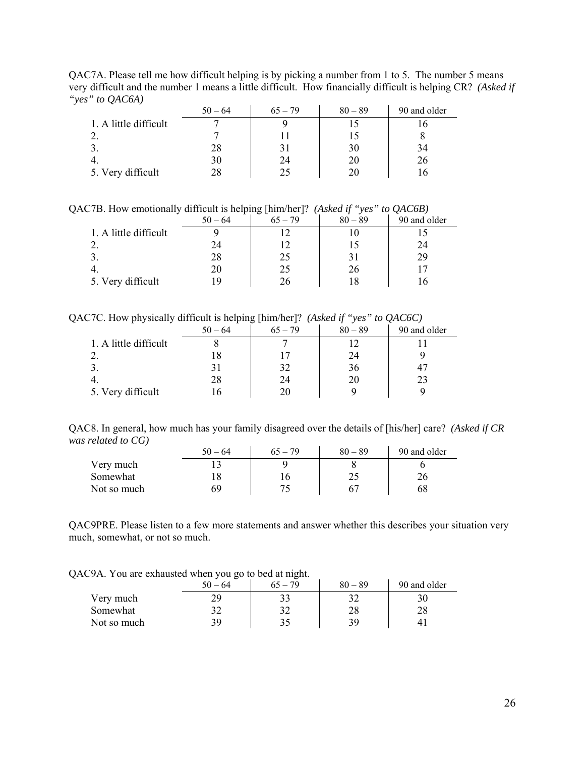QAC7A. Please tell me how difficult helping is by picking a number from 1 to 5. The number 5 means very difficult and the number 1 means a little difficult. How financially difficult is helping CR? *(Asked if "yes" to QAC6A)*

| | 50 – 64 | 65 – 79 | 80 – 89 | 90 and older |
|---|---|---|---|---|
| 1. A little difficult | 7 | 9 | 15 | 16 |
| 2. | 7 | 11 | 15 | 8 |
| 3. | 28 | 31 | 30 | 34 |
| 4. | 30 | 24 | 20 | 26 |
| 5. Very difficult | 28 | 25 | 20 | 16 |

QAC7B. How emotionally difficult is helping [him/her]? *(Asked if "yes" to QAC6B)*

| | 50 – 64 | 65 – 79 | 80 – 89 | 90 and older |
|---|---|---|---|---|
| 1. A little difficult | 9 | 12 | 10 | 15 |
| 2. | 24 | 12 | 15 | 24 |
| 3. | 28 | 25 | 31 | 29 |
| 4. | 20 | 25 | 26 | 17 |
| 5. Very difficult | 19 | 26 | 18 | 16 |

QAC7C. How physically difficult is helping [him/her]? *(Asked if "yes" to QAC6C)*

| | 50 – 64 | 65 – 79 | 80 – 89 | 90 and older |
|---|---|---|---|---|
| 1. A little difficult | 8 | 7 | 12 | 11 |
| 2. | 18 | 17 | 24 | 9 |
| 3. | 31 | 32 | 36 | 47 |
| 4. | 28 | 24 | 20 | 23 |
| 5. Very difficult | 16 | 20 | 9 | 9 |

QAC8. In general, how much has your family disagreed over the details of [his/her] care? *(Asked if CR was related to CG)*

| | 50 – 64 | 65 – 79 | 80 – 89 | 90 and older |
|---|---|---|---|---|
| Very much | 13 | 9 | 8 | 6 |
| Somewhat | 18 | 16 | 25 | 26 |
| Not so much | 69 | 75 | 67 | 68 |

QAC9PRE. Please listen to a few more statements and answer whether this describes your situation very much, somewhat, or not so much.

QAC9A. You are exhausted when you go to bed at night.

| | 50 – 64 | 65 – 79 | 80 – 89 | 90 and older |
|---|---|---|---|---|
| Very much | 29 | 33 | 32 | 30 |
| Somewhat | 32 | 32 | 28 | 28 |
| Not so much | 39 | 35 | 39 | 41 |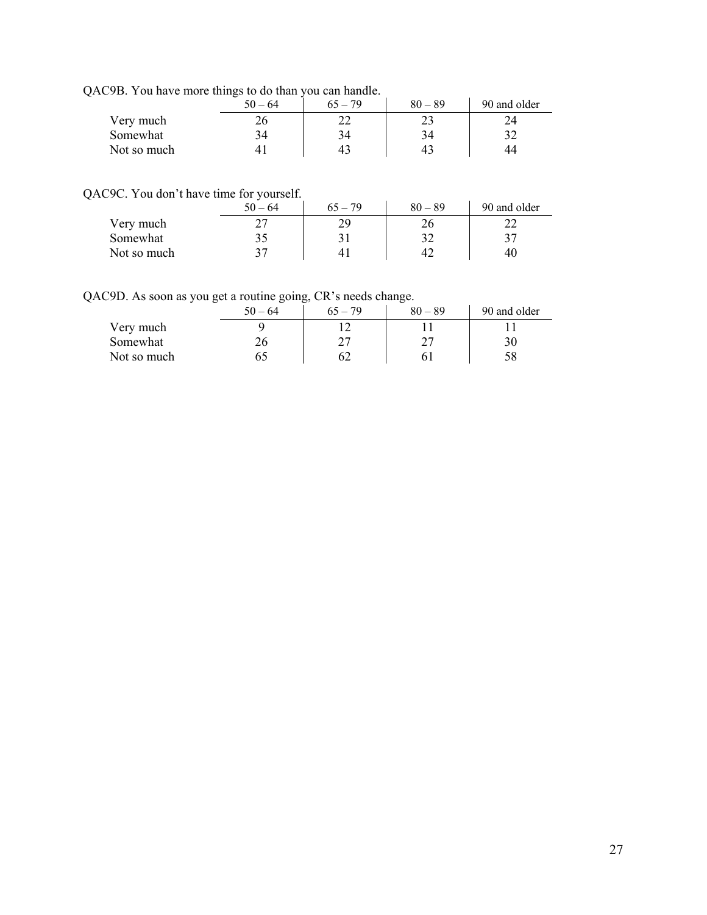QAC9B. You have more things to do than you can handle.

| | 50 – 64 | 65 – 79 | 80 – 89 | 90 and older |
|---|---|---|---|---|
| Very much | 26 | 22 | 23 | 24 |
| Somewhat | 34 | 34 | 34 | 32 |
| Not so much | 41 | 43 | 43 | 44 |

QAC9C. You don't have time for yourself.

| | 50 – 64 | 65 – 79 | 80 – 89 | 90 and older |
|---|---|---|---|---|
| Very much | 27 | 29 | 26 | 22 |
| Somewhat | 35 | 31 | 32 | 37 |
| Not so much | 37 | 41 | 42 | 40 |

QAC9D. As soon as you get a routine going, CR's needs change.

| | 50 – 64 | 65 – 79 | 80 – 89 | 90 and older |
|---|---|---|---|---|
| Very much | 9 | 12 | 11 | 11 |
| Somewhat | 26 | 27 | 27 | 30 |
| Not so much | 65 | 62 | 61 | 58 |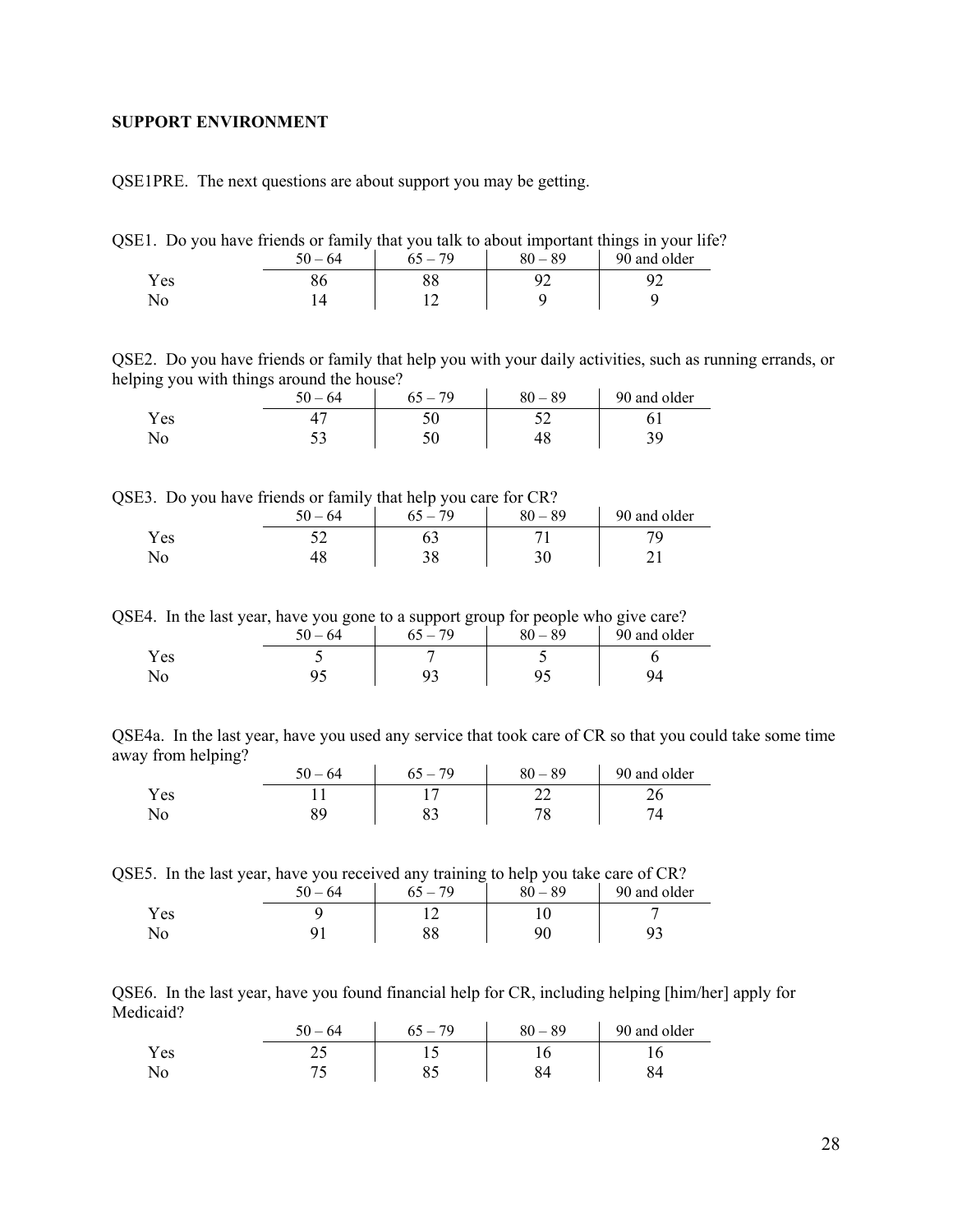**SUPPORT ENVIRONMENT**

QSE1PRE. The next questions are about support you may be getting.

QSE1. Do you have friends or family that you talk to about important things in your life?

| | 50 – 64 | 65 – 79 | 80 – 89 | 90 and older |
|---|---|---|---|---|
| Yes | 86 | 88 | 92 | 92 |
| No | 14 | 12 | 9 | 9 |

QSE2. Do you have friends or family that help you with your daily activities, such as running errands, or helping you with things around the house?

| | 50 – 64 | 65 – 79 | 80 – 89 | 90 and older |
|---|---|---|---|---|
| Yes | 47 | 50 | 52 | 61 |
| No | 53 | 50 | 48 | 39 |

QSE3. Do you have friends or family that help you care for CR?

| | 50 – 64 | 65 – 79 | 80 – 89 | 90 and older |
|---|---|---|---|---|
| Yes | 52 | 63 | 71 | 79 |
| No | 48 | 38 | 30 | 21 |

QSE4. In the last year, have you gone to a support group for people who give care?

| | 50 – 64 | 65 – 79 | 80 – 89 | 90 and older |
|---|---|---|---|---|
| Yes | 5 | 7 | 5 | 6 |
| No | 95 | 93 | 95 | 94 |

QSE4a. In the last year, have you used any service that took care of CR so that you could take some time away from helping?

| | 50 – 64 | 65 – 79 | 80 – 89 | 90 and older |
|---|---|---|---|---|
| Yes | 11 | 17 | 22 | 26 |
| No | 89 | 83 | 78 | 74 |

QSE5. In the last year, have you received any training to help you take care of CR?

| | 50 – 64 | 65 – 79 | 80 – 89 | 90 and older |
|---|---|---|---|---|
| Yes | 9 | 12 | 10 | 7 |
| No | 91 | 88 | 90 | 93 |

QSE6. In the last year, have you found financial help for CR, including helping [him/her] apply for Medicaid?

| | 50 – 64 | 65 – 79 | 80 – 89 | 90 and older |
|---|---|---|---|---|
| Yes | 25 | 15 | 16 | 16 |
| No | 75 | 85 | 84 | 84 |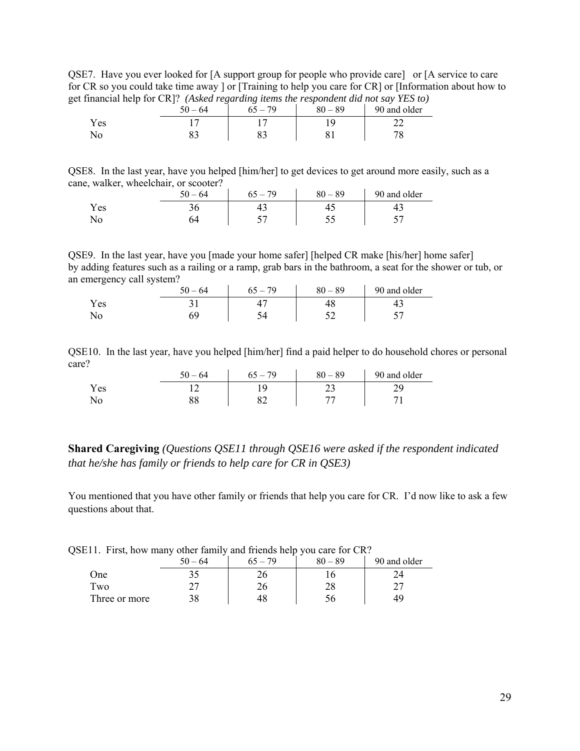QSE7. Have you ever looked for [A support group for people who provide care] or [A service to care for CR so you could take time away ] or [Training to help you care for CR] or [Information about how to get financial help for CR]? *(Asked regarding items the respondent did not say YES to)*

| | 50 – 64 | 65 – 79 | 80 – 89 | 90 and older |
|---|---|---|---|---|
| Yes | 17 | 17 | 19 | 22 |
| No | 83 | 83 | 81 | 78 |

QSE8. In the last year, have you helped [him/her] to get devices to get around more easily, such as a cane, walker, wheelchair, or scooter?

| | 50 – 64 | 65 – 79 | 80 – 89 | 90 and older |
|---|---|---|---|---|
| Yes | 36 | 43 | 45 | 43 |
| No | 64 | 57 | 55 | 57 |

QSE9. In the last year, have you [made your home safer] [helped CR make [his/her] home safer] by adding features such as a railing or a ramp, grab bars in the bathroom, a seat for the shower or tub, or an emergency call system?

| | 50 – 64 | 65 – 79 | 80 – 89 | 90 and older |
|---|---|---|---|---|
| Yes | 31 | 47 | 48 | 43 |
| No | 69 | 54 | 52 | 57 |

QSE10. In the last year, have you helped [him/her] find a paid helper to do household chores or personal care?

| | 50 – 64 | 65 – 79 | 80 – 89 | 90 and older |
|---|---|---|---|---|
| Yes | 12 | 19 | 23 | 29 |
| No | 88 | 82 | 77 | 71 |

**Shared Caregiving** *(Questions QSE11 through QSE16 were asked if the respondent indicated that he/she has family or friends to help care for CR in QSE3)*

You mentioned that you have other family or friends that help you care for CR. I'd now like to ask a few questions about that.

QSE11. First, how many other family and friends help you care for CR?

| | 50 – 64 | 65 – 79 | 80 – 89 | 90 and older |
|---|---|---|---|---|
| One | 35 | 26 | 16 | 24 |
| Two | 27 | 26 | 28 | 27 |
| Three or more | 38 | 48 | 56 | 49 |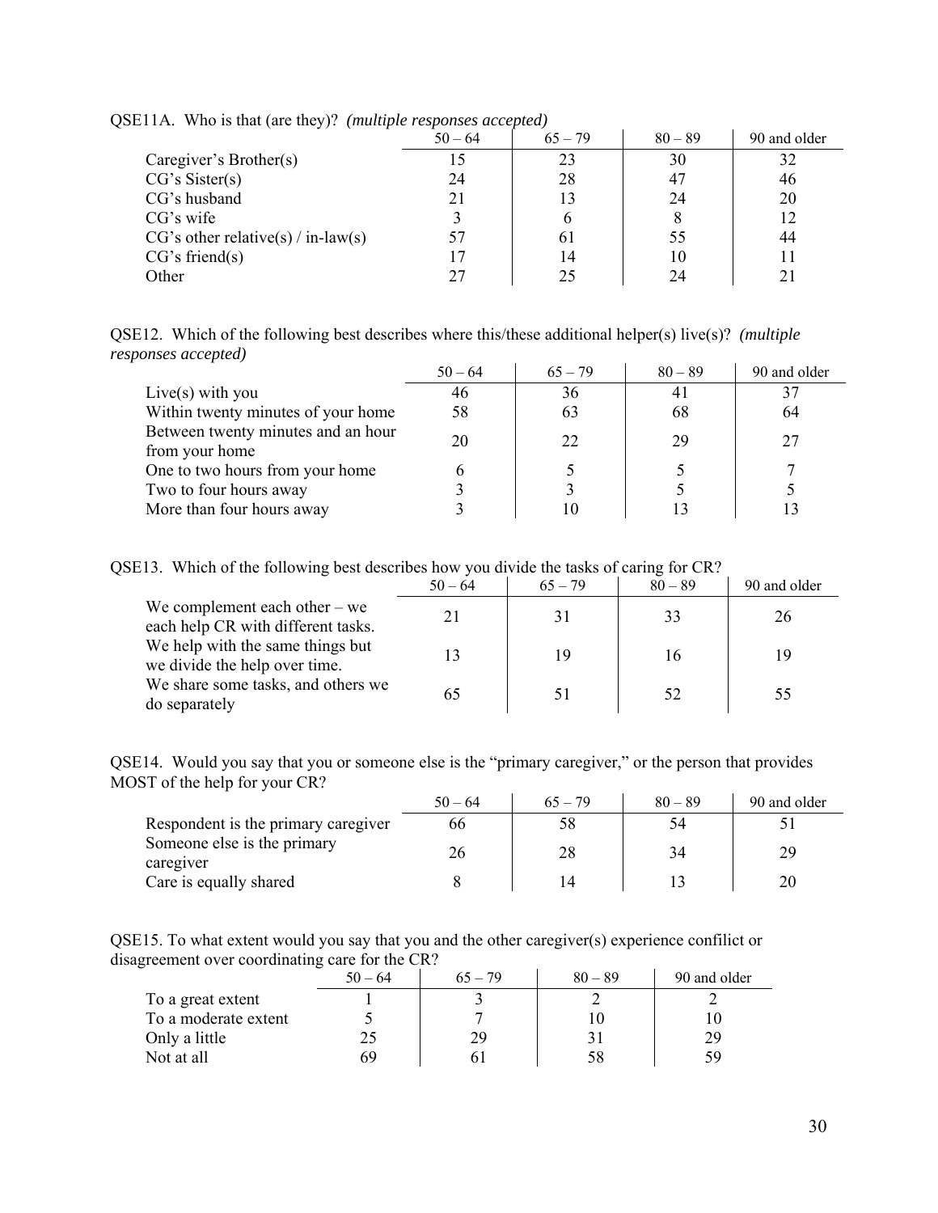QSE11A. Who is that (are they)? *(multiple responses accepted)*

| | 50 – 64 | 65 – 79 | 80 – 89 | 90 and older |
|---|---|---|---|---|
| Caregiver's Brother(s) | 15 | 23 | 30 | 32 |
| CG's Sister(s) | 24 | 28 | 47 | 46 |
| CG's husband | 21 | 13 | 24 | 20 |
| CG's wife | 3 | 6 | 8 | 12 |
| CG's other relative(s) / in-law(s) | 57 | 61 | 55 | 44 |
| CG's friend(s) | 17 | 14 | 10 | 11 |
| Other | 27 | 25 | 24 | 21 |

QSE12. Which of the following best describes where this/these additional helper(s) live(s)? *(multiple responses accepted)*

| | 50 – 64 | 65 – 79 | 80 – 89 | 90 and older |
|---|---|---|---|---|
| Live(s) with you | 46 | 36 | 41 | 37 |
| Within twenty minutes of your home | 58 | 63 | 68 | 64 |
| Between twenty minutes and an hour from your home | 20 | 22 | 29 | 27 |
| One to two hours from your home | 6 | 5 | 5 | 7 |
| Two to four hours away | 3 | 3 | 5 | 5 |
| More than four hours away | 3 | 10 | 13 | 13 |

QSE13. Which of the following best describes how you divide the tasks of caring for CR?

| | 50 – 64 | 65 – 79 | 80 – 89 | 90 and older |
|---|---|---|---|---|
| We complement each other – we each help CR with different tasks. | 21 | 31 | 33 | 26 |
| We help with the same things but we divide the help over time. | 13 | 19 | 16 | 19 |
| We share some tasks, and others we do separately | 65 | 51 | 52 | 55 |

QSE14. Would you say that you or someone else is the "primary caregiver," or the person that provides MOST of the help for your CR?

| | 50 – 64 | 65 – 79 | 80 – 89 | 90 and older |
|---|---|---|---|---|
| Respondent is the primary caregiver | 66 | 58 | 54 | 51 |
| Someone else is the primary caregiver | 26 | 28 | 34 | 29 |
| Care is equally shared | 8 | 14 | 13 | 20 |

QSE15. To what extent would you say that you and the other caregiver(s) experience confilict or disagreement over coordinating care for the CR?

| | 50 – 64 | 65 – 79 | 80 – 89 | 90 and older |
|---|---|---|---|---|
| To a great extent | 1 | 3 | 2 | 2 |
| To a moderate extent | 5 | 7 | 10 | 10 |
| Only a little | 25 | 29 | 31 | 29 |
| Not at all | 69 | 61 | 58 | 59 |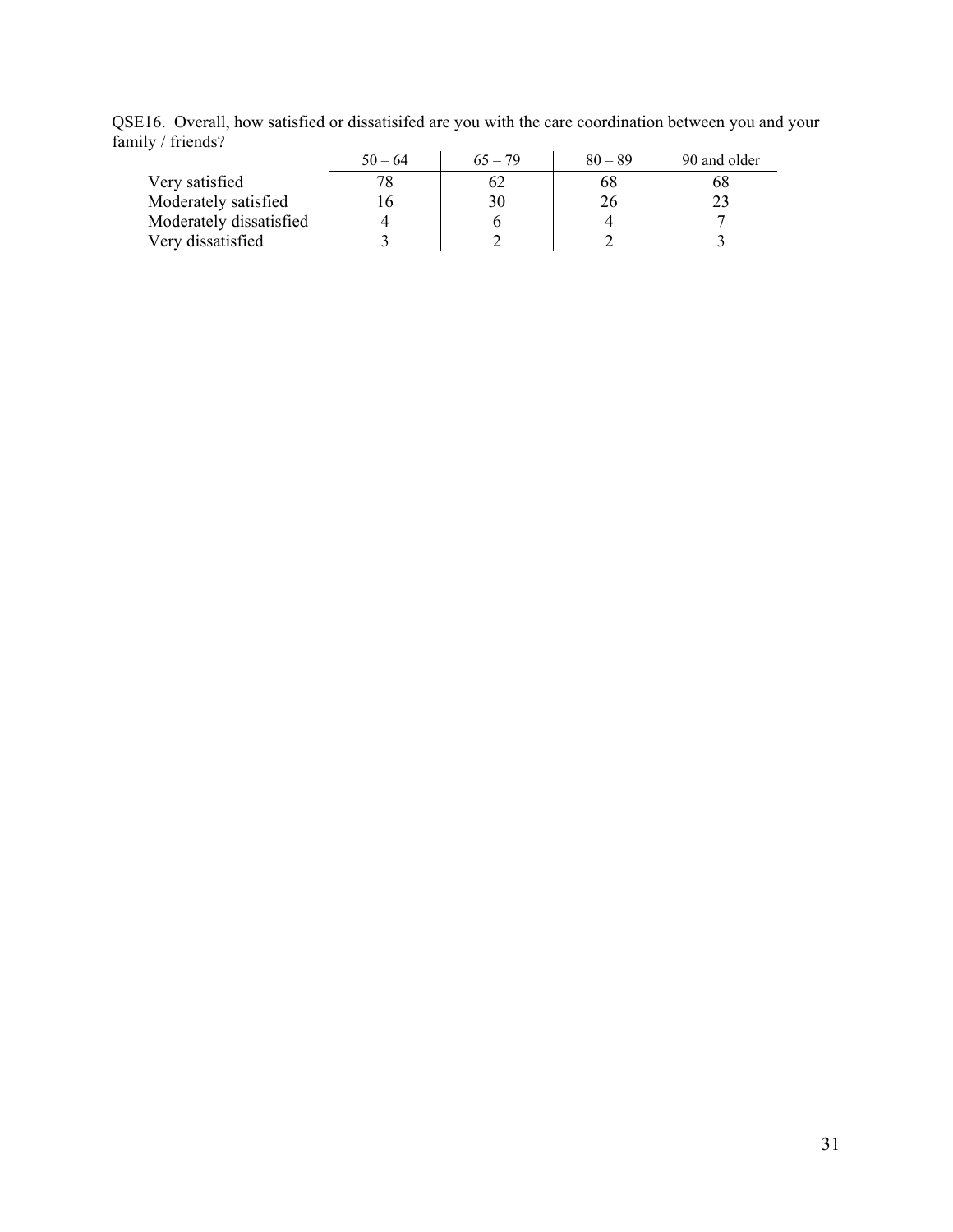QSE16. Overall, how satisfied or dissatisifed are you with the care coordination between you and your family / friends?

| | 50 – 64 | 65 – 79 | 80 – 89 | 90 and older |
|---|---|---|---|---|
| Very satisfied | 78 | 62 | 68 | 68 |
| Moderately satisfied | 16 | 30 | 26 | 23 |
| Moderately dissatisfied | 4 | 6 | 4 | 7 |
| Very dissatisfied | 3 | 2 | 2 | 3 |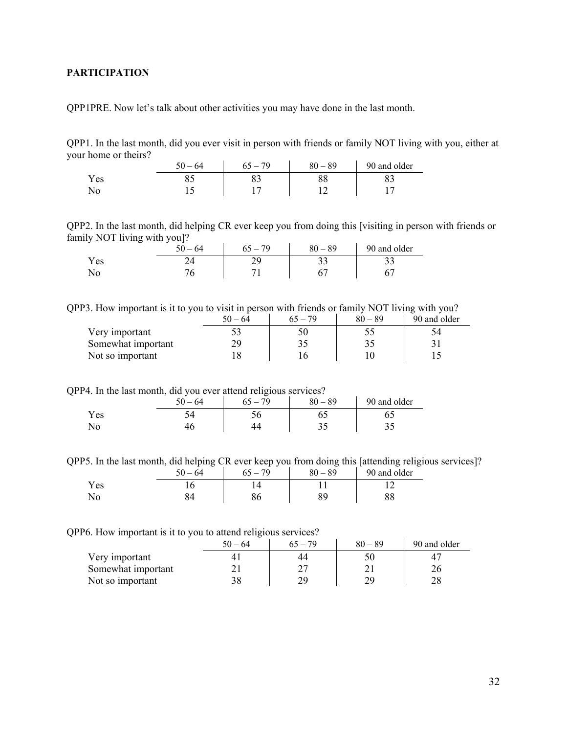## PARTICIPATION

QPP1PRE. Now let's talk about other activities you may have done in the last month.

QPP1. In the last month, did you ever visit in person with friends or family NOT living with you, either at your home or theirs?

| | 50 – 64 | 65 – 79 | 80 – 89 | 90 and older |
|---|---|---|---|---|
| Yes | 85 | 83 | 88 | 83 |
| No | 15 | 17 | 12 | 17 |

QPP2. In the last month, did helping CR ever keep you from doing this [visiting in person with friends or family NOT living with you]?

| | 50 – 64 | 65 – 79 | 80 – 89 | 90 and older |
|---|---|---|---|---|
| Yes | 24 | 29 | 33 | 33 |
| No | 76 | 71 | 67 | 67 |

QPP3. How important is it to you to visit in person with friends or family NOT living with you?

| | 50 – 64 | 65 – 79 | 80 – 89 | 90 and older |
|---|---|---|---|---|
| Very important | 53 | 50 | 55 | 54 |
| Somewhat important | 29 | 35 | 35 | 31 |
| Not so important | 18 | 16 | 10 | 15 |

QPP4. In the last month, did you ever attend religious services?

| | 50 – 64 | 65 – 79 | 80 – 89 | 90 and older |
|---|---|---|---|---|
| Yes | 54 | 56 | 65 | 65 |
| No | 46 | 44 | 35 | 35 |

QPP5. In the last month, did helping CR ever keep you from doing this [attending religious services]?

| | 50 – 64 | 65 – 79 | 80 – 89 | 90 and older |
|---|---|---|---|---|
| Yes | 16 | 14 | 11 | 12 |
| No | 84 | 86 | 89 | 88 |

QPP6. How important is it to you to attend religious services?

| | 50 – 64 | 65 – 79 | 80 – 89 | 90 and older |
|---|---|---|---|---|
| Very important | 41 | 44 | 50 | 47 |
| Somewhat important | 21 | 27 | 21 | 26 |
| Not so important | 38 | 29 | 29 | 28 |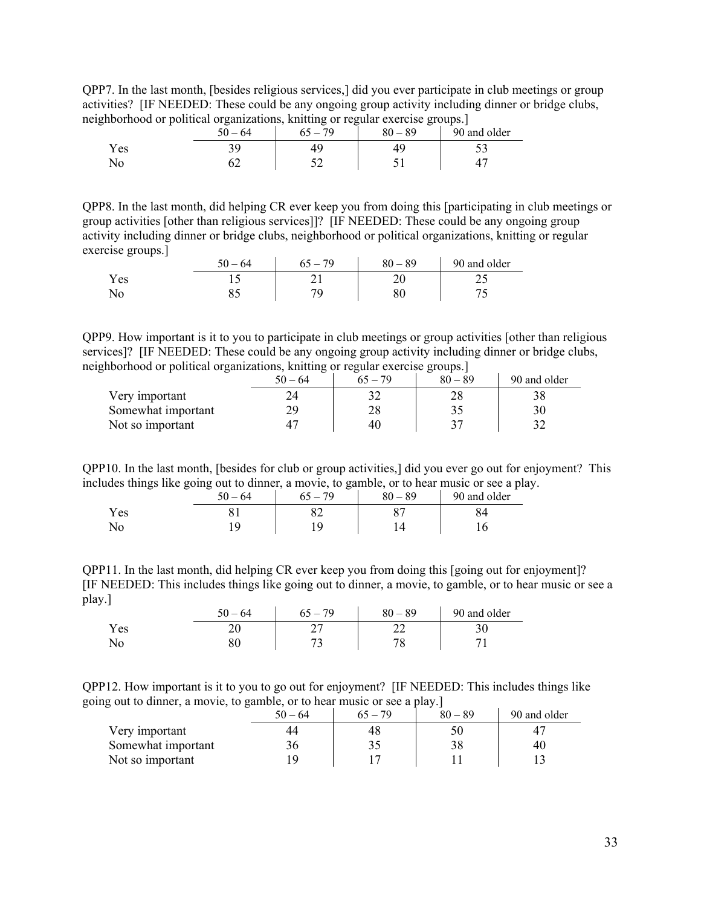QPP7. In the last month, [besides religious services,] did you ever participate in club meetings or group activities? [IF NEEDED: These could be any ongoing group activity including dinner or bridge clubs, neighborhood or political organizations, knitting or regular exercise groups.]

| | 50 – 64 | 65 – 79 | 80 – 89 | 90 and older |
|---|---|---|---|---|
| Yes | 39 | 49 | 49 | 53 |
| No | 62 | 52 | 51 | 47 |

QPP8. In the last month, did helping CR ever keep you from doing this [participating in club meetings or group activities [other than religious services]]? [IF NEEDED: These could be any ongoing group activity including dinner or bridge clubs, neighborhood or political organizations, knitting or regular exercise groups.]

| | 50 – 64 | 65 – 79 | 80 – 89 | 90 and older |
|---|---|---|---|---|
| Yes | 15 | 21 | 20 | 25 |
| No | 85 | 79 | 80 | 75 |

QPP9. How important is it to you to participate in club meetings or group activities [other than religious services]? [IF NEEDED: These could be any ongoing group activity including dinner or bridge clubs, neighborhood or political organizations, knitting or regular exercise groups.]

| | 50 – 64 | 65 – 79 | 80 – 89 | 90 and older |
|---|---|---|---|---|
| Very important | 24 | 32 | 28 | 38 |
| Somewhat important | 29 | 28 | 35 | 30 |
| Not so important | 47 | 40 | 37 | 32 |

QPP10. In the last month, [besides for club or group activities,] did you ever go out for enjoyment? This includes things like going out to dinner, a movie, to gamble, or to hear music or see a play.

| | 50 – 64 | 65 – 79 | 80 – 89 | 90 and older |
|---|---|---|---|---|
| Yes | 81 | 82 | 87 | 84 |
| No | 19 | 19 | 14 | 16 |

QPP11. In the last month, did helping CR ever keep you from doing this [going out for enjoyment]? [IF NEEDED: This includes things like going out to dinner, a movie, to gamble, or to hear music or see a play.]

| | 50 – 64 | 65 – 79 | 80 – 89 | 90 and older |
|---|---|---|---|---|
| Yes | 20 | 27 | 22 | 30 |
| No | 80 | 73 | 78 | 71 |

QPP12. How important is it to you to go out for enjoyment? [IF NEEDED: This includes things like going out to dinner, a movie, to gamble, or to hear music or see a play.]

| | 50 – 64 | 65 – 79 | 80 – 89 | 90 and older |
|---|---|---|---|---|
| Very important | 44 | 48 | 50 | 47 |
| Somewhat important | 36 | 35 | 38 | 40 |
| Not so important | 19 | 17 | 11 | 13 |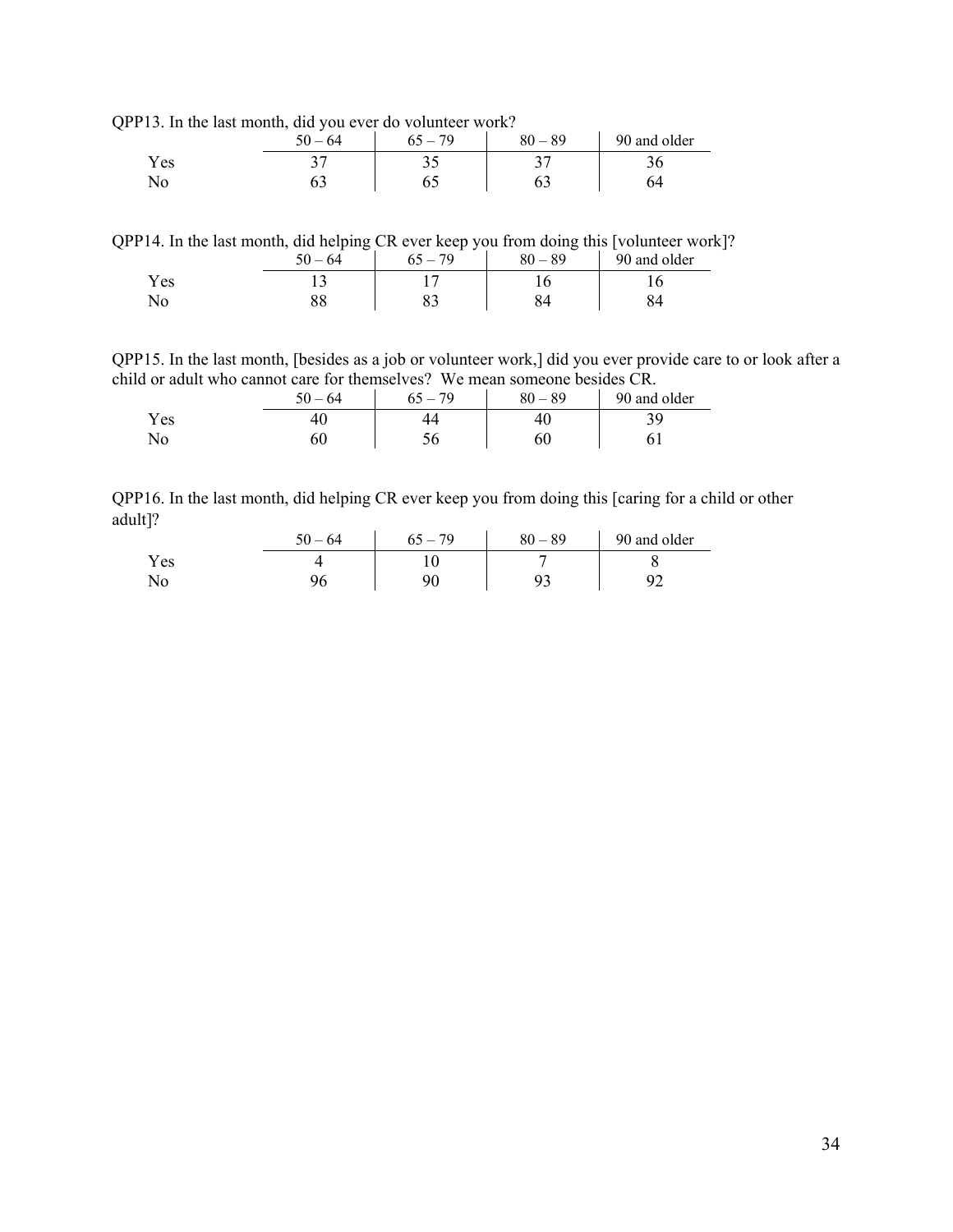QPP13. In the last month, did you ever do volunteer work?

| | 50 – 64 | 65 – 79 | 80 – 89 | 90 and older |
|---|---|---|---|---|
| Yes | 37 | 35 | 37 | 36 |
| No | 63 | 65 | 63 | 64 |

QPP14. In the last month, did helping CR ever keep you from doing this [volunteer work]?

| | 50 – 64 | 65 – 79 | 80 – 89 | 90 and older |
|---|---|---|---|---|
| Yes | 13 | 17 | 16 | 16 |
| No | 88 | 83 | 84 | 84 |

QPP15. In the last month, [besides as a job or volunteer work,] did you ever provide care to or look after a child or adult who cannot care for themselves? We mean someone besides CR.

| | 50 – 64 | 65 – 79 | 80 – 89 | 90 and older |
|---|---|---|---|---|
| Yes | 40 | 44 | 40 | 39 |
| No | 60 | 56 | 60 | 61 |

QPP16. In the last month, did helping CR ever keep you from doing this [caring for a child or other adult]?

| | 50 – 64 | 65 – 79 | 80 – 89 | 90 and older |
|---|---|---|---|---|
| Yes | 4 | 10 | 7 | 8 |
| No | 96 | 90 | 93 | 92 |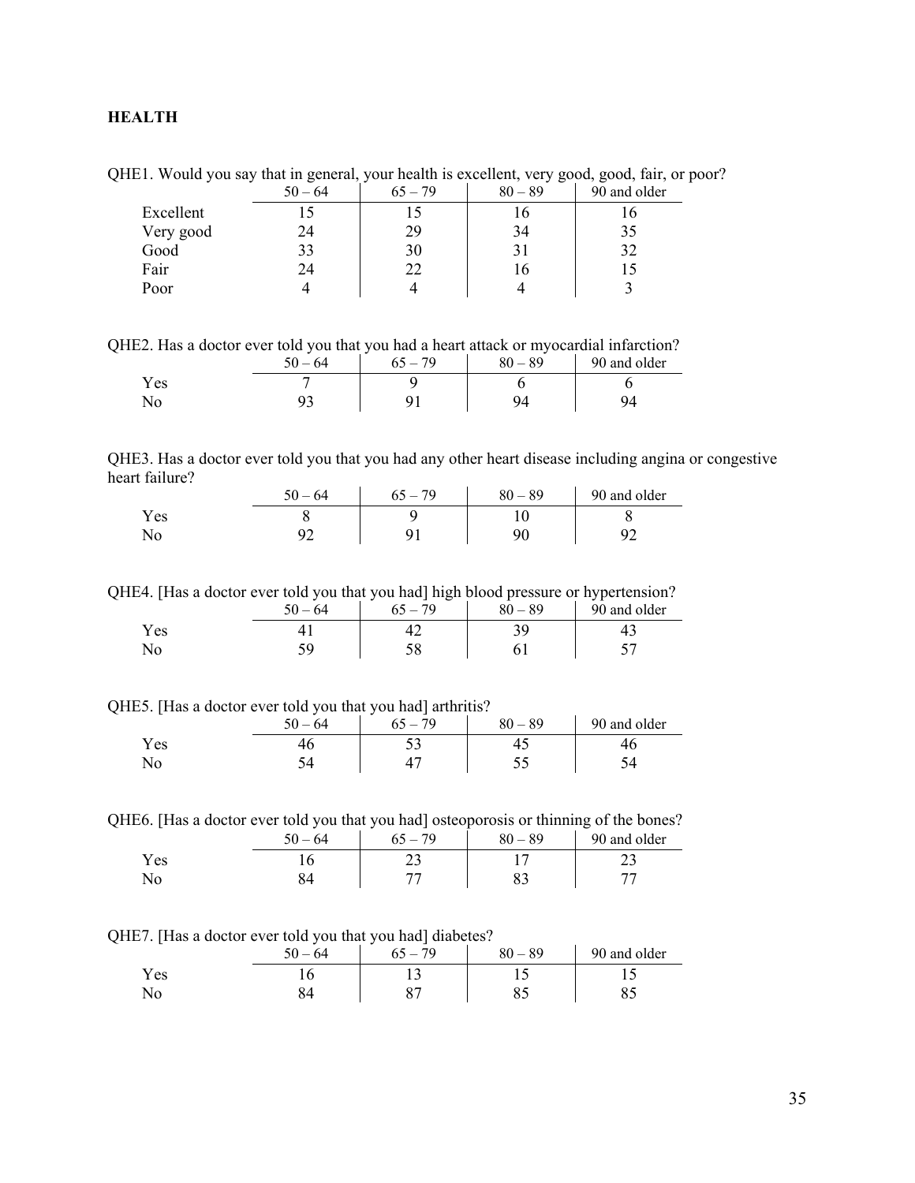**HEALTH**

QHE1. Would you say that in general, your health is excellent, very good, good, fair, or poor?

| | 50 – 64 | 65 – 79 | 80 – 89 | 90 and older |
|---|---|---|---|---|
| Excellent | 15 | 15 | 16 | 16 |
| Very good | 24 | 29 | 34 | 35 |
| Good | 33 | 30 | 31 | 32 |
| Fair | 24 | 22 | 16 | 15 |
| Poor | 4 | 4 | 4 | 3 |

QHE2. Has a doctor ever told you that you had a heart attack or myocardial infarction?

| | 50 – 64 | 65 – 79 | 80 – 89 | 90 and older |
|---|---|---|---|---|
| Yes | 7 | 9 | 6 | 6 |
| No | 93 | 91 | 94 | 94 |

QHE3. Has a doctor ever told you that you had any other heart disease including angina or congestive heart failure?

| | 50 – 64 | 65 – 79 | 80 – 89 | 90 and older |
|---|---|---|---|---|
| Yes | 8 | 9 | 10 | 8 |
| No | 92 | 91 | 90 | 92 |

QHE4. [Has a doctor ever told you that you had] high blood pressure or hypertension?

| | 50 – 64 | 65 – 79 | 80 – 89 | 90 and older |
|---|---|---|---|---|
| Yes | 41 | 42 | 39 | 43 |
| No | 59 | 58 | 61 | 57 |

QHE5. [Has a doctor ever told you that you had] arthritis?

| | 50 – 64 | 65 – 79 | 80 – 89 | 90 and older |
|---|---|---|---|---|
| Yes | 46 | 53 | 45 | 46 |
| No | 54 | 47 | 55 | 54 |

QHE6. [Has a doctor ever told you that you had] osteoporosis or thinning of the bones?

| | 50 – 64 | 65 – 79 | 80 – 89 | 90 and older |
|---|---|---|---|---|
| Yes | 16 | 23 | 17 | 23 |
| No | 84 | 77 | 83 | 77 |

QHE7. [Has a doctor ever told you that you had] diabetes?

| | 50 – 64 | 65 – 79 | 80 – 89 | 90 and older |
|---|---|---|---|---|
| Yes | 16 | 13 | 15 | 15 |
| No | 84 | 87 | 85 | 85 |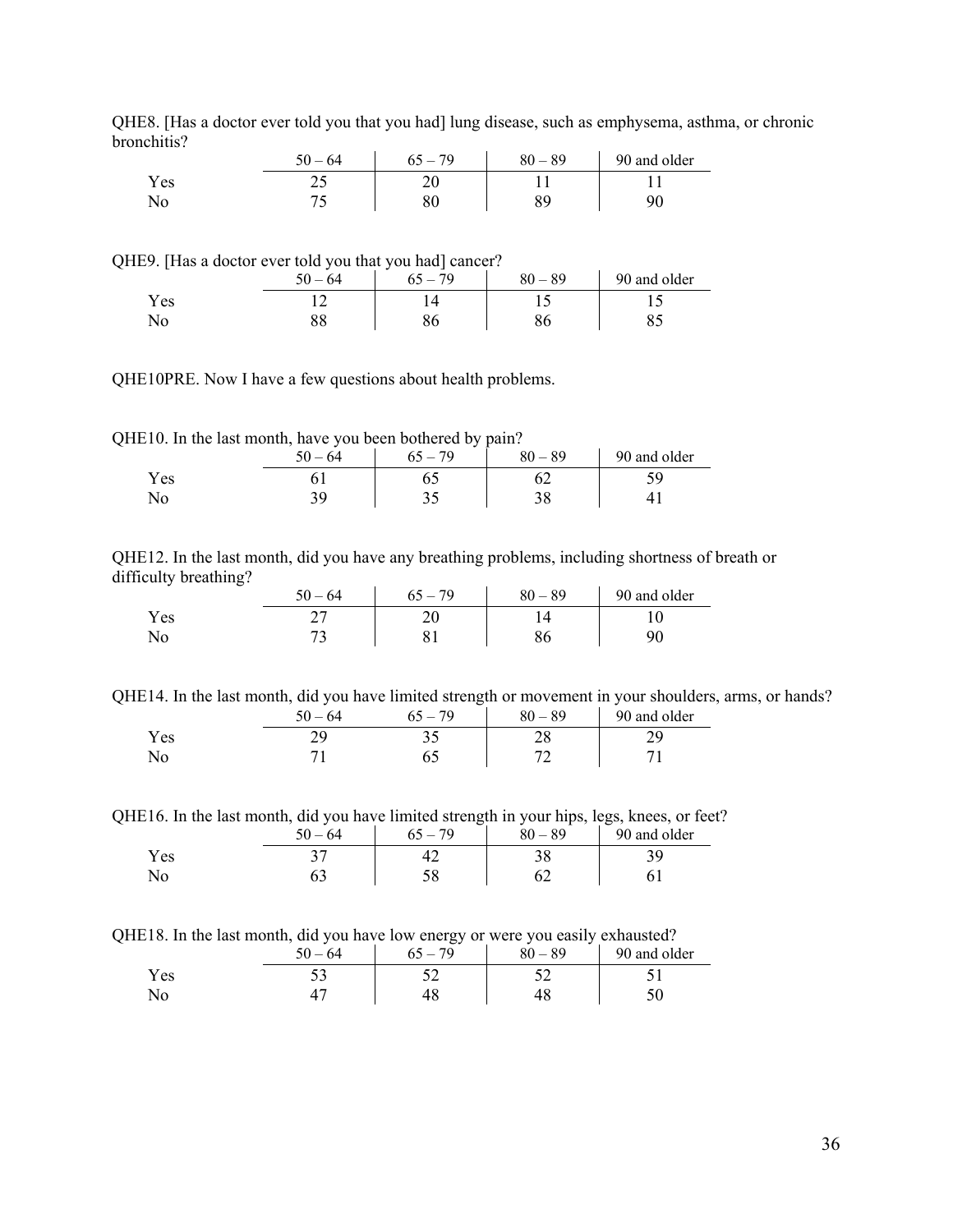QHE8. [Has a doctor ever told you that you had] lung disease, such as emphysema, asthma, or chronic bronchitis?

| | 50 – 64 | 65 – 79 | 80 – 89 | 90 and older |
|---|---|---|---|---|
| Yes | 25 | 20 | 11 | 11 |
| No | 75 | 80 | 89 | 90 |

QHE9. [Has a doctor ever told you that you had] cancer?

| | 50 – 64 | 65 – 79 | 80 – 89 | 90 and older |
|---|---|---|---|---|
| Yes | 12 | 14 | 15 | 15 |
| No | 88 | 86 | 86 | 85 |

QHE10PRE. Now I have a few questions about health problems.

QHE10. In the last month, have you been bothered by pain?

| | 50 – 64 | 65 – 79 | 80 – 89 | 90 and older |
|---|---|---|---|---|
| Yes | 61 | 65 | 62 | 59 |
| No | 39 | 35 | 38 | 41 |

QHE12. In the last month, did you have any breathing problems, including shortness of breath or difficulty breathing?

| | 50 – 64 | 65 – 79 | 80 – 89 | 90 and older |
|---|---|---|---|---|
| Yes | 27 | 20 | 14 | 10 |
| No | 73 | 81 | 86 | 90 |

QHE14. In the last month, did you have limited strength or movement in your shoulders, arms, or hands?

| | 50 – 64 | 65 – 79 | 80 – 89 | 90 and older |
|---|---|---|---|---|
| Yes | 29 | 35 | 28 | 29 |
| No | 71 | 65 | 72 | 71 |

QHE16. In the last month, did you have limited strength in your hips, legs, knees, or feet?

| | 50 – 64 | 65 – 79 | 80 – 89 | 90 and older |
|---|---|---|---|---|
| Yes | 37 | 42 | 38 | 39 |
| No | 63 | 58 | 62 | 61 |

QHE18. In the last month, did you have low energy or were you easily exhausted?

| | 50 – 64 | 65 – 79 | 80 – 89 | 90 and older |
|---|---|---|---|---|
| Yes | 53 | 52 | 52 | 51 |
| No | 47 | 48 | 48 | 50 |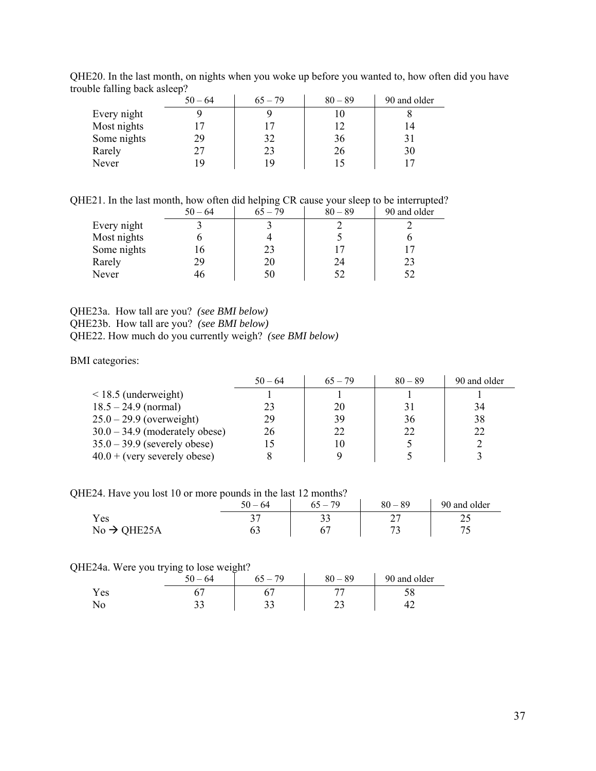QHE20. In the last month, on nights when you woke up before you wanted to, how often did you have trouble falling back asleep?

| | 50 – 64 | 65 – 79 | 80 – 89 | 90 and older |
|---|---|---|---|---|
| Every night | 9 | 9 | 10 | 8 |
| Most nights | 17 | 17 | 12 | 14 |
| Some nights | 29 | 32 | 36 | 31 |
| Rarely | 27 | 23 | 26 | 30 |
| Never | 19 | 19 | 15 | 17 |

QHE21. In the last month, how often did helping CR cause your sleep to be interrupted?

| | 50 – 64 | 65 – 79 | 80 – 89 | 90 and older |
|---|---|---|---|---|
| Every night | 3 | 3 | 2 | 2 |
| Most nights | 6 | 4 | 5 | 6 |
| Some nights | 16 | 23 | 17 | 17 |
| Rarely | 29 | 20 | 24 | 23 |
| Never | 46 | 50 | 52 | 52 |

QHE23a. How tall are you? *(see BMI below)*
QHE23b. How tall are you? *(see BMI below)*
QHE22. How much do you currently weigh? *(see BMI below)*

BMI categories:

| | 50 – 64 | 65 – 79 | 80 – 89 | 90 and older |
|---|---|---|---|---|
| < 18.5 (underweight) | 1 | 1 | 1 | 1 |
| 18.5 – 24.9 (normal) | 23 | 20 | 31 | 34 |
| 25.0 – 29.9 (overweight) | 29 | 39 | 36 | 38 |
| 30.0 – 34.9 (moderately obese) | 26 | 22 | 22 | 22 |
| 35.0 – 39.9 (severely obese) | 15 | 10 | 5 | 2 |
| 40.0 + (very severely obese) | 8 | 9 | 5 | 3 |

QHE24. Have you lost 10 or more pounds in the last 12 months?

| | 50 – 64 | 65 – 79 | 80 – 89 | 90 and older |
|---|---|---|---|---|
| Yes | 37 | 33 | 27 | 25 |
| No → QHE25A | 63 | 67 | 73 | 75 |

QHE24a. Were you trying to lose weight?

| | 50 – 64 | 65 – 79 | 80 – 89 | 90 and older |
|---|---|---|---|---|
| Yes | 67 | 67 | 77 | 58 |
| No | 33 | 33 | 23 | 42 |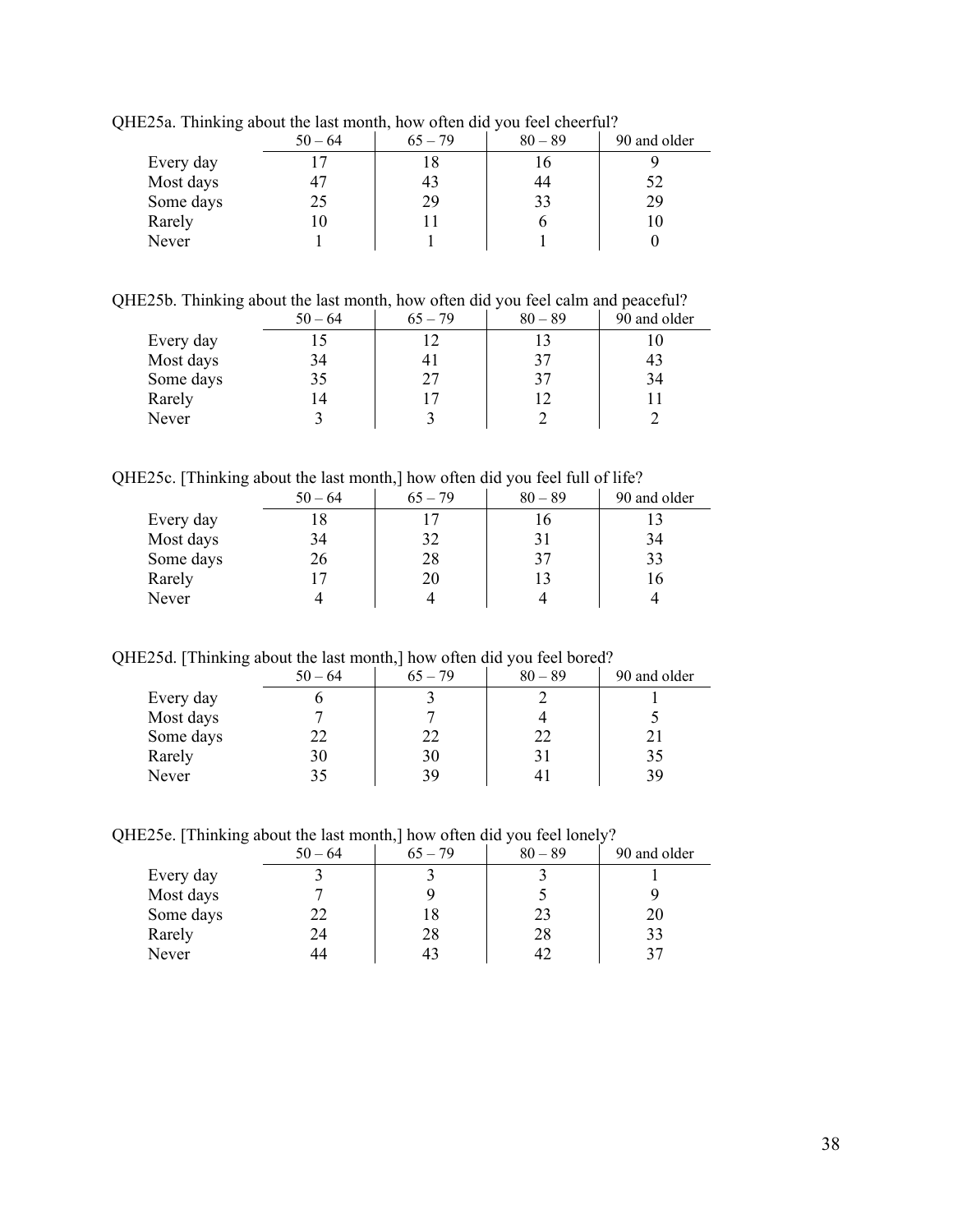QHE25a. Thinking about the last month, how often did you feel cheerful?

| | 50 – 64 | 65 – 79 | 80 – 89 | 90 and older |
|---|---|---|---|---|
| Every day | 17 | 18 | 16 | 9 |
| Most days | 47 | 43 | 44 | 52 |
| Some days | 25 | 29 | 33 | 29 |
| Rarely | 10 | 11 | 6 | 10 |
| Never | 1 | 1 | 1 | 0 |

QHE25b. Thinking about the last month, how often did you feel calm and peaceful?

| | 50 – 64 | 65 – 79 | 80 – 89 | 90 and older |
|---|---|---|---|---|
| Every day | 15 | 12 | 13 | 10 |
| Most days | 34 | 41 | 37 | 43 |
| Some days | 35 | 27 | 37 | 34 |
| Rarely | 14 | 17 | 12 | 11 |
| Never | 3 | 3 | 2 | 2 |

QHE25c. [Thinking about the last month,] how often did you feel full of life?

| | 50 – 64 | 65 – 79 | 80 – 89 | 90 and older |
|---|---|---|---|---|
| Every day | 18 | 17 | 16 | 13 |
| Most days | 34 | 32 | 31 | 34 |
| Some days | 26 | 28 | 37 | 33 |
| Rarely | 17 | 20 | 13 | 16 |
| Never | 4 | 4 | 4 | 4 |

QHE25d. [Thinking about the last month,] how often did you feel bored?

| | 50 – 64 | 65 – 79 | 80 – 89 | 90 and older |
|---|---|---|---|---|
| Every day | 6 | 3 | 2 | 1 |
| Most days | 7 | 7 | 4 | 5 |
| Some days | 22 | 22 | 22 | 21 |
| Rarely | 30 | 30 | 31 | 35 |
| Never | 35 | 39 | 41 | 39 |

QHE25e. [Thinking about the last month,] how often did you feel lonely?

| | 50 – 64 | 65 – 79 | 80 – 89 | 90 and older |
|---|---|---|---|---|
| Every day | 3 | 3 | 3 | 1 |
| Most days | 7 | 9 | 5 | 9 |
| Some days | 22 | 18 | 23 | 20 |
| Rarely | 24 | 28 | 28 | 33 |
| Never | 44 | 43 | 42 | 37 |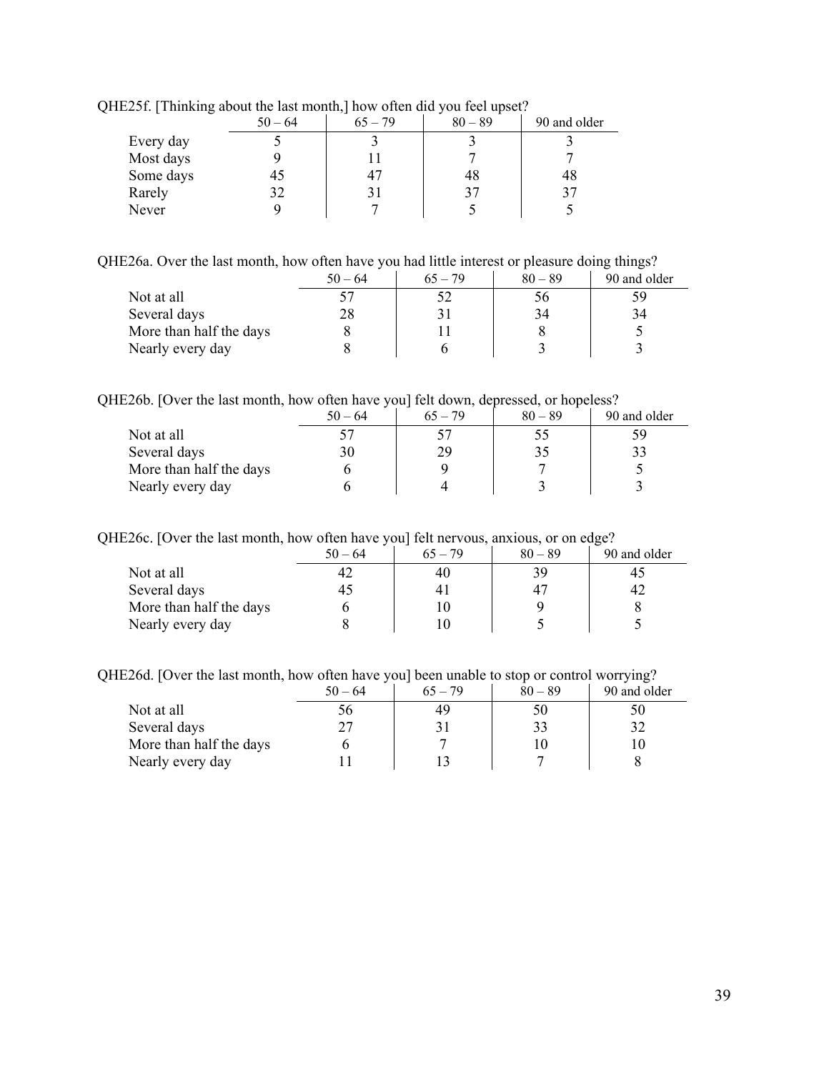QHE25f. [Thinking about the last month,] how often did you feel upset?

| | 50 – 64 | 65 – 79 | 80 – 89 | 90 and older |
|---|---|---|---|---|
| Every day | 5 | 3 | 3 | 3 |
| Most days | 9 | 11 | 7 | 7 |
| Some days | 45 | 47 | 48 | 48 |
| Rarely | 32 | 31 | 37 | 37 |
| Never | 9 | 7 | 5 | 5 |

QHE26a. Over the last month, how often have you had little interest or pleasure doing things?

| | 50 – 64 | 65 – 79 | 80 – 89 | 90 and older |
|---|---|---|---|---|
| Not at all | 57 | 52 | 56 | 59 |
| Several days | 28 | 31 | 34 | 34 |
| More than half the days | 8 | 11 | 8 | 5 |
| Nearly every day | 8 | 6 | 3 | 3 |

QHE26b. [Over the last month, how often have you] felt down, depressed, or hopeless?

| | 50 – 64 | 65 – 79 | 80 – 89 | 90 and older |
|---|---|---|---|---|
| Not at all | 57 | 57 | 55 | 59 |
| Several days | 30 | 29 | 35 | 33 |
| More than half the days | 6 | 9 | 7 | 5 |
| Nearly every day | 6 | 4 | 3 | 3 |

QHE26c. [Over the last month, how often have you] felt nervous, anxious, or on edge?

| | 50 – 64 | 65 – 79 | 80 – 89 | 90 and older |
|---|---|---|---|---|
| Not at all | 42 | 40 | 39 | 45 |
| Several days | 45 | 41 | 47 | 42 |
| More than half the days | 6 | 10 | 9 | 8 |
| Nearly every day | 8 | 10 | 5 | 5 |

QHE26d. [Over the last month, how often have you] been unable to stop or control worrying?

| | 50 – 64 | 65 – 79 | 80 – 89 | 90 and older |
|---|---|---|---|---|
| Not at all | 56 | 49 | 50 | 50 |
| Several days | 27 | 31 | 33 | 32 |
| More than half the days | 6 | 7 | 10 | 10 |
| Nearly every day | 11 | 13 | 7 | 8 |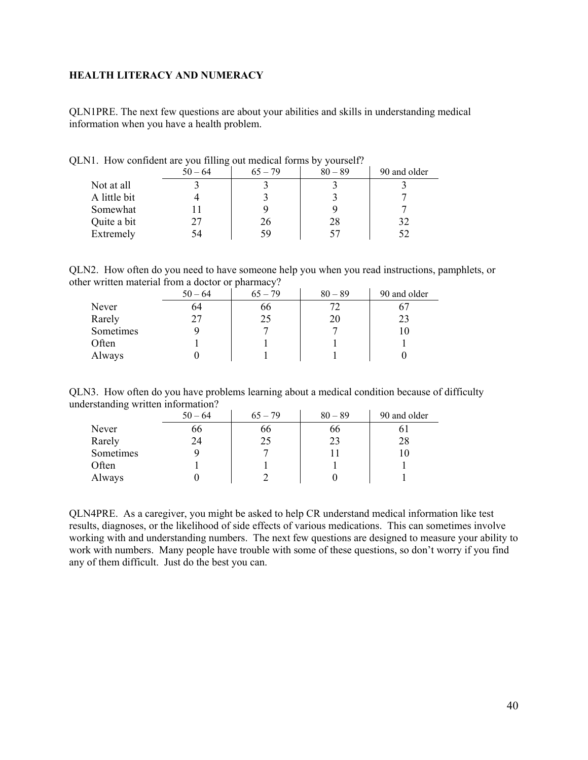**HEALTH LITERACY AND NUMERACY**

QLN1PRE. The next few questions are about your abilities and skills in understanding medical information when you have a health problem.

QLN1. How confident are you filling out medical forms by yourself?

| | 50 – 64 | 65 – 79 | 80 – 89 | 90 and older |
|---|---|---|---|---|
| Not at all | 3 | 3 | 3 | 3 |
| A little bit | 4 | 3 | 3 | 7 |
| Somewhat | 11 | 9 | 9 | 7 |
| Quite a bit | 27 | 26 | 28 | 32 |
| Extremely | 54 | 59 | 57 | 52 |

QLN2. How often do you need to have someone help you when you read instructions, pamphlets, or other written material from a doctor or pharmacy?

| | 50 – 64 | 65 – 79 | 80 – 89 | 90 and older |
|---|---|---|---|---|
| Never | 64 | 66 | 72 | 67 |
| Rarely | 27 | 25 | 20 | 23 |
| Sometimes | 9 | 7 | 7 | 10 |
| Often | 1 | 1 | 1 | 1 |
| Always | 0 | 1 | 1 | 0 |

QLN3. How often do you have problems learning about a medical condition because of difficulty understanding written information?

| | 50 – 64 | 65 – 79 | 80 – 89 | 90 and older |
|---|---|---|---|---|
| Never | 66 | 66 | 66 | 61 |
| Rarely | 24 | 25 | 23 | 28 |
| Sometimes | 9 | 7 | 11 | 10 |
| Often | 1 | 1 | 1 | 1 |
| Always | 0 | 2 | 0 | 1 |

QLN4PRE. As a caregiver, you might be asked to help CR understand medical information like test results, diagnoses, or the likelihood of side effects of various medications. This can sometimes involve working with and understanding numbers. The next few questions are designed to measure your ability to work with numbers. Many people have trouble with some of these questions, so don't worry if you find any of them difficult. Just do the best you can.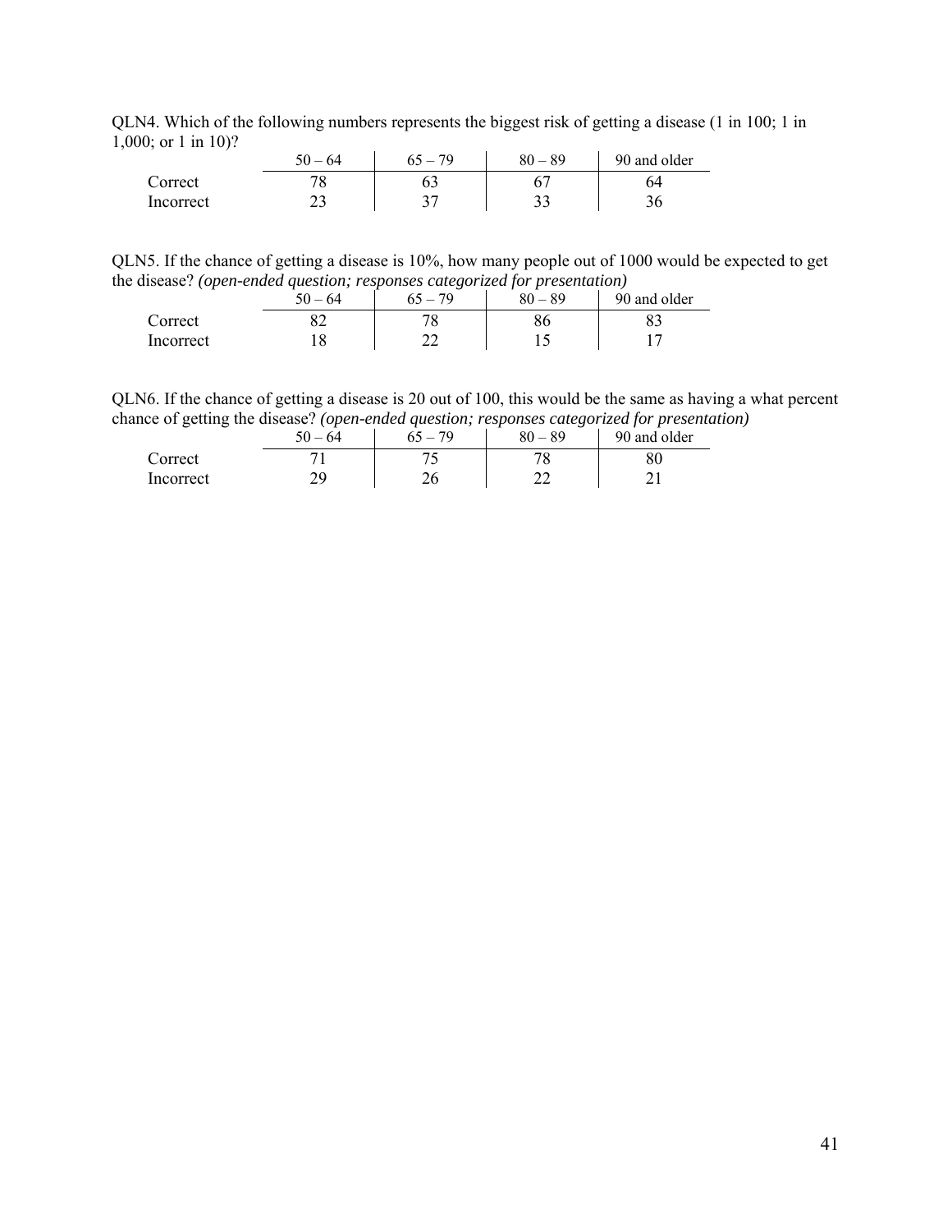QLN4. Which of the following numbers represents the biggest risk of getting a disease (1 in 100; 1 in 1,000; or 1 in 10)?

| | 50 – 64 | 65 – 79 | 80 – 89 | 90 and older |
|---|---|---|---|---|
| Correct | 78 | 63 | 67 | 64 |
| Incorrect | 23 | 37 | 33 | 36 |

QLN5. If the chance of getting a disease is 10%, how many people out of 1000 would be expected to get the disease? *(open-ended question; responses categorized for presentation)*

| | 50 – 64 | 65 – 79 | 80 – 89 | 90 and older |
|---|---|---|---|---|
| Correct | 82 | 78 | 86 | 83 |
| Incorrect | 18 | 22 | 15 | 17 |

QLN6. If the chance of getting a disease is 20 out of 100, this would be the same as having a what percent chance of getting the disease? *(open-ended question; responses categorized for presentation)*

| | 50 – 64 | 65 – 79 | 80 – 89 | 90 and older |
|---|---|---|---|---|
| Correct | 71 | 75 | 78 | 80 |
| Incorrect | 29 | 26 | 22 | 21 |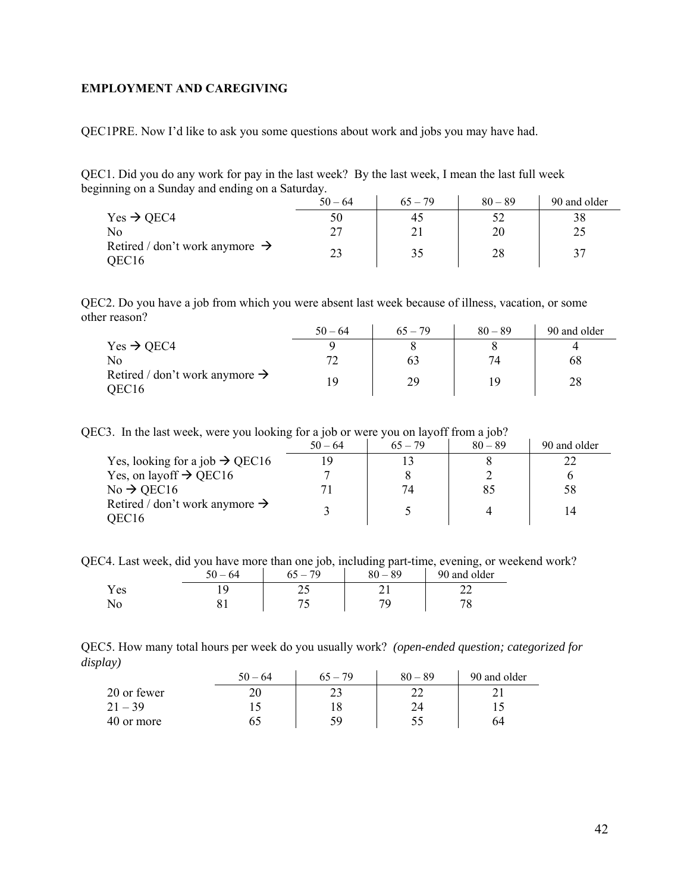**EMPLOYMENT AND CAREGIVING**

QEC1PRE. Now I'd like to ask you some questions about work and jobs you may have had.

QEC1. Did you do any work for pay in the last week? By the last week, I mean the last full week beginning on a Sunday and ending on a Saturday.

| | 50 – 64 | 65 – 79 | 80 – 89 | 90 and older |
|---|---|---|---|---|
| Yes → QEC4 | 50 | 45 | 52 | 38 |
| No | 27 | 21 | 20 | 25 |
| Retired / don't work anymore → QEC16 | 23 | 35 | 28 | 37 |

QEC2. Do you have a job from which you were absent last week because of illness, vacation, or some other reason?

| | 50 – 64 | 65 – 79 | 80 – 89 | 90 and older |
|---|---|---|---|---|
| Yes → QEC4 | 9 | 8 | 8 | 4 |
| No | 72 | 63 | 74 | 68 |
| Retired / don't work anymore → QEC16 | 19 | 29 | 19 | 28 |

QEC3. In the last week, were you looking for a job or were you on layoff from a job?

| | 50 – 64 | 65 – 79 | 80 – 89 | 90 and older |
|---|---|---|---|---|
| Yes, looking for a job → QEC16 | 19 | 13 | 8 | 22 |
| Yes, on layoff → QEC16 | 7 | 8 | 2 | 6 |
| No → QEC16 | 71 | 74 | 85 | 58 |
| Retired / don't work anymore → QEC16 | 3 | 5 | 4 | 14 |

QEC4. Last week, did you have more than one job, including part-time, evening, or weekend work?

| | 50 – 64 | 65 – 79 | 80 – 89 | 90 and older |
|---|---|---|---|---|
| Yes | 19 | 25 | 21 | 22 |
| No | 81 | 75 | 79 | 78 |

QEC5. How many total hours per week do you usually work? *(open-ended question; categorized for display)*

| | 50 – 64 | 65 – 79 | 80 – 89 | 90 and older |
|---|---|---|---|---|
| 20 or fewer | 20 | 23 | 22 | 21 |
| 21 – 39 | 15 | 18 | 24 | 15 |
| 40 or more | 65 | 59 | 55 | 64 |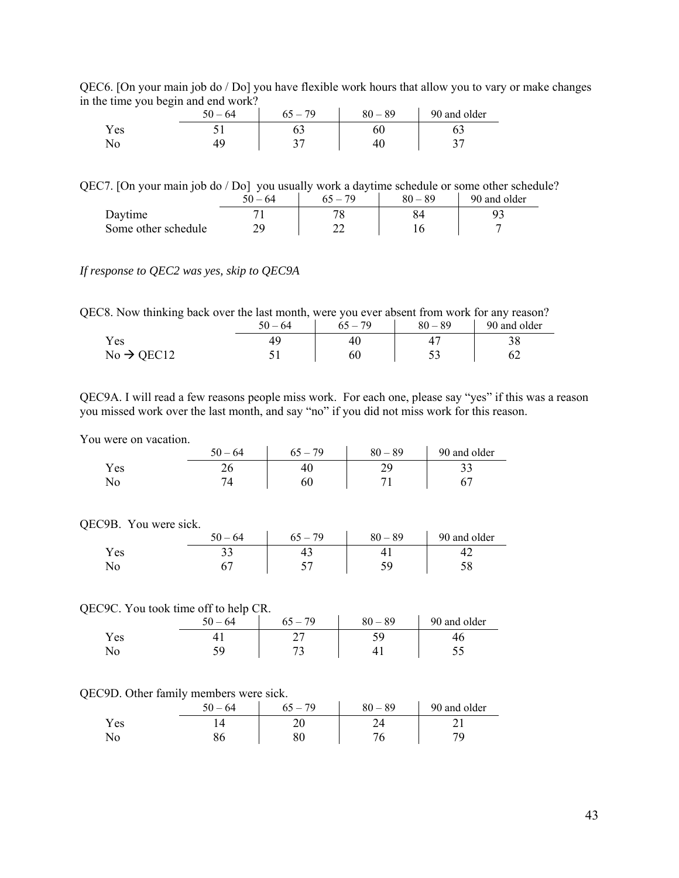QEC6. [On your main job do / Do] you have flexible work hours that allow you to vary or make changes in the time you begin and end work?

| | 50 – 64 | 65 – 79 | 80 – 89 | 90 and older |
|---|---|---|---|---|
| Yes | 51 | 63 | 60 | 63 |
| No | 49 | 37 | 40 | 37 |

QEC7. [On your main job do / Do] you usually work a daytime schedule or some other schedule?

| | 50 – 64 | 65 – 79 | 80 – 89 | 90 and older |
|---|---|---|---|---|
| Daytime | 71 | 78 | 84 | 93 |
| Some other schedule | 29 | 22 | 16 | 7 |

*If response to QEC2 was yes, skip to QEC9A*

QEC8. Now thinking back over the last month, were you ever absent from work for any reason?

| | 50 – 64 | 65 – 79 | 80 – 89 | 90 and older |
|---|---|---|---|---|
| Yes | 49 | 40 | 47 | 38 |
| No → QEC12 | 51 | 60 | 53 | 62 |

QEC9A. I will read a few reasons people miss work. For each one, please say "yes" if this was a reason you missed work over the last month, and say "no" if you did not miss work for this reason.

You were on vacation.

| | 50 – 64 | 65 – 79 | 80 – 89 | 90 and older |
|---|---|---|---|---|
| Yes | 26 | 40 | 29 | 33 |
| No | 74 | 60 | 71 | 67 |

QEC9B. You were sick.

| | 50 – 64 | 65 – 79 | 80 – 89 | 90 and older |
|---|---|---|---|---|
| Yes | 33 | 43 | 41 | 42 |
| No | 67 | 57 | 59 | 58 |

QEC9C. You took time off to help CR.

| | 50 – 64 | 65 – 79 | 80 – 89 | 90 and older |
|---|---|---|---|---|
| Yes | 41 | 27 | 59 | 46 |
| No | 59 | 73 | 41 | 55 |

QEC9D. Other family members were sick.

| | 50 – 64 | 65 – 79 | 80 – 89 | 90 and older |
|---|---|---|---|---|
| Yes | 14 | 20 | 24 | 21 |
| No | 86 | 80 | 76 | 79 |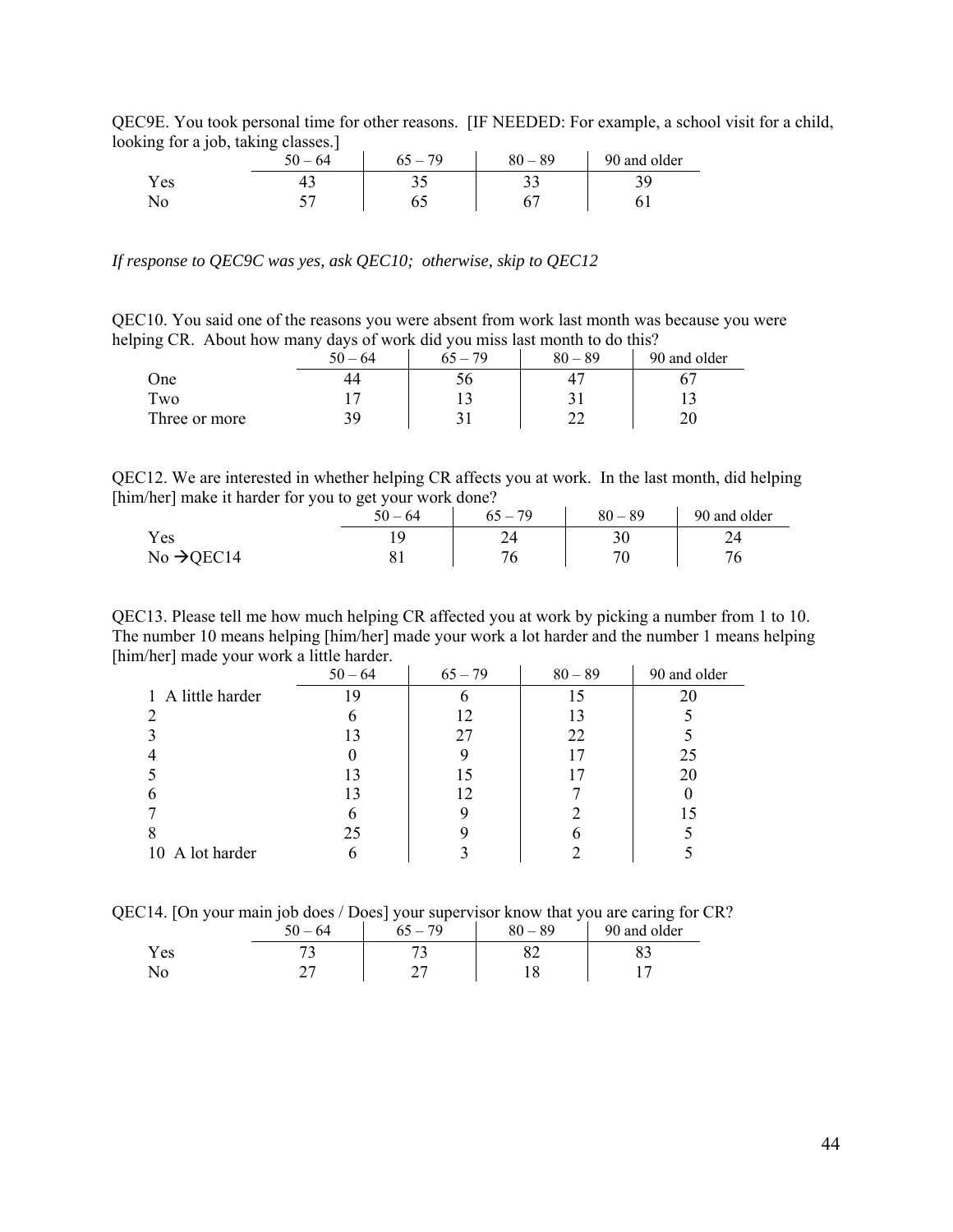QEC9E. You took personal time for other reasons. [IF NEEDED: For example, a school visit for a child, looking for a job, taking classes.]

| | 50 – 64 | 65 – 79 | 80 – 89 | 90 and older |
|---|---|---|---|---|
| Yes | 43 | 35 | 33 | 39 |
| No | 57 | 65 | 67 | 61 |

*If response to QEC9C was yes, ask QEC10; otherwise, skip to QEC12*

QEC10. You said one of the reasons you were absent from work last month was because you were helping CR. About how many days of work did you miss last month to do this?

| | 50 – 64 | 65 – 79 | 80 – 89 | 90 and older |
|---|---|---|---|---|
| One | 44 | 56 | 47 | 67 |
| Two | 17 | 13 | 31 | 13 |
| Three or more | 39 | 31 | 22 | 20 |

QEC12. We are interested in whether helping CR affects you at work. In the last month, did helping [him/her] make it harder for you to get your work done?

| | 50 – 64 | 65 – 79 | 80 – 89 | 90 and older |
|---|---|---|---|---|
| Yes | 19 | 24 | 30 | 24 |
| No →QEC14 | 81 | 76 | 70 | 76 |

QEC13. Please tell me how much helping CR affected you at work by picking a number from 1 to 10. The number 10 means helping [him/her] made your work a lot harder and the number 1 means helping [him/her] made your work a little harder.

| | 50 – 64 | 65 – 79 | 80 – 89 | 90 and older |
|---|---|---|---|---|
| 1 A little harder | 19 | 6 | 15 | 20 |
| 2 | 6 | 12 | 13 | 5 |
| 3 | 13 | 27 | 22 | 5 |
| 4 | 0 | 9 | 17 | 25 |
| 5 | 13 | 15 | 17 | 20 |
| 6 | 13 | 12 | 7 | 0 |
| 7 | 6 | 9 | 2 | 15 |
| 8 | 25 | 9 | 6 | 5 |
| 10 A lot harder | 6 | 3 | 2 | 5 |

QEC14. [On your main job does / Does] your supervisor know that you are caring for CR?

| | 50 – 64 | 65 – 79 | 80 – 89 | 90 and older |
|---|---|---|---|---|
| Yes | 73 | 73 | 82 | 83 |
| No | 27 | 27 | 18 | 17 |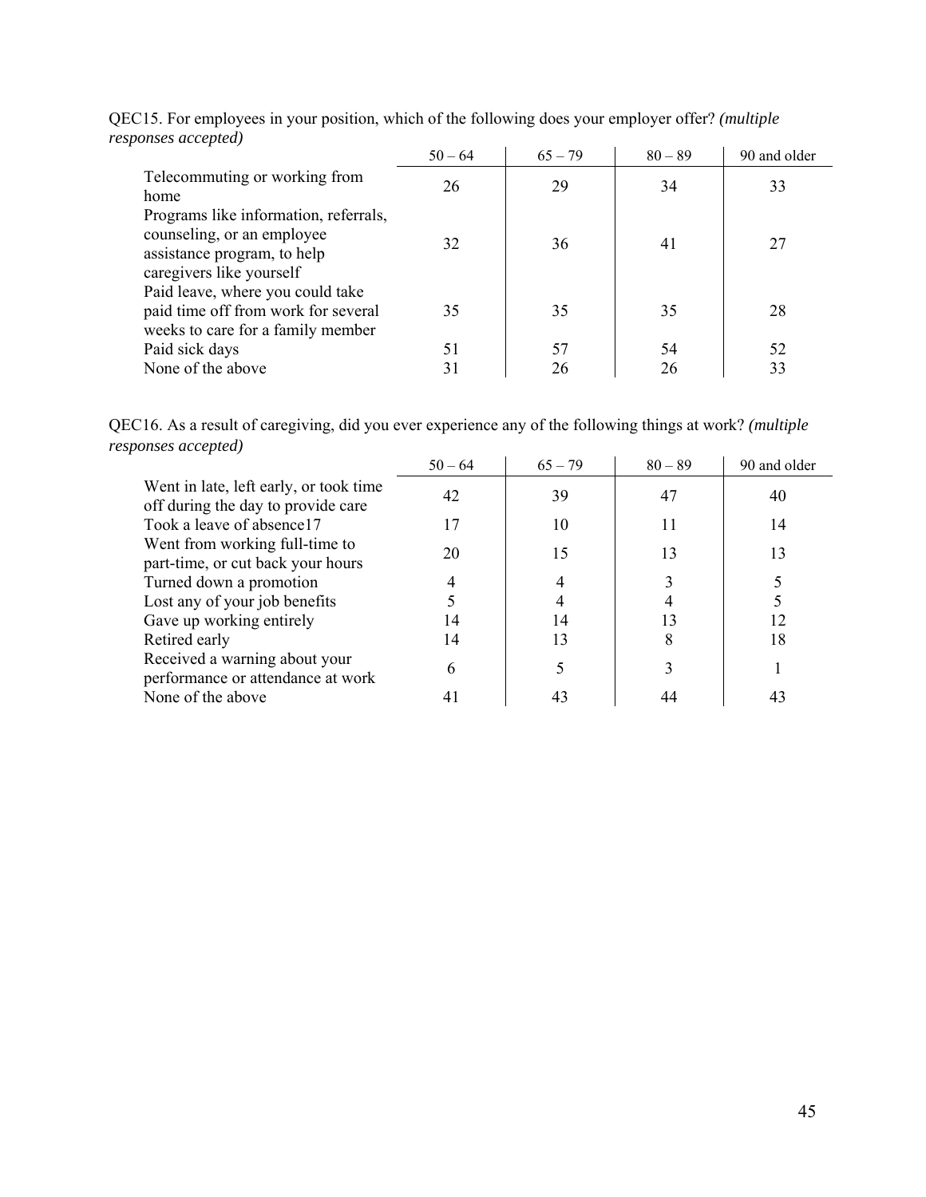QEC15. For employees in your position, which of the following does your employer offer? *(multiple responses accepted)*

| | 50 – 64 | 65 – 79 | 80 – 89 | 90 and older |
|---|---|---|---|---|
| Telecommuting or working from home | 26 | 29 | 34 | 33 |
| Programs like information, referrals, counseling, or an employee assistance program, to help caregivers like yourself | 32 | 36 | 41 | 27 |
| Paid leave, where you could take paid time off from work for several weeks to care for a family member | 35 | 35 | 35 | 28 |
| Paid sick days | 51 | 57 | 54 | 52 |
| None of the above | 31 | 26 | 26 | 33 |

QEC16. As a result of caregiving, did you ever experience any of the following things at work? *(multiple responses accepted)*

| | 50 – 64 | 65 – 79 | 80 – 89 | 90 and older |
|---|---|---|---|---|
| Went in late, left early, or took time off during the day to provide care | 42 | 39 | 47 | 40 |
| Took a leave of absence17 | 17 | 10 | 11 | 14 |
| Went from working full-time to part-time, or cut back your hours | 20 | 15 | 13 | 13 |
| Turned down a promotion | 4 | 4 | 3 | 5 |
| Lost any of your job benefits | 5 | 4 | 4 | 5 |
| Gave up working entirely | 14 | 14 | 13 | 12 |
| Retired early | 14 | 13 | 8 | 18 |
| Received a warning about your performance or attendance at work | 6 | 5 | 3 | 1 |
| None of the above | 41 | 43 | 44 | 43 |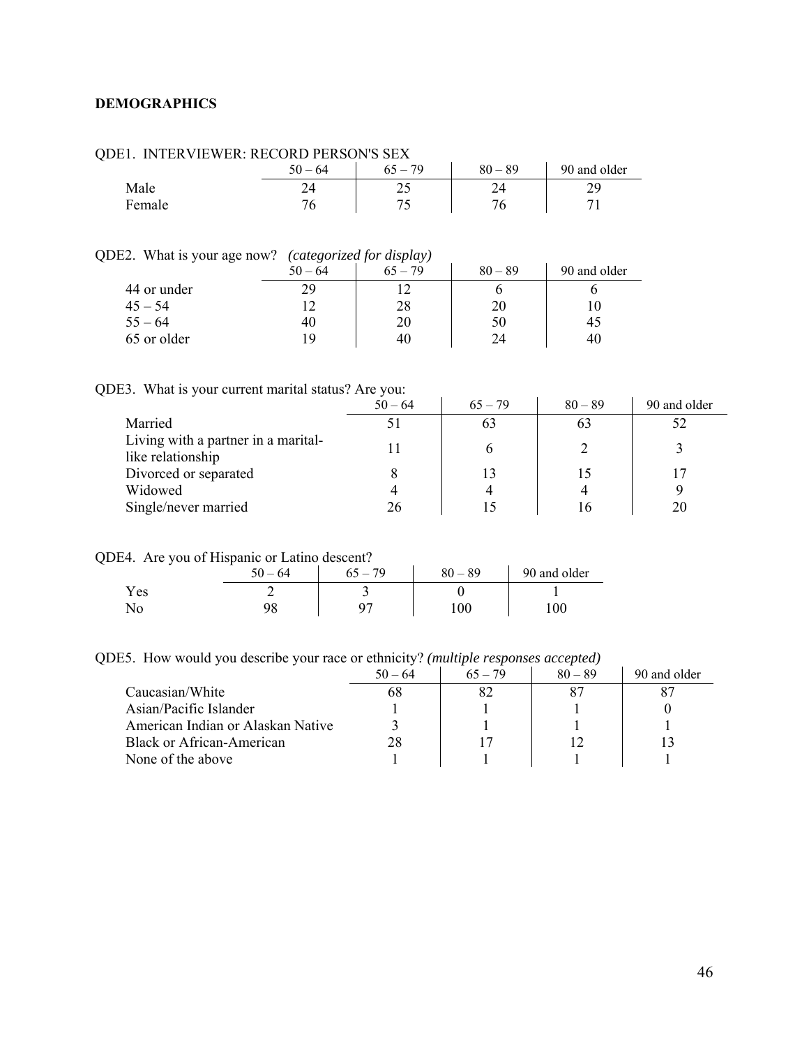## DEMOGRAPHICS

QDE1. INTERVIEWER: RECORD PERSON'S SEX

| | 50 – 64 | 65 – 79 | 80 – 89 | 90 and older |
|---|---|---|---|---|
| Male | 24 | 25 | 24 | 29 |
| Female | 76 | 75 | 76 | 71 |

QDE2. What is your age now? *(categorized for display)*

| | 50 – 64 | 65 – 79 | 80 – 89 | 90 and older |
|---|---|---|---|---|
| 44 or under | 29 | 12 | 6 | 6 |
| 45 – 54 | 12 | 28 | 20 | 10 |
| 55 – 64 | 40 | 20 | 50 | 45 |
| 65 or older | 19 | 40 | 24 | 40 |

QDE3. What is your current marital status? Are you:

| | 50 – 64 | 65 – 79 | 80 – 89 | 90 and older |
|---|---|---|---|---|
| Married | 51 | 63 | 63 | 52 |
| Living with a partner in a marital-like relationship | 11 | 6 | 2 | 3 |
| Divorced or separated | 8 | 13 | 15 | 17 |
| Widowed | 4 | 4 | 4 | 9 |
| Single/never married | 26 | 15 | 16 | 20 |

QDE4. Are you of Hispanic or Latino descent?

| | 50 – 64 | 65 – 79 | 80 – 89 | 90 and older |
|---|---|---|---|---|
| Yes | 2 | 3 | 0 | 1 |
| No | 98 | 97 | 100 | 100 |

QDE5. How would you describe your race or ethnicity? *(multiple responses accepted)*

| | 50 – 64 | 65 – 79 | 80 – 89 | 90 and older |
|---|---|---|---|---|
| Caucasian/White | 68 | 82 | 87 | 87 |
| Asian/Pacific Islander | 1 | 1 | 1 | 0 |
| American Indian or Alaskan Native | 3 | 1 | 1 | 1 |
| Black or African-American | 28 | 17 | 12 | 13 |
| None of the above | 1 | 1 | 1 | 1 |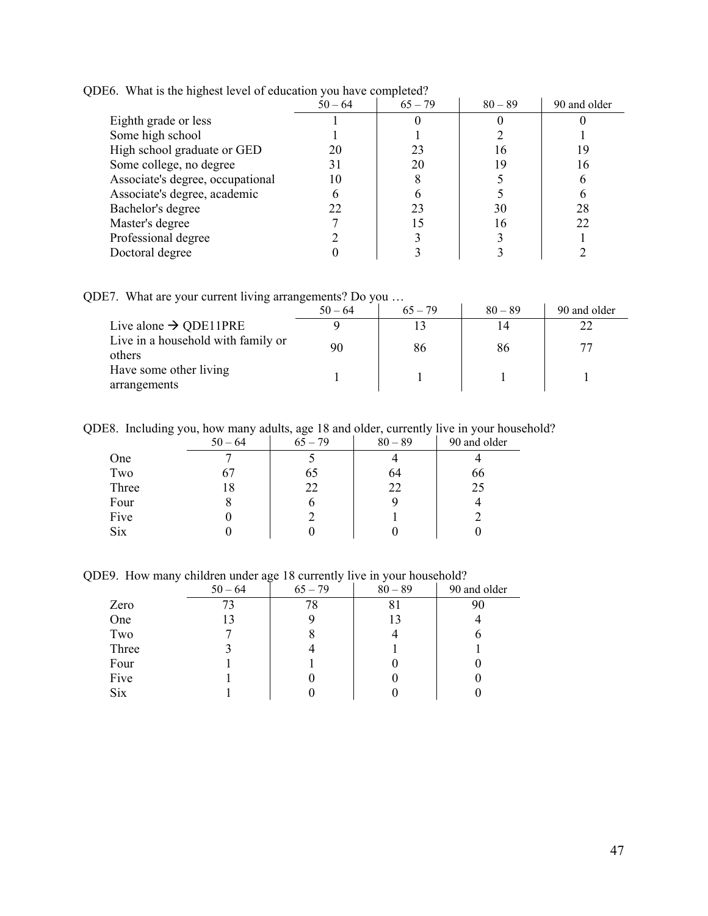QDE6. What is the highest level of education you have completed?

| | 50 – 64 | 65 – 79 | 80 – 89 | 90 and older |
|---|---|---|---|---|
| Eighth grade or less | 1 | 0 | 0 | 0 |
| Some high school | 1 | 1 | 2 | 1 |
| High school graduate or GED | 20 | 23 | 16 | 19 |
| Some college, no degree | 31 | 20 | 19 | 16 |
| Associate's degree, occupational | 10 | 8 | 5 | 6 |
| Associate's degree, academic | 6 | 6 | 5 | 6 |
| Bachelor's degree | 22 | 23 | 30 | 28 |
| Master's degree | 7 | 15 | 16 | 22 |
| Professional degree | 2 | 3 | 3 | 1 |
| Doctoral degree | 0 | 3 | 3 | 2 |

QDE7. What are your current living arrangements? Do you …

| | 50 – 64 | 65 – 79 | 80 – 89 | 90 and older |
|---|---|---|---|---|
| Live alone → QDE11PRE | 9 | 13 | 14 | 22 |
| Live in a household with family or others | 90 | 86 | 86 | 77 |
| Have some other living arrangements | 1 | 1 | 1 | 1 |

QDE8. Including you, how many adults, age 18 and older, currently live in your household?

| | 50 – 64 | 65 – 79 | 80 – 89 | 90 and older |
|---|---|---|---|---|
| One | 7 | 5 | 4 | 4 |
| Two | 67 | 65 | 64 | 66 |
| Three | 18 | 22 | 22 | 25 |
| Four | 8 | 6 | 9 | 4 |
| Five | 0 | 2 | 1 | 2 |
| Six | 0 | 0 | 0 | 0 |

QDE9. How many children under age 18 currently live in your household?

| | 50 – 64 | 65 – 79 | 80 – 89 | 90 and older |
|---|---|---|---|---|
| Zero | 73 | 78 | 81 | 90 |
| One | 13 | 9 | 13 | 4 |
| Two | 7 | 8 | 4 | 6 |
| Three | 3 | 4 | 1 | 1 |
| Four | 1 | 1 | 0 | 0 |
| Five | 1 | 0 | 0 | 0 |
| Six | 1 | 0 | 0 | 0 |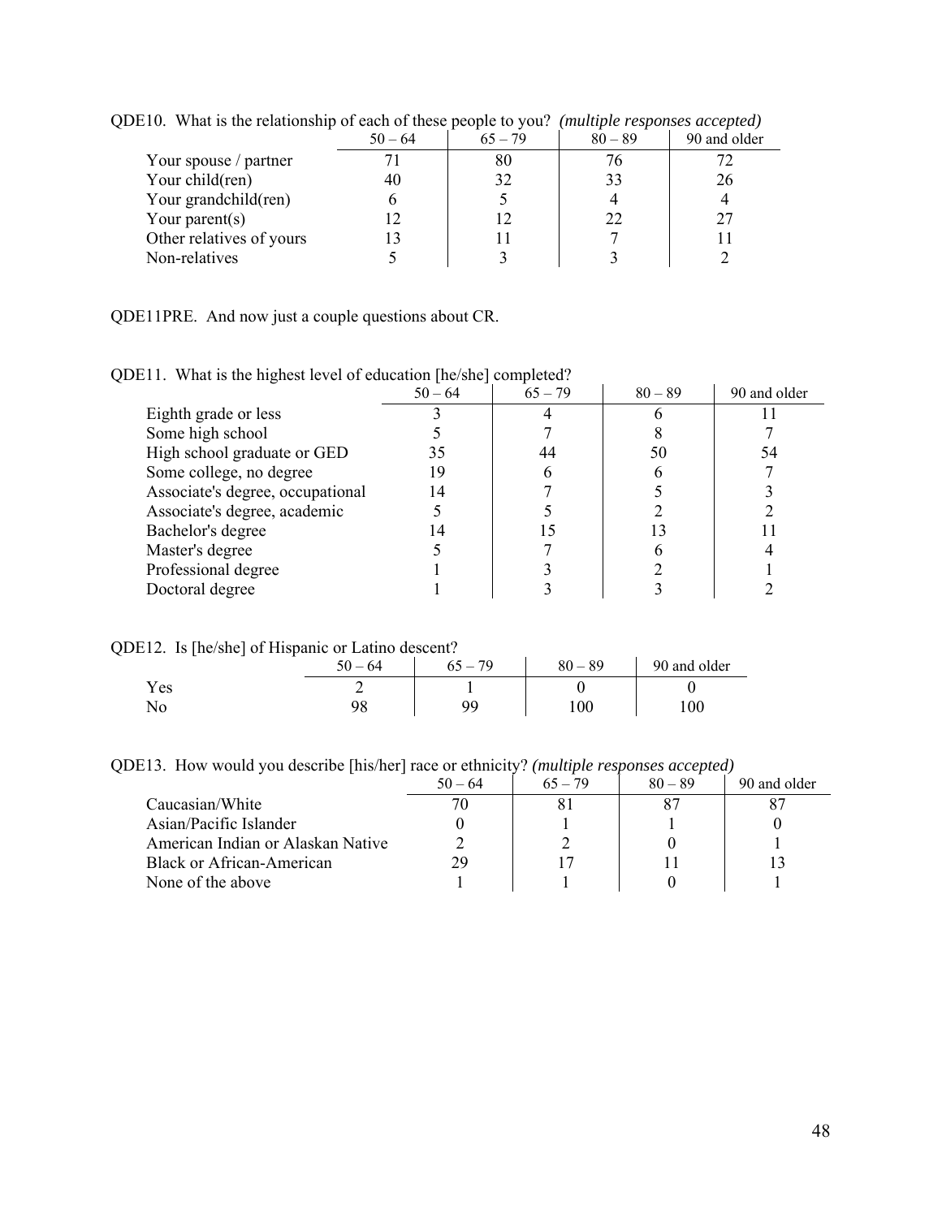QDE10. What is the relationship of each of these people to you? *(multiple responses accepted)*

| | 50 – 64 | 65 – 79 | 80 – 89 | 90 and older |
|---|---|---|---|---|
| Your spouse / partner | 71 | 80 | 76 | 72 |
| Your child(ren) | 40 | 32 | 33 | 26 |
| Your grandchild(ren) | 6 | 5 | 4 | 4 |
| Your parent(s) | 12 | 12 | 22 | 27 |
| Other relatives of yours | 13 | 11 | 7 | 11 |
| Non-relatives | 5 | 3 | 3 | 2 |

QDE11PRE. And now just a couple questions about CR.

QDE11. What is the highest level of education [he/she] completed?

| | 50 – 64 | 65 – 79 | 80 – 89 | 90 and older |
|---|---|---|---|---|
| Eighth grade or less | 3 | 4 | 6 | 11 |
| Some high school | 5 | 7 | 8 | 7 |
| High school graduate or GED | 35 | 44 | 50 | 54 |
| Some college, no degree | 19 | 6 | 6 | 7 |
| Associate's degree, occupational | 14 | 7 | 5 | 3 |
| Associate's degree, academic | 5 | 5 | 2 | 2 |
| Bachelor's degree | 14 | 15 | 13 | 11 |
| Master's degree | 5 | 7 | 6 | 4 |
| Professional degree | 1 | 3 | 2 | 1 |
| Doctoral degree | 1 | 3 | 3 | 2 |

QDE12. Is [he/she] of Hispanic or Latino descent?

| | 50 – 64 | 65 – 79 | 80 – 89 | 90 and older |
|---|---|---|---|---|
| Yes | 2 | 1 | 0 | 0 |
| No | 98 | 99 | 100 | 100 |

QDE13. How would you describe [his/her] race or ethnicity? *(multiple responses accepted)*

| | 50 – 64 | 65 – 79 | 80 – 89 | 90 and older |
|---|---|---|---|---|
| Caucasian/White | 70 | 81 | 87 | 87 |
| Asian/Pacific Islander | 0 | 1 | 1 | 0 |
| American Indian or Alaskan Native | 2 | 2 | 0 | 1 |
| Black or African-American | 29 | 17 | 11 | 13 |
| None of the above | 1 | 1 | 0 | 1 |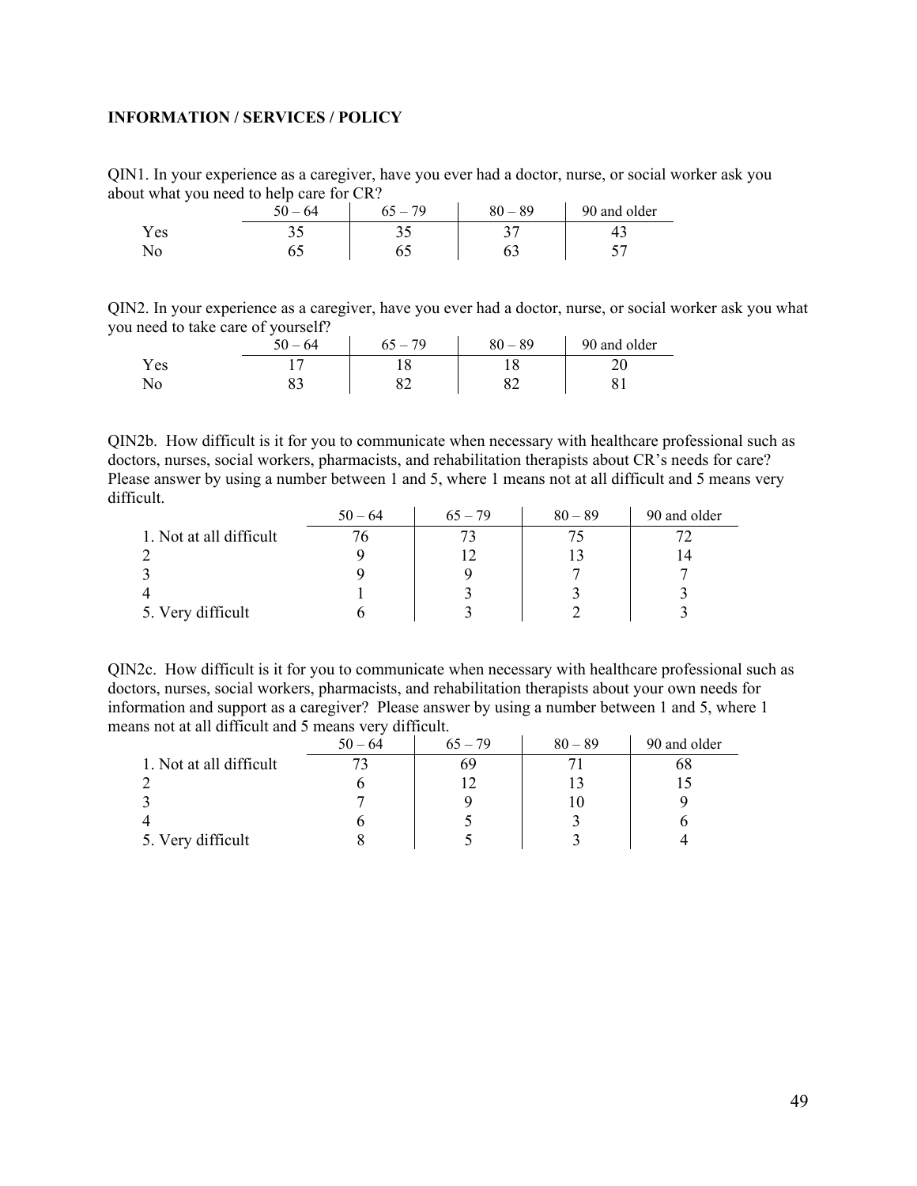**INFORMATION / SERVICES / POLICY**

QIN1. In your experience as a caregiver, have you ever had a doctor, nurse, or social worker ask you about what you need to help care for CR?

| | 50 – 64 | 65 – 79 | 80 – 89 | 90 and older |
|---|---|---|---|---|
| Yes | 35 | 35 | 37 | 43 |
| No | 65 | 65 | 63 | 57 |

QIN2. In your experience as a caregiver, have you ever had a doctor, nurse, or social worker ask you what you need to take care of yourself?

| | 50 – 64 | 65 – 79 | 80 – 89 | 90 and older |
|---|---|---|---|---|
| Yes | 17 | 18 | 18 | 20 |
| No | 83 | 82 | 82 | 81 |

QIN2b. How difficult is it for you to communicate when necessary with healthcare professional such as doctors, nurses, social workers, pharmacists, and rehabilitation therapists about CR's needs for care? Please answer by using a number between 1 and 5, where 1 means not at all difficult and 5 means very difficult.

| | 50 – 64 | 65 – 79 | 80 – 89 | 90 and older |
|---|---|---|---|---|
| 1. Not at all difficult | 76 | 73 | 75 | 72 |
| 2 | 9 | 12 | 13 | 14 |
| 3 | 9 | 9 | 7 | 7 |
| 4 | 1 | 3 | 3 | 3 |
| 5. Very difficult | 6 | 3 | 2 | 3 |

QIN2c. How difficult is it for you to communicate when necessary with healthcare professional such as doctors, nurses, social workers, pharmacists, and rehabilitation therapists about your own needs for information and support as a caregiver? Please answer by using a number between 1 and 5, where 1 means not at all difficult and 5 means very difficult.

| | 50 – 64 | 65 – 79 | 80 – 89 | 90 and older |
|---|---|---|---|---|
| 1. Not at all difficult | 73 | 69 | 71 | 68 |
| 2 | 6 | 12 | 13 | 15 |
| 3 | 7 | 9 | 10 | 9 |
| 4 | 6 | 5 | 3 | 6 |
| 5. Very difficult | 8 | 5 | 3 | 4 |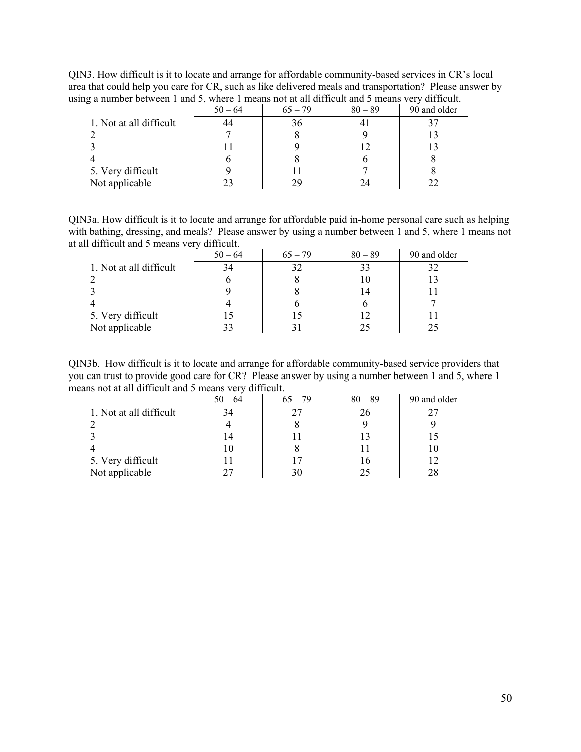QIN3. How difficult is it to locate and arrange for affordable community-based services in CR's local area that could help you care for CR, such as like delivered meals and transportation? Please answer by using a number between 1 and 5, where 1 means not at all difficult and 5 means very difficult.

| | 50 – 64 | 65 – 79 | 80 – 89 | 90 and older |
|---|---|---|---|---|
| 1. Not at all difficult | 44 | 36 | 41 | 37 |
| 2 | 7 | 8 | 9 | 13 |
| 3 | 11 | 9 | 12 | 13 |
| 4 | 6 | 8 | 6 | 8 |
| 5. Very difficult | 9 | 11 | 7 | 8 |
| Not applicable | 23 | 29 | 24 | 22 |

QIN3a. How difficult is it to locate and arrange for affordable paid in-home personal care such as helping with bathing, dressing, and meals? Please answer by using a number between 1 and 5, where 1 means not at all difficult and 5 means very difficult.

| | 50 – 64 | 65 – 79 | 80 – 89 | 90 and older |
|---|---|---|---|---|
| 1. Not at all difficult | 34 | 32 | 33 | 32 |
| 2 | 6 | 8 | 10 | 13 |
| 3 | 9 | 8 | 14 | 11 |
| 4 | 4 | 6 | 6 | 7 |
| 5. Very difficult | 15 | 15 | 12 | 11 |
| Not applicable | 33 | 31 | 25 | 25 |

QIN3b. How difficult is it to locate and arrange for affordable community-based service providers that you can trust to provide good care for CR? Please answer by using a number between 1 and 5, where 1 means not at all difficult and 5 means very difficult.

| | 50 – 64 | 65 – 79 | 80 – 89 | 90 and older |
|---|---|---|---|---|
| 1. Not at all difficult | 34 | 27 | 26 | 27 |
| 2 | 4 | 8 | 9 | 9 |
| 3 | 14 | 11 | 13 | 15 |
| 4 | 10 | 8 | 11 | 10 |
| 5. Very difficult | 11 | 17 | 16 | 12 |
| Not applicable | 27 | 30 | 25 | 28 |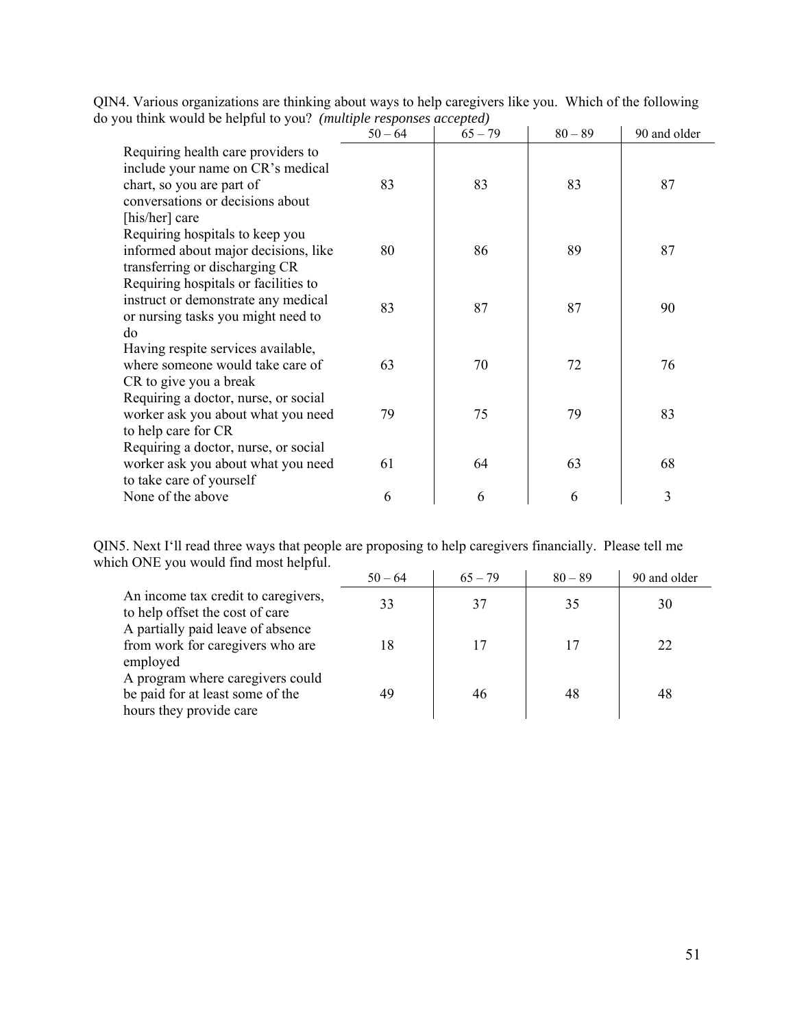QIN4. Various organizations are thinking about ways to help caregivers like you. Which of the following do you think would be helpful to you? *(multiple responses accepted)*

| | 50 – 64 | 65 – 79 | 80 – 89 | 90 and older |
|---|---|---|---|---|
| Requiring health care providers to include your name on CR's medical chart, so you are part of conversations or decisions about [his/her] care | 83 | 83 | 83 | 87 |
| Requiring hospitals to keep you informed about major decisions, like transferring or discharging CR | 80 | 86 | 89 | 87 |
| Requiring hospitals or facilities to instruct or demonstrate any medical or nursing tasks you might need to do | 83 | 87 | 87 | 90 |
| Having respite services available, where someone would take care of CR to give you a break | 63 | 70 | 72 | 76 |
| Requiring a doctor, nurse, or social worker ask you about what you need to help care for CR | 79 | 75 | 79 | 83 |
| Requiring a doctor, nurse, or social worker ask you about what you need to take care of yourself | 61 | 64 | 63 | 68 |
| None of the above | 6 | 6 | 6 | 3 |

QIN5. Next I'll read three ways that people are proposing to help caregivers financially. Please tell me which ONE you would find most helpful.

| | 50 – 64 | 65 – 79 | 80 – 89 | 90 and older |
|---|---|---|---|---|
| An income tax credit to caregivers, to help offset the cost of care | 33 | 37 | 35 | 30 |
| A partially paid leave of absence from work for caregivers who are employed | 18 | 17 | 17 | 22 |
| A program where caregivers could be paid for at least some of the hours they provide care | 49 | 46 | 48 | 48 |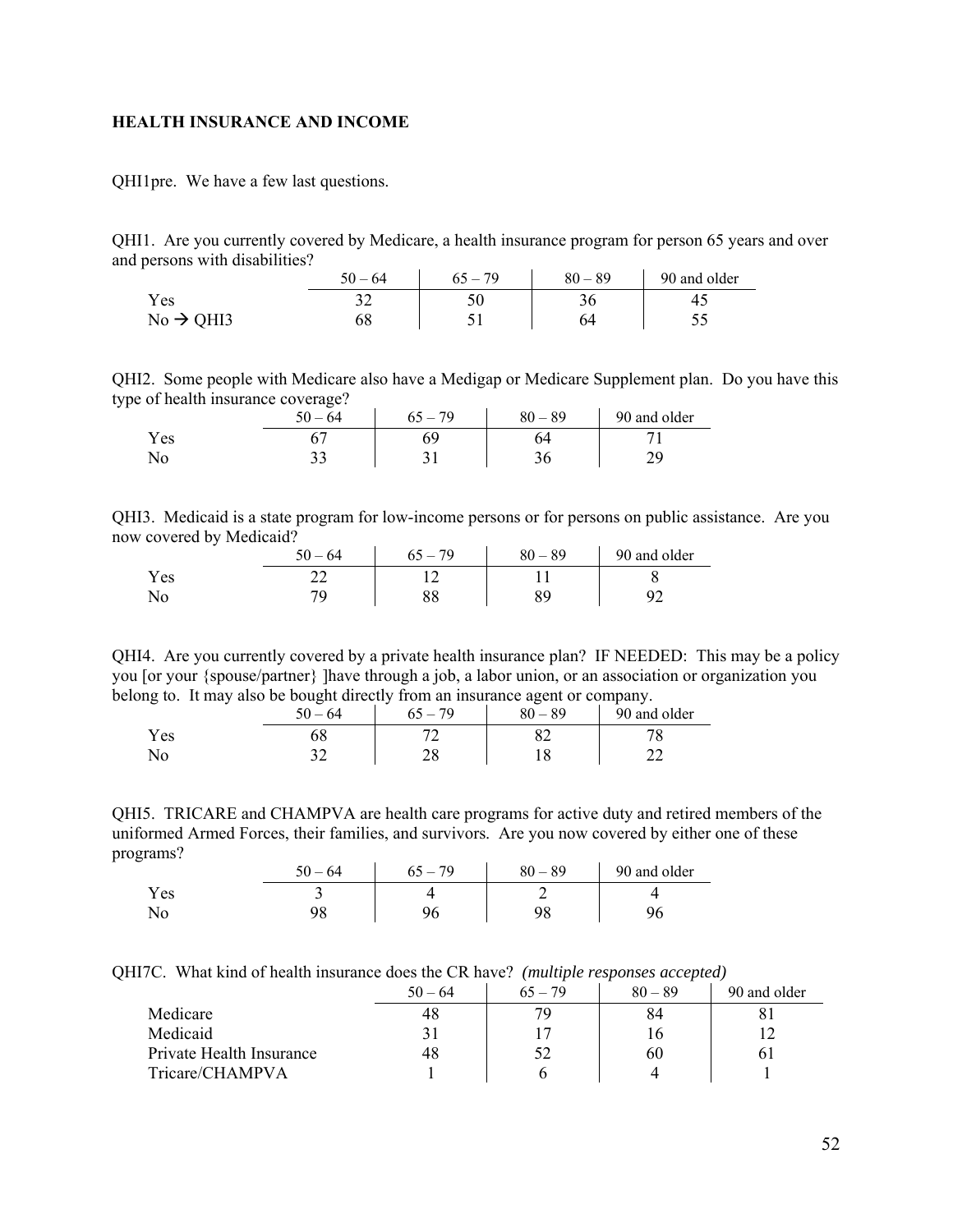**HEALTH INSURANCE AND INCOME**

QHI1pre. We have a few last questions.

QHI1. Are you currently covered by Medicare, a health insurance program for person 65 years and over and persons with disabilities?

| | 50 – 64 | 65 – 79 | 80 – 89 | 90 and older |
|---|---|---|---|---|
| Yes | 32 | 50 | 36 | 45 |
| No → QHI3 | 68 | 51 | 64 | 55 |

QHI2. Some people with Medicare also have a Medigap or Medicare Supplement plan. Do you have this type of health insurance coverage?

| | 50 – 64 | 65 – 79 | 80 – 89 | 90 and older |
|---|---|---|---|---|
| Yes | 67 | 69 | 64 | 71 |
| No | 33 | 31 | 36 | 29 |

QHI3. Medicaid is a state program for low-income persons or for persons on public assistance. Are you now covered by Medicaid?

| | 50 – 64 | 65 – 79 | 80 – 89 | 90 and older |
|---|---|---|---|---|
| Yes | 22 | 12 | 11 | 8 |
| No | 79 | 88 | 89 | 92 |

QHI4. Are you currently covered by a private health insurance plan? IF NEEDED: This may be a policy you [or your {spouse/partner} ]have through a job, a labor union, or an association or organization you belong to. It may also be bought directly from an insurance agent or company.

| | 50 – 64 | 65 – 79 | 80 – 89 | 90 and older |
|---|---|---|---|---|
| Yes | 68 | 72 | 82 | 78 |
| No | 32 | 28 | 18 | 22 |

QHI5. TRICARE and CHAMPVA are health care programs for active duty and retired members of the uniformed Armed Forces, their families, and survivors. Are you now covered by either one of these programs?

| | 50 – 64 | 65 – 79 | 80 – 89 | 90 and older |
|---|---|---|---|---|
| Yes | 3 | 4 | 2 | 4 |
| No | 98 | 96 | 98 | 96 |

QHI7C. What kind of health insurance does the CR have? *(multiple responses accepted)*

| | 50 – 64 | 65 – 79 | 80 – 89 | 90 and older |
|---|---|---|---|---|
| Medicare | 48 | 79 | 84 | 81 |
| Medicaid | 31 | 17 | 16 | 12 |
| Private Health Insurance | 48 | 52 | 60 | 61 |
| Tricare/CHAMPVA | 1 | 6 | 4 | 1 |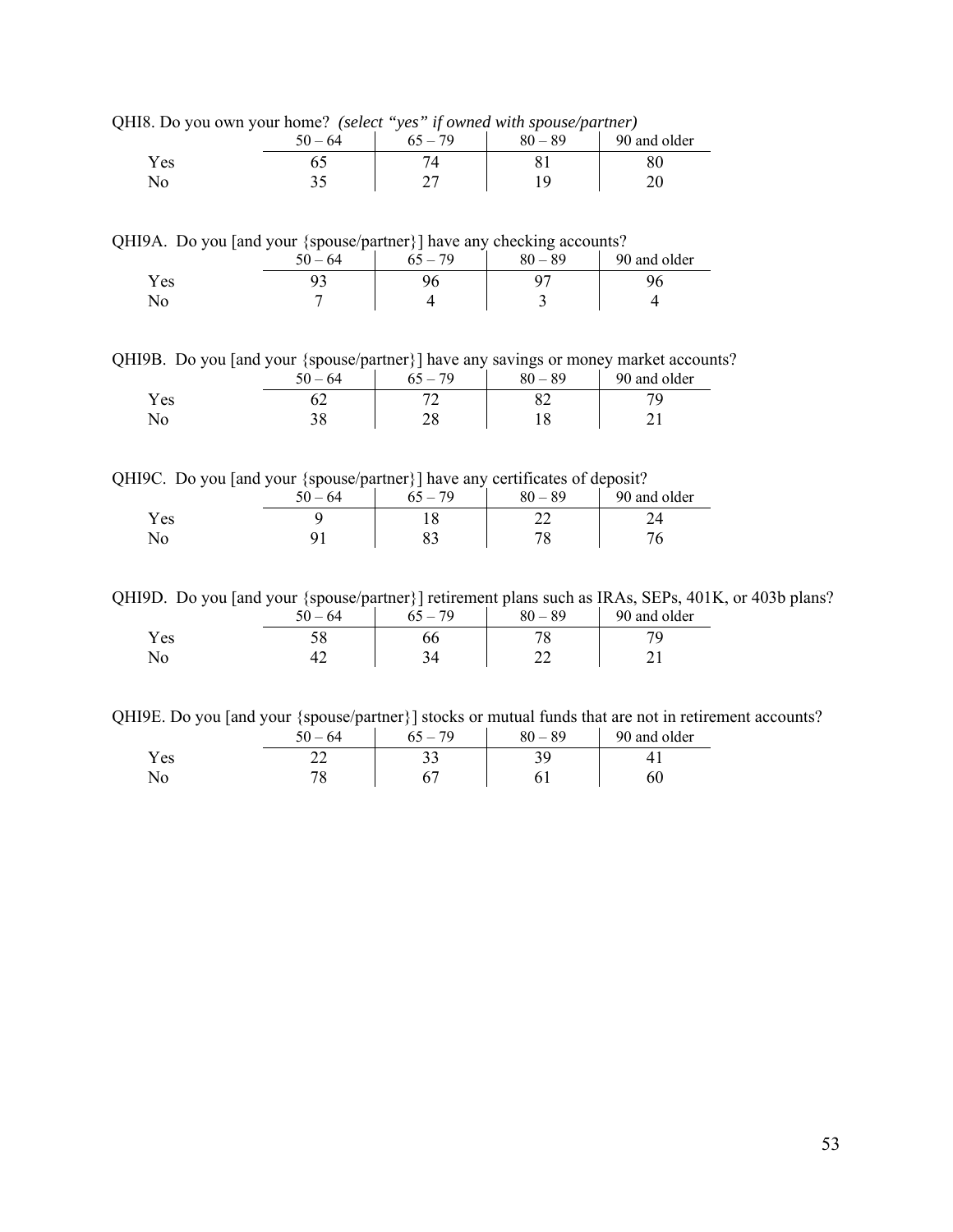QHI8. Do you own your home? *(select "yes" if owned with spouse/partner)*

| | 50 – 64 | 65 – 79 | 80 – 89 | 90 and older |
|---|---|---|---|---|
| Yes | 65 | 74 | 81 | 80 |
| No | 35 | 27 | 19 | 20 |

QHI9A. Do you [and your {spouse/partner}] have any checking accounts?

| | 50 – 64 | 65 – 79 | 80 – 89 | 90 and older |
|---|---|---|---|---|
| Yes | 93 | 96 | 97 | 96 |
| No | 7 | 4 | 3 | 4 |

QHI9B. Do you [and your {spouse/partner}] have any savings or money market accounts?

| | 50 – 64 | 65 – 79 | 80 – 89 | 90 and older |
|---|---|---|---|---|
| Yes | 62 | 72 | 82 | 79 |
| No | 38 | 28 | 18 | 21 |

QHI9C. Do you [and your {spouse/partner}] have any certificates of deposit?

| | 50 – 64 | 65 – 79 | 80 – 89 | 90 and older |
|---|---|---|---|---|
| Yes | 9 | 18 | 22 | 24 |
| No | 91 | 83 | 78 | 76 |

QHI9D. Do you [and your {spouse/partner}] retirement plans such as IRAs, SEPs, 401K, or 403b plans?

| | 50 – 64 | 65 – 79 | 80 – 89 | 90 and older |
|---|---|---|---|---|
| Yes | 58 | 66 | 78 | 79 |
| No | 42 | 34 | 22 | 21 |

QHI9E. Do you [and your {spouse/partner}] stocks or mutual funds that are not in retirement accounts?

| | 50 – 64 | 65 – 79 | 80 – 89 | 90 and older |
|---|---|---|---|---|
| Yes | 22 | 33 | 39 | 41 |
| No | 78 | 67 | 61 | 60 |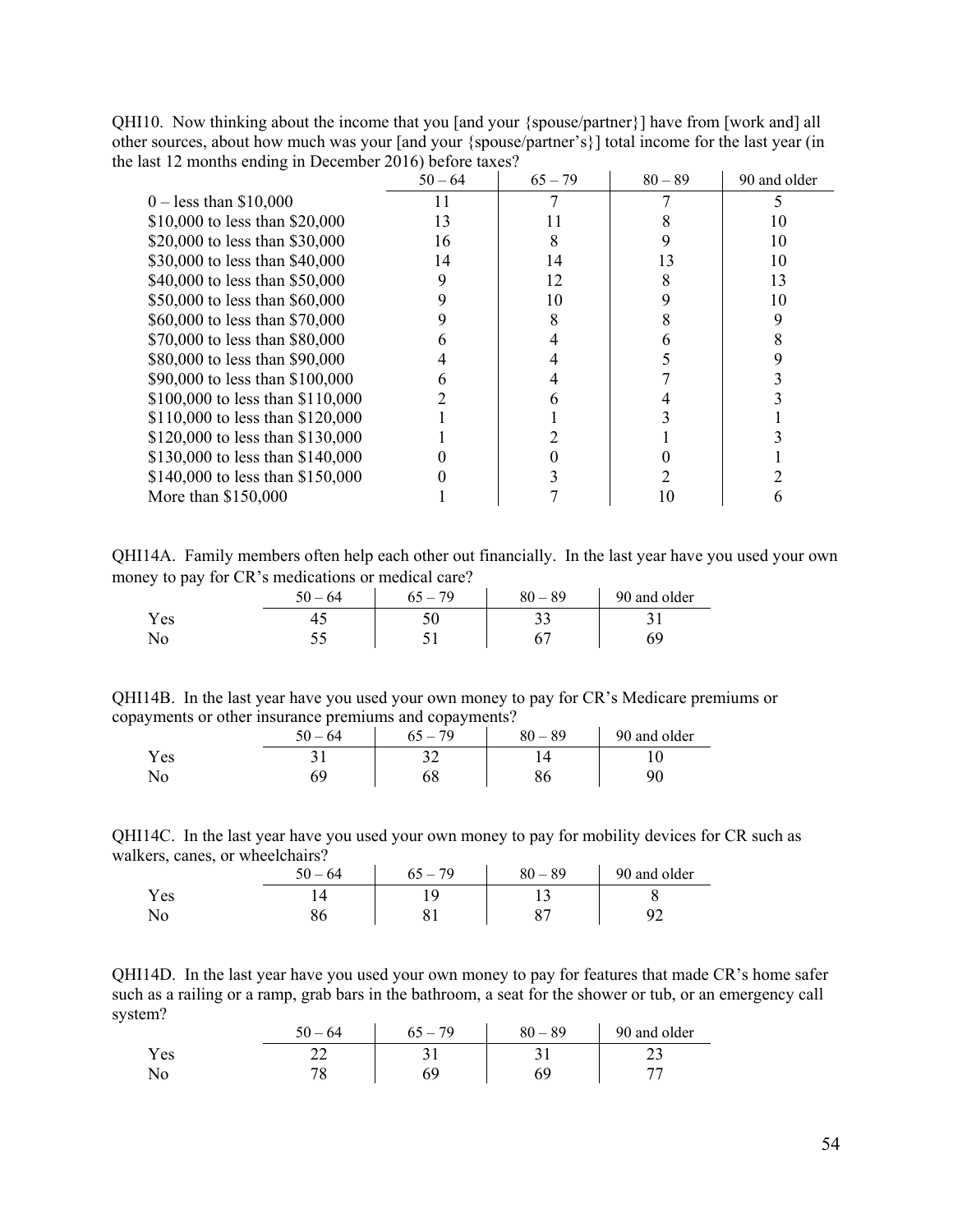QHI10. Now thinking about the income that you [and your {spouse/partner}] have from [work and] all other sources, about how much was your [and your {spouse/partner's}] total income for the last year (in the last 12 months ending in December 2016) before taxes?

| | 50 – 64 | 65 – 79 | 80 – 89 | 90 and older |
|---|---|---|---|---|
| 0 – less than $10,000 | 11 | 7 | 7 | 5 |
| $10,000 to less than $20,000 | 13 | 11 | 8 | 10 |
| $20,000 to less than $30,000 | 16 | 8 | 9 | 10 |
| $30,000 to less than $40,000 | 14 | 14 | 13 | 10 |
| $40,000 to less than $50,000 | 9 | 12 | 8 | 13 |
| $50,000 to less than $60,000 | 9 | 10 | 9 | 10 |
| $60,000 to less than $70,000 | 9 | 8 | 8 | 9 |
| $70,000 to less than $80,000 | 6 | 4 | 6 | 8 |
| $80,000 to less than $90,000 | 4 | 4 | 5 | 9 |
| $90,000 to less than $100,000 | 6 | 4 | 7 | 3 |
| $100,000 to less than $110,000 | 2 | 6 | 4 | 3 |
| $110,000 to less than $120,000 | 1 | 1 | 3 | 1 |
| $120,000 to less than $130,000 | 1 | 2 | 1 | 3 |
| $130,000 to less than $140,000 | 0 | 0 | 0 | 1 |
| $140,000 to less than $150,000 | 0 | 3 | 2 | 2 |
| More than $150,000 | 1 | 7 | 10 | 6 |

QHI14A. Family members often help each other out financially. In the last year have you used your own money to pay for CR's medications or medical care?

| | 50 – 64 | 65 – 79 | 80 – 89 | 90 and older |
|---|---|---|---|---|
| Yes | 45 | 50 | 33 | 31 |
| No | 55 | 51 | 67 | 69 |

QHI14B. In the last year have you used your own money to pay for CR's Medicare premiums or copayments or other insurance premiums and copayments?

| | 50 – 64 | 65 – 79 | 80 – 89 | 90 and older |
|---|---|---|---|---|
| Yes | 31 | 32 | 14 | 10 |
| No | 69 | 68 | 86 | 90 |

QHI14C. In the last year have you used your own money to pay for mobility devices for CR such as walkers, canes, or wheelchairs?

| | 50 – 64 | 65 – 79 | 80 – 89 | 90 and older |
|---|---|---|---|---|
| Yes | 14 | 19 | 13 | 8 |
| No | 86 | 81 | 87 | 92 |

QHI14D. In the last year have you used your own money to pay for features that made CR's home safer such as a railing or a ramp, grab bars in the bathroom, a seat for the shower or tub, or an emergency call system?

| | 50 – 64 | 65 – 79 | 80 – 89 | 90 and older |
|---|---|---|---|---|
| Yes | 22 | 31 | 31 | 23 |
| No | 78 | 69 | 69 | 77 |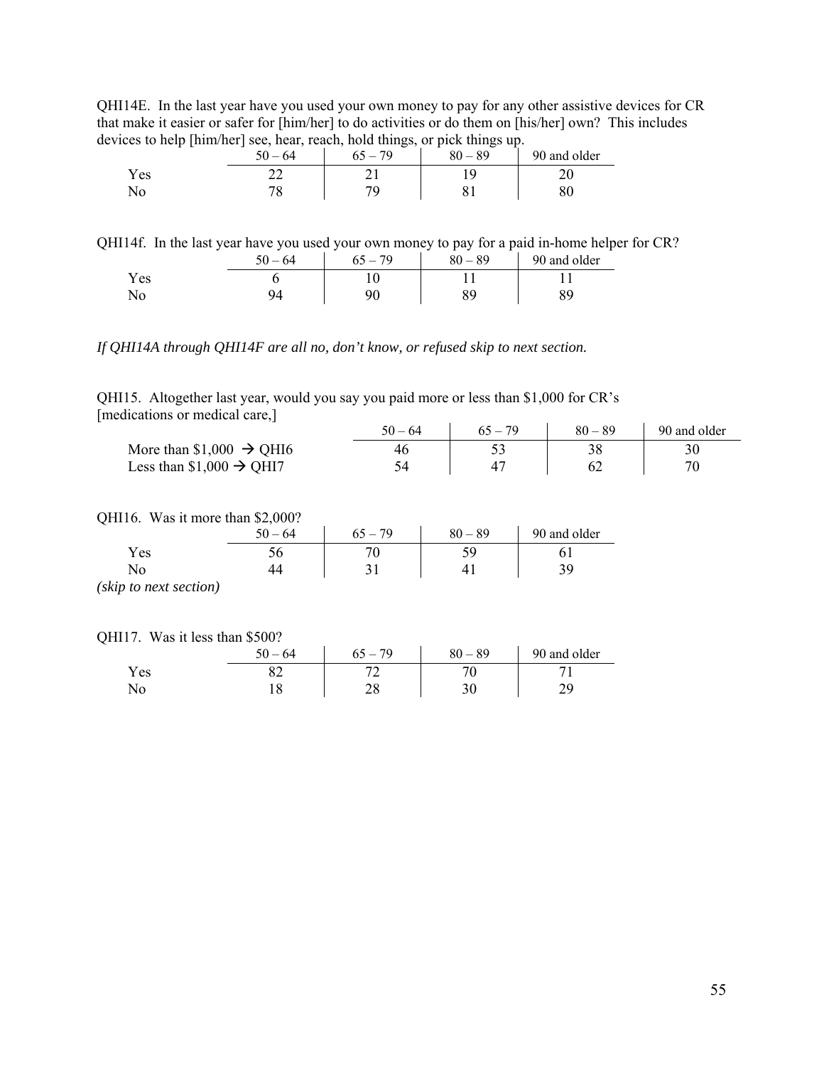QHI14E. In the last year have you used your own money to pay for any other assistive devices for CR that make it easier or safer for [him/her] to do activities or do them on [his/her] own? This includes devices to help [him/her] see, hear, reach, hold things, or pick things up.

| | 50 – 64 | 65 – 79 | 80 – 89 | 90 and older |
|---|---|---|---|---|
| Yes | 22 | 21 | 19 | 20 |
| No | 78 | 79 | 81 | 80 |

QHI14f. In the last year have you used your own money to pay for a paid in-home helper for CR?

| | 50 – 64 | 65 – 79 | 80 – 89 | 90 and older |
|---|---|---|---|---|
| Yes | 6 | 10 | 11 | 11 |
| No | 94 | 90 | 89 | 89 |

*If QHI14A through QHI14F are all no, don't know, or refused skip to next section.*

QHI15. Altogether last year, would you say you paid more or less than $1,000 for CR's [medications or medical care,]

| | 50 – 64 | 65 – 79 | 80 – 89 | 90 and older |
|---|---|---|---|---|
| More than $1,000 → QHI6 | 46 | 53 | 38 | 30 |
| Less than $1,000 → QHI7 | 54 | 47 | 62 | 70 |

QHI16. Was it more than $2,000?

| | 50 – 64 | 65 – 79 | 80 – 89 | 90 and older |
|---|---|---|---|---|
| Yes | 56 | 70 | 59 | 61 |
| No | 44 | 31 | 41 | 39 |

*(skip to next section)*

QHI17. Was it less than $500?

| | 50 – 64 | 65 – 79 | 80 – 89 | 90 and older |
|---|---|---|---|---|
| Yes | 82 | 72 | 70 | 71 |
| No | 18 | 28 | 30 | 29 |